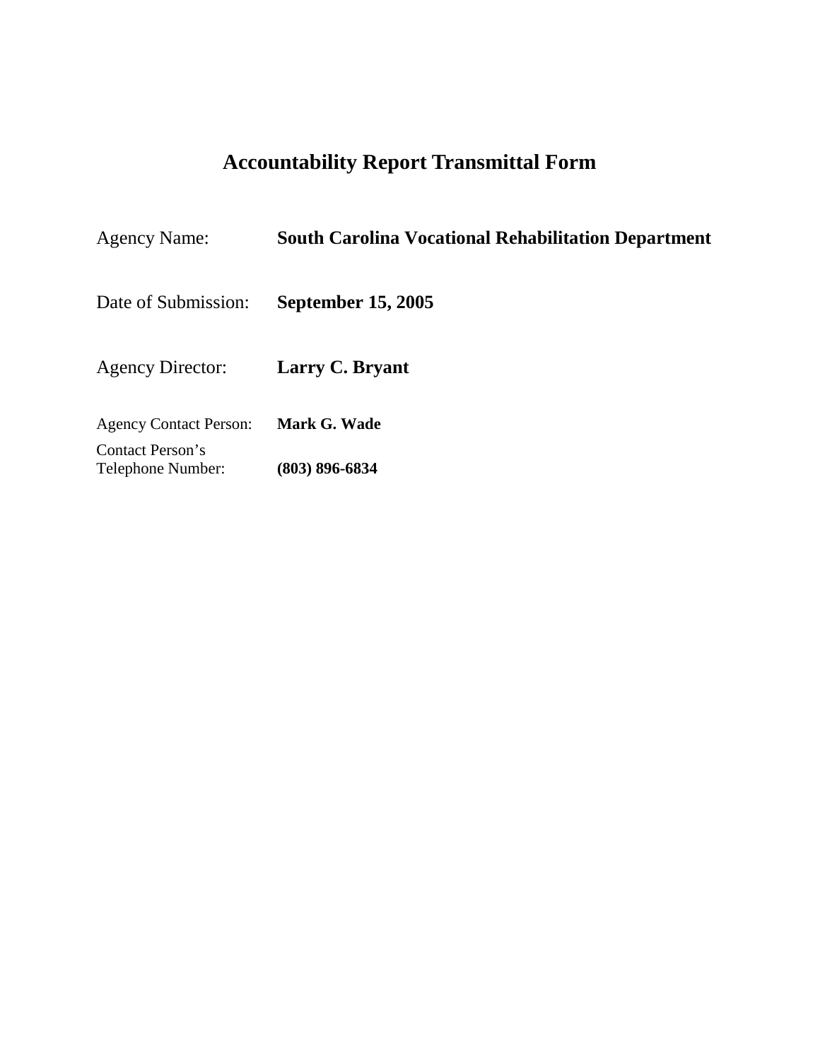# Accountability Report Transmittal Form

| | |
|---|---|
| Agency Name: | **South Carolina Vocational Rehabilitation Department** |
| Date of Submission: | **September 15, 2005** |
| Agency Director: | **Larry C. Bryant** |
| Agency Contact Person: | **Mark G. Wade** |
| Contact Person's Telephone Number: | **(803) 896-6834** |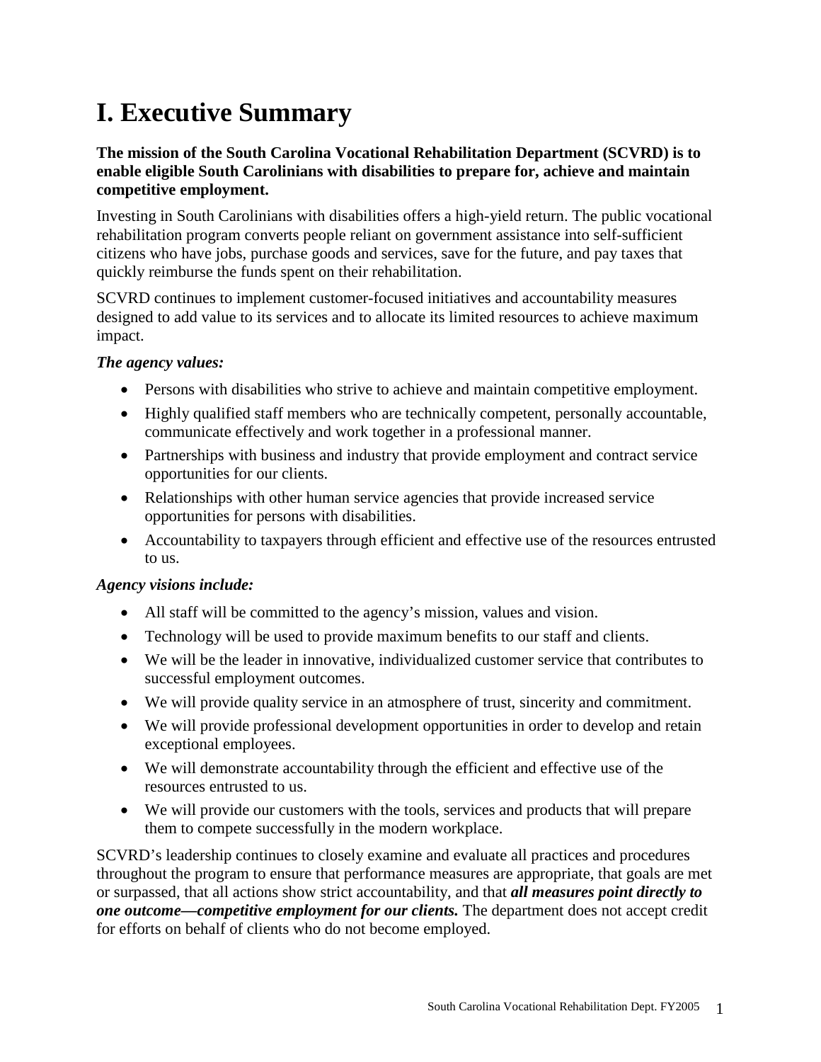# I. Executive Summary

**The mission of the South Carolina Vocational Rehabilitation Department (SCVRD) is to enable eligible South Carolinians with disabilities to prepare for, achieve and maintain competitive employment.**

Investing in South Carolinians with disabilities offers a high-yield return. The public vocational rehabilitation program converts people reliant on government assistance into self-sufficient citizens who have jobs, purchase goods and services, save for the future, and pay taxes that quickly reimburse the funds spent on their rehabilitation.

SCVRD continues to implement customer-focused initiatives and accountability measures designed to add value to its services and to allocate its limited resources to achieve maximum impact.

***The agency values:***

- Persons with disabilities who strive to achieve and maintain competitive employment.
- Highly qualified staff members who are technically competent, personally accountable, communicate effectively and work together in a professional manner.
- Partnerships with business and industry that provide employment and contract service opportunities for our clients.
- Relationships with other human service agencies that provide increased service opportunities for persons with disabilities.
- Accountability to taxpayers through efficient and effective use of the resources entrusted to us.

***Agency visions include:***

- All staff will be committed to the agency's mission, values and vision.
- Technology will be used to provide maximum benefits to our staff and clients.
- We will be the leader in innovative, individualized customer service that contributes to successful employment outcomes.
- We will provide quality service in an atmosphere of trust, sincerity and commitment.
- We will provide professional development opportunities in order to develop and retain exceptional employees.
- We will demonstrate accountability through the efficient and effective use of the resources entrusted to us.
- We will provide our customers with the tools, services and products that will prepare them to compete successfully in the modern workplace.

SCVRD's leadership continues to closely examine and evaluate all practices and procedures throughout the program to ensure that performance measures are appropriate, that goals are met or surpassed, that all actions show strict accountability, and that ***all measures point directly to one outcome—competitive employment for our clients.*** The department does not accept credit for efforts on behalf of clients who do not become employed.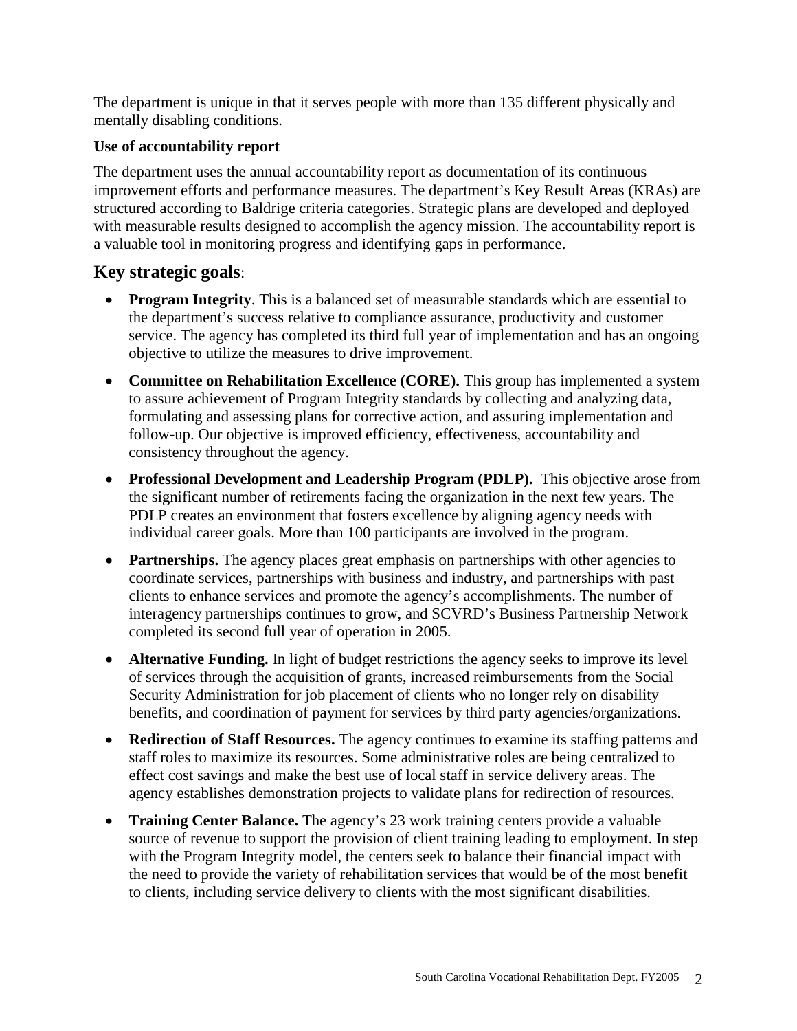The department is unique in that it serves people with more than 135 different physically and mentally disabling conditions.

**Use of accountability report**

The department uses the annual accountability report as documentation of its continuous improvement efforts and performance measures. The department's Key Result Areas (KRAs) are structured according to Baldrige criteria categories. Strategic plans are developed and deployed with measurable results designed to accomplish the agency mission. The accountability report is a valuable tool in monitoring progress and identifying gaps in performance.

## **Key strategic goals**:

- **Program Integrity**. This is a balanced set of measurable standards which are essential to the department's success relative to compliance assurance, productivity and customer service. The agency has completed its third full year of implementation and has an ongoing objective to utilize the measures to drive improvement.
- **Committee on Rehabilitation Excellence (CORE).** This group has implemented a system to assure achievement of Program Integrity standards by collecting and analyzing data, formulating and assessing plans for corrective action, and assuring implementation and follow-up. Our objective is improved efficiency, effectiveness, accountability and consistency throughout the agency.
- **Professional Development and Leadership Program (PDLP).** This objective arose from the significant number of retirements facing the organization in the next few years. The PDLP creates an environment that fosters excellence by aligning agency needs with individual career goals. More than 100 participants are involved in the program.
- **Partnerships.** The agency places great emphasis on partnerships with other agencies to coordinate services, partnerships with business and industry, and partnerships with past clients to enhance services and promote the agency's accomplishments. The number of interagency partnerships continues to grow, and SCVRD's Business Partnership Network completed its second full year of operation in 2005.
- **Alternative Funding.** In light of budget restrictions the agency seeks to improve its level of services through the acquisition of grants, increased reimbursements from the Social Security Administration for job placement of clients who no longer rely on disability benefits, and coordination of payment for services by third party agencies/organizations.
- **Redirection of Staff Resources.** The agency continues to examine its staffing patterns and staff roles to maximize its resources. Some administrative roles are being centralized to effect cost savings and make the best use of local staff in service delivery areas. The agency establishes demonstration projects to validate plans for redirection of resources.
- **Training Center Balance.** The agency's 23 work training centers provide a valuable source of revenue to support the provision of client training leading to employment. In step with the Program Integrity model, the centers seek to balance their financial impact with the need to provide the variety of rehabilitation services that would be of the most benefit to clients, including service delivery to clients with the most significant disabilities.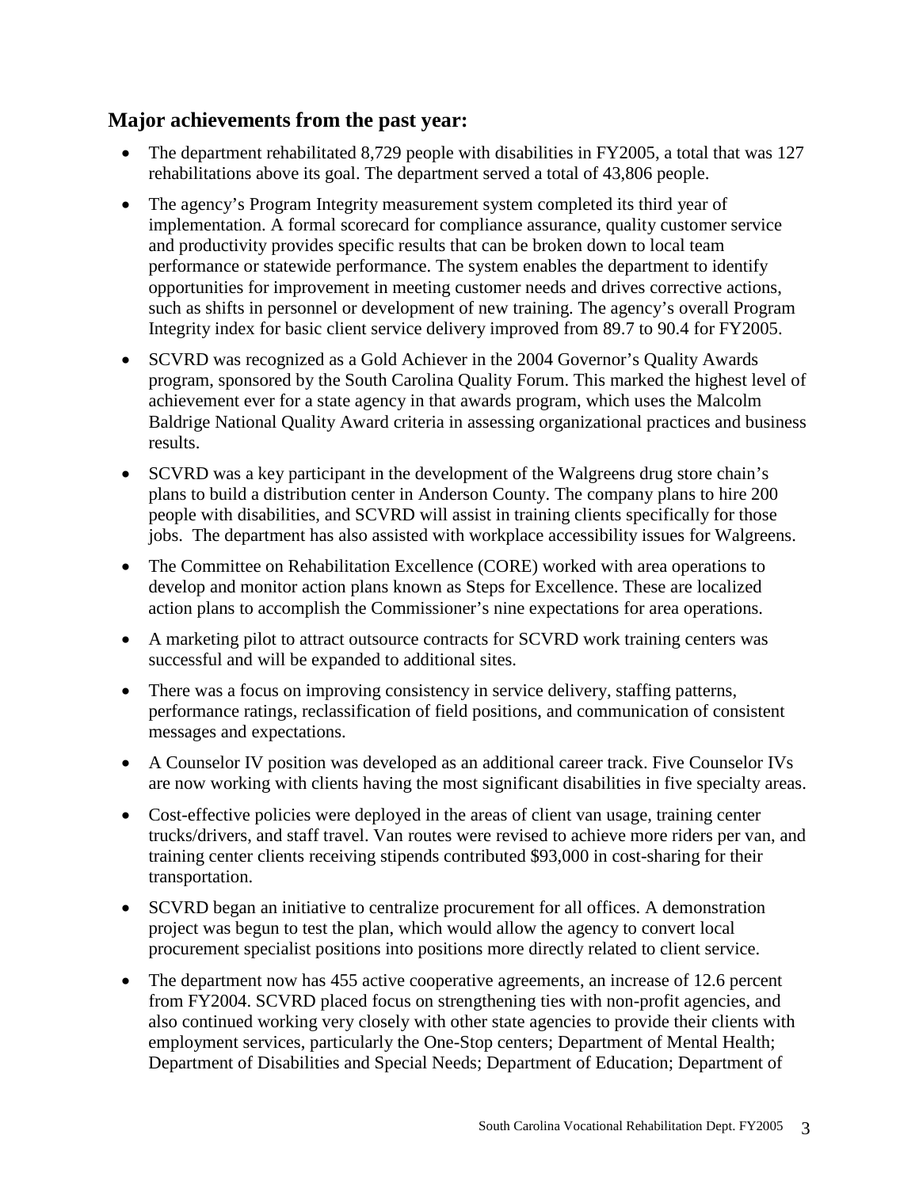## Major achievements from the past year:

- The department rehabilitated 8,729 people with disabilities in FY2005, a total that was 127 rehabilitations above its goal. The department served a total of 43,806 people.
- The agency's Program Integrity measurement system completed its third year of implementation. A formal scorecard for compliance assurance, quality customer service and productivity provides specific results that can be broken down to local team performance or statewide performance. The system enables the department to identify opportunities for improvement in meeting customer needs and drives corrective actions, such as shifts in personnel or development of new training. The agency's overall Program Integrity index for basic client service delivery improved from 89.7 to 90.4 for FY2005.
- SCVRD was recognized as a Gold Achiever in the 2004 Governor's Quality Awards program, sponsored by the South Carolina Quality Forum. This marked the highest level of achievement ever for a state agency in that awards program, which uses the Malcolm Baldrige National Quality Award criteria in assessing organizational practices and business results.
- SCVRD was a key participant in the development of the Walgreens drug store chain's plans to build a distribution center in Anderson County. The company plans to hire 200 people with disabilities, and SCVRD will assist in training clients specifically for those jobs. The department has also assisted with workplace accessibility issues for Walgreens.
- The Committee on Rehabilitation Excellence (CORE) worked with area operations to develop and monitor action plans known as Steps for Excellence. These are localized action plans to accomplish the Commissioner's nine expectations for area operations.
- A marketing pilot to attract outsource contracts for SCVRD work training centers was successful and will be expanded to additional sites.
- There was a focus on improving consistency in service delivery, staffing patterns, performance ratings, reclassification of field positions, and communication of consistent messages and expectations.
- A Counselor IV position was developed as an additional career track. Five Counselor IVs are now working with clients having the most significant disabilities in five specialty areas.
- Cost-effective policies were deployed in the areas of client van usage, training center trucks/drivers, and staff travel. Van routes were revised to achieve more riders per van, and training center clients receiving stipends contributed $93,000 in cost-sharing for their transportation.
- SCVRD began an initiative to centralize procurement for all offices. A demonstration project was begun to test the plan, which would allow the agency to convert local procurement specialist positions into positions more directly related to client service.
- The department now has 455 active cooperative agreements, an increase of 12.6 percent from FY2004. SCVRD placed focus on strengthening ties with non-profit agencies, and also continued working very closely with other state agencies to provide their clients with employment services, particularly the One-Stop centers; Department of Mental Health; Department of Disabilities and Special Needs; Department of Education; Department of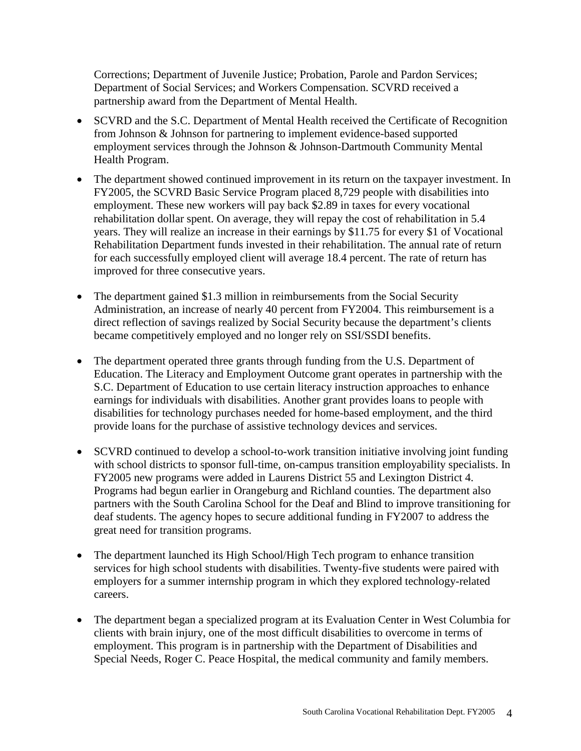Corrections; Department of Juvenile Justice; Probation, Parole and Pardon Services; Department of Social Services; and Workers Compensation. SCVRD received a partnership award from the Department of Mental Health.

- SCVRD and the S.C. Department of Mental Health received the Certificate of Recognition from Johnson & Johnson for partnering to implement evidence-based supported employment services through the Johnson & Johnson-Dartmouth Community Mental Health Program.

- The department showed continued improvement in its return on the taxpayer investment. In FY2005, the SCVRD Basic Service Program placed 8,729 people with disabilities into employment. These new workers will pay back $2.89 in taxes for every vocational rehabilitation dollar spent. On average, they will repay the cost of rehabilitation in 5.4 years. They will realize an increase in their earnings by $11.75 for every $1 of Vocational Rehabilitation Department funds invested in their rehabilitation. The annual rate of return for each successfully employed client will average 18.4 percent. The rate of return has improved for three consecutive years.

- The department gained $1.3 million in reimbursements from the Social Security Administration, an increase of nearly 40 percent from FY2004. This reimbursement is a direct reflection of savings realized by Social Security because the department's clients became competitively employed and no longer rely on SSI/SSDI benefits.

- The department operated three grants through funding from the U.S. Department of Education. The Literacy and Employment Outcome grant operates in partnership with the S.C. Department of Education to use certain literacy instruction approaches to enhance earnings for individuals with disabilities. Another grant provides loans to people with disabilities for technology purchases needed for home-based employment, and the third provide loans for the purchase of assistive technology devices and services.

- SCVRD continued to develop a school-to-work transition initiative involving joint funding with school districts to sponsor full-time, on-campus transition employability specialists. In FY2005 new programs were added in Laurens District 55 and Lexington District 4. Programs had begun earlier in Orangeburg and Richland counties. The department also partners with the South Carolina School for the Deaf and Blind to improve transitioning for deaf students. The agency hopes to secure additional funding in FY2007 to address the great need for transition programs.

- The department launched its High School/High Tech program to enhance transition services for high school students with disabilities. Twenty-five students were paired with employers for a summer internship program in which they explored technology-related careers.

- The department began a specialized program at its Evaluation Center in West Columbia for clients with brain injury, one of the most difficult disabilities to overcome in terms of employment. This program is in partnership with the Department of Disabilities and Special Needs, Roger C. Peace Hospital, the medical community and family members.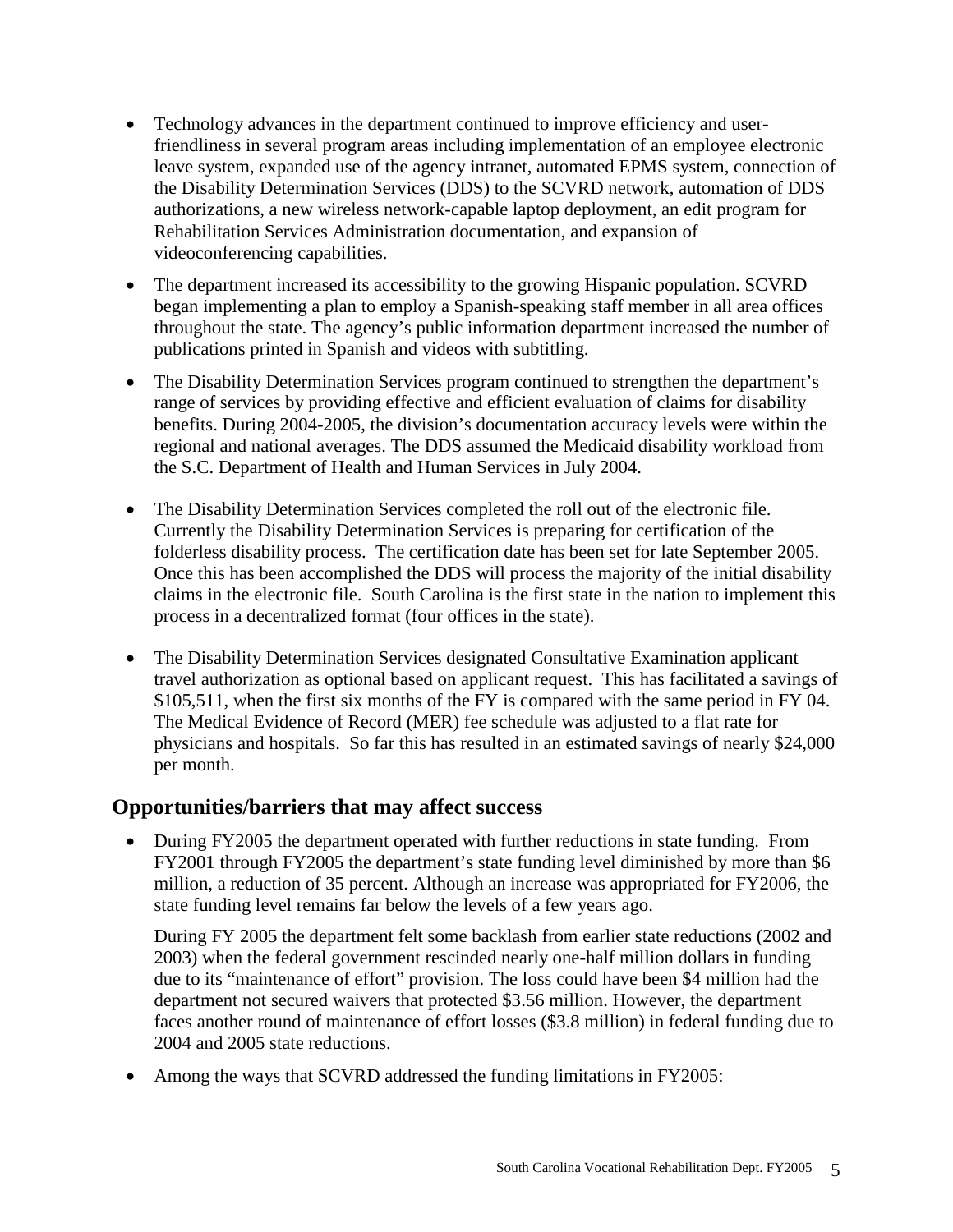- Technology advances in the department continued to improve efficiency and user-friendliness in several program areas including implementation of an employee electronic leave system, expanded use of the agency intranet, automated EPMS system, connection of the Disability Determination Services (DDS) to the SCVRD network, automation of DDS authorizations, a new wireless network-capable laptop deployment, an edit program for Rehabilitation Services Administration documentation, and expansion of videoconferencing capabilities.
- The department increased its accessibility to the growing Hispanic population. SCVRD began implementing a plan to employ a Spanish-speaking staff member in all area offices throughout the state. The agency's public information department increased the number of publications printed in Spanish and videos with subtitling.
- The Disability Determination Services program continued to strengthen the department's range of services by providing effective and efficient evaluation of claims for disability benefits. During 2004-2005, the division's documentation accuracy levels were within the regional and national averages. The DDS assumed the Medicaid disability workload from the S.C. Department of Health and Human Services in July 2004.
- The Disability Determination Services completed the roll out of the electronic file. Currently the Disability Determination Services is preparing for certification of the folderless disability process. The certification date has been set for late September 2005. Once this has been accomplished the DDS will process the majority of the initial disability claims in the electronic file. South Carolina is the first state in the nation to implement this process in a decentralized format (four offices in the state).
- The Disability Determination Services designated Consultative Examination applicant travel authorization as optional based on applicant request. This has facilitated a savings of $105,511, when the first six months of the FY is compared with the same period in FY 04. The Medical Evidence of Record (MER) fee schedule was adjusted to a flat rate for physicians and hospitals. So far this has resulted in an estimated savings of nearly $24,000 per month.

## Opportunities/barriers that may affect success

- During FY2005 the department operated with further reductions in state funding. From FY2001 through FY2005 the department's state funding level diminished by more than $6 million, a reduction of 35 percent. Although an increase was appropriated for FY2006, the state funding level remains far below the levels of a few years ago.

  During FY 2005 the department felt some backlash from earlier state reductions (2002 and 2003) when the federal government rescinded nearly one-half million dollars in funding due to its "maintenance of effort" provision. The loss could have been $4 million had the department not secured waivers that protected $3.56 million. However, the department faces another round of maintenance of effort losses ($3.8 million) in federal funding due to 2004 and 2005 state reductions.
- Among the ways that SCVRD addressed the funding limitations in FY2005: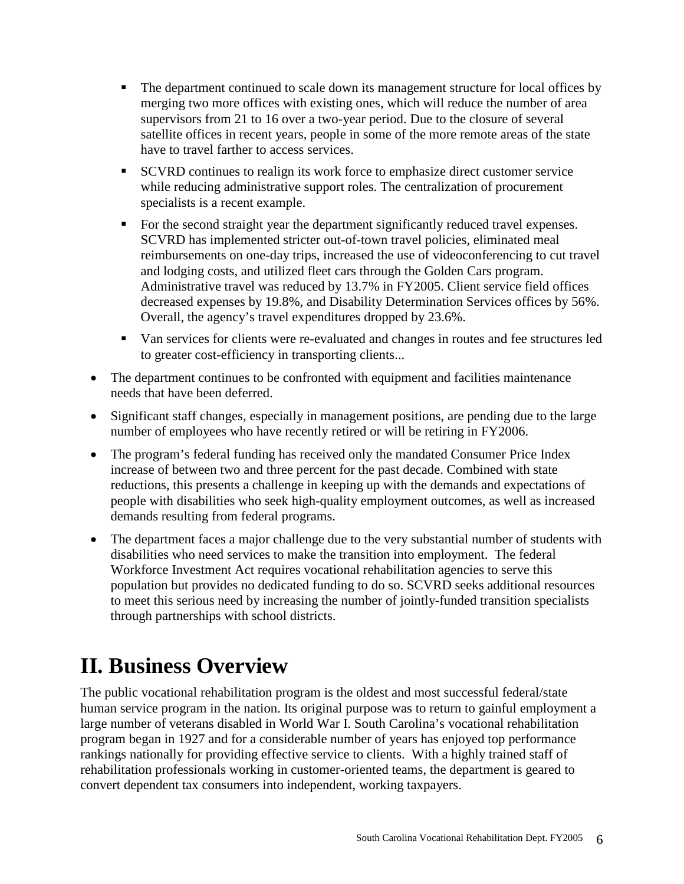- The department continued to scale down its management structure for local offices by merging two more offices with existing ones, which will reduce the number of area supervisors from 21 to 16 over a two-year period. Due to the closure of several satellite offices in recent years, people in some of the more remote areas of the state have to travel farther to access services.
  - SCVRD continues to realign its work force to emphasize direct customer service while reducing administrative support roles. The centralization of procurement specialists is a recent example.
  - For the second straight year the department significantly reduced travel expenses. SCVRD has implemented stricter out-of-town travel policies, eliminated meal reimbursements on one-day trips, increased the use of videoconferencing to cut travel and lodging costs, and utilized fleet cars through the Golden Cars program. Administrative travel was reduced by 13.7% in FY2005. Client service field offices decreased expenses by 19.8%, and Disability Determination Services offices by 56%. Overall, the agency's travel expenditures dropped by 23.6%.
  - Van services for clients were re-evaluated and changes in routes and fee structures led to greater cost-efficiency in transporting clients...

- The department continues to be confronted with equipment and facilities maintenance needs that have been deferred.
- Significant staff changes, especially in management positions, are pending due to the large number of employees who have recently retired or will be retiring in FY2006.
- The program's federal funding has received only the mandated Consumer Price Index increase of between two and three percent for the past decade. Combined with state reductions, this presents a challenge in keeping up with the demands and expectations of people with disabilities who seek high-quality employment outcomes, as well as increased demands resulting from federal programs.
- The department faces a major challenge due to the very substantial number of students with disabilities who need services to make the transition into employment. The federal Workforce Investment Act requires vocational rehabilitation agencies to serve this population but provides no dedicated funding to do so. SCVRD seeks additional resources to meet this serious need by increasing the number of jointly-funded transition specialists through partnerships with school districts.

# II. Business Overview

The public vocational rehabilitation program is the oldest and most successful federal/state human service program in the nation. Its original purpose was to return to gainful employment a large number of veterans disabled in World War I. South Carolina's vocational rehabilitation program began in 1927 and for a considerable number of years has enjoyed top performance rankings nationally for providing effective service to clients. With a highly trained staff of rehabilitation professionals working in customer-oriented teams, the department is geared to convert dependent tax consumers into independent, working taxpayers.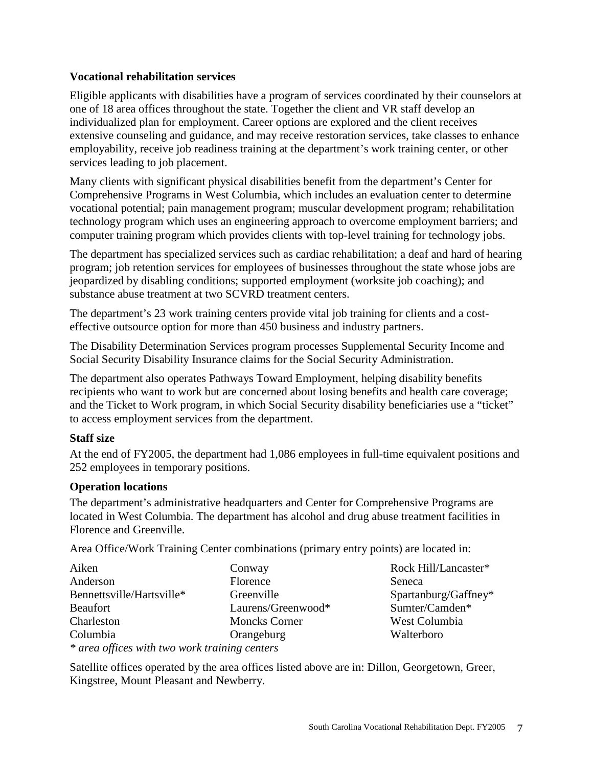### Vocational rehabilitation services

Eligible applicants with disabilities have a program of services coordinated by their counselors at one of 18 area offices throughout the state. Together the client and VR staff develop an individualized plan for employment. Career options are explored and the client receives extensive counseling and guidance, and may receive restoration services, take classes to enhance employability, receive job readiness training at the department's work training center, or other services leading to job placement.

Many clients with significant physical disabilities benefit from the department's Center for Comprehensive Programs in West Columbia, which includes an evaluation center to determine vocational potential; pain management program; muscular development program; rehabilitation technology program which uses an engineering approach to overcome employment barriers; and computer training program which provides clients with top-level training for technology jobs.

The department has specialized services such as cardiac rehabilitation; a deaf and hard of hearing program; job retention services for employees of businesses throughout the state whose jobs are jeopardized by disabling conditions; supported employment (worksite job coaching); and substance abuse treatment at two SCVRD treatment centers.

The department's 23 work training centers provide vital job training for clients and a cost-effective outsource option for more than 450 business and industry partners.

The Disability Determination Services program processes Supplemental Security Income and Social Security Disability Insurance claims for the Social Security Administration.

The department also operates Pathways Toward Employment, helping disability benefits recipients who want to work but are concerned about losing benefits and health care coverage; and the Ticket to Work program, in which Social Security disability beneficiaries use a "ticket" to access employment services from the department.

### Staff size

At the end of FY2005, the department had 1,086 employees in full-time equivalent positions and 252 employees in temporary positions.

### Operation locations

The department's administrative headquarters and Center for Comprehensive Programs are located in West Columbia. The department has alcohol and drug abuse treatment facilities in Florence and Greenville.

Area Office/Work Training Center combinations (primary entry points) are located in:

| | | |
|---|---|---|
| Aiken | Conway | Rock Hill/Lancaster* |
| Anderson | Florence | Seneca |
| Bennettsville/Hartsville* | Greenville | Spartanburg/Gaffney* |
| Beaufort | Laurens/Greenwood* | Sumter/Camden* |
| Charleston | Moncks Corner | West Columbia |
| Columbia | Orangeburg | Walterboro |

*\* area offices with two work training centers*

Satellite offices operated by the area offices listed above are in: Dillon, Georgetown, Greer, Kingstree, Mount Pleasant and Newberry.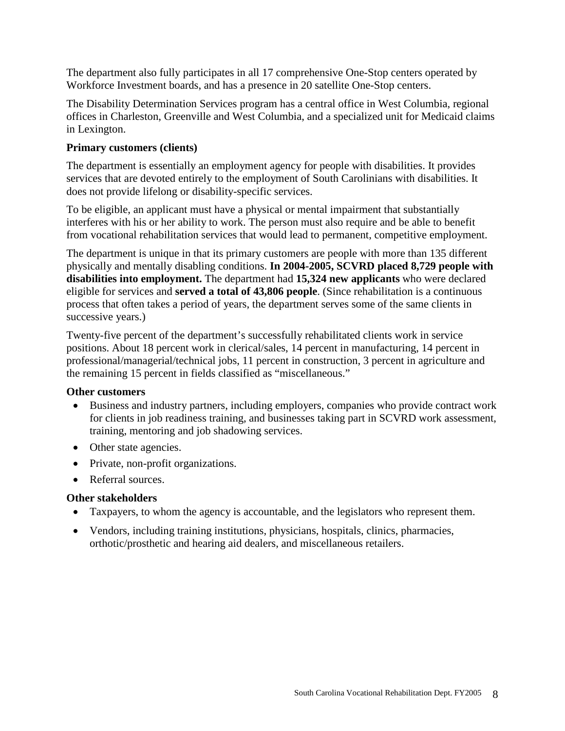The department also fully participates in all 17 comprehensive One-Stop centers operated by Workforce Investment boards, and has a presence in 20 satellite One-Stop centers.

The Disability Determination Services program has a central office in West Columbia, regional offices in Charleston, Greenville and West Columbia, and a specialized unit for Medicaid claims in Lexington.

**Primary customers (clients)**

The department is essentially an employment agency for people with disabilities. It provides services that are devoted entirely to the employment of South Carolinians with disabilities. It does not provide lifelong or disability-specific services.

To be eligible, an applicant must have a physical or mental impairment that substantially interferes with his or her ability to work. The person must also require and be able to benefit from vocational rehabilitation services that would lead to permanent, competitive employment.

The department is unique in that its primary customers are people with more than 135 different physically and mentally disabling conditions. **In 2004-2005, SCVRD placed 8,729 people with disabilities into employment.** The department had **15,324 new applicants** who were declared eligible for services and **served a total of 43,806 people**. (Since rehabilitation is a continuous process that often takes a period of years, the department serves some of the same clients in successive years.)

Twenty-five percent of the department's successfully rehabilitated clients work in service positions. About 18 percent work in clerical/sales, 14 percent in manufacturing, 14 percent in professional/managerial/technical jobs, 11 percent in construction, 3 percent in agriculture and the remaining 15 percent in fields classified as "miscellaneous."

**Other customers**

- Business and industry partners, including employers, companies who provide contract work for clients in job readiness training, and businesses taking part in SCVRD work assessment, training, mentoring and job shadowing services.
- Other state agencies.
- Private, non-profit organizations.
- Referral sources.

**Other stakeholders**

- Taxpayers, to whom the agency is accountable, and the legislators who represent them.
- Vendors, including training institutions, physicians, hospitals, clinics, pharmacies, orthotic/prosthetic and hearing aid dealers, and miscellaneous retailers.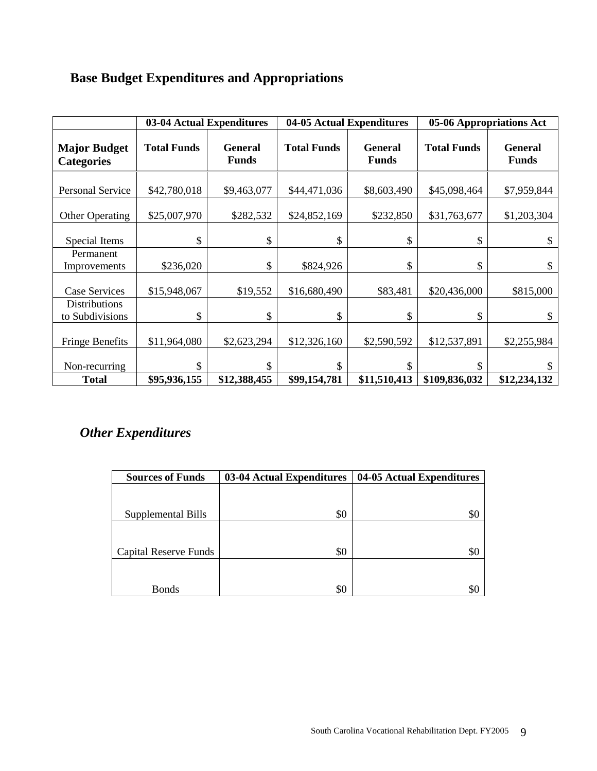## Base Budget Expenditures and Appropriations

| | 03-04 Actual Expenditures | | 04-05 Actual Expenditures | | 05-06 Appropriations Act | |
|---|---|---|---|---|---|---|
| **Major Budget Categories** | **Total Funds** | **General Funds** | **Total Funds** | **General Funds** | **Total Funds** | **General Funds** |
| Personal Service | $42,780,018 | $9,463,077 | $44,471,036 | $8,603,490 | $45,098,464 | $7,959,844 |
| Other Operating | $25,007,970 | $282,532 | $24,852,169 | $232,850 | $31,763,677 | $1,203,304 |
| Special Items | $ | $ | $ | $ | $ | $ |
| Permanent Improvements | $236,020 | $ | $824,926 | $ | $ | $ |
| Case Services | $15,948,067 | $19,552 | $16,680,490 | $83,481 | $20,436,000 | $815,000 |
| Distributions to Subdivisions | $ | $ | $ | $ | $ | $ |
| Fringe Benefits | $11,964,080 | $2,623,294 | $12,326,160 | $2,590,592 | $12,537,891 | $2,255,984 |
| Non-recurring | $ | $ | $ | $ | $ | $ |
| **Total** | **$95,936,155** | **$12,388,455** | **$99,154,781** | **$11,510,413** | **$109,836,032** | **$12,234,132** |

### *Other Expenditures*

| Sources of Funds | 03-04 Actual Expenditures | 04-05 Actual Expenditures |
|---|---|---|
| Supplemental Bills | $0 | $0 |
| Capital Reserve Funds | $0 | $0 |
| Bonds | $0 | $0 |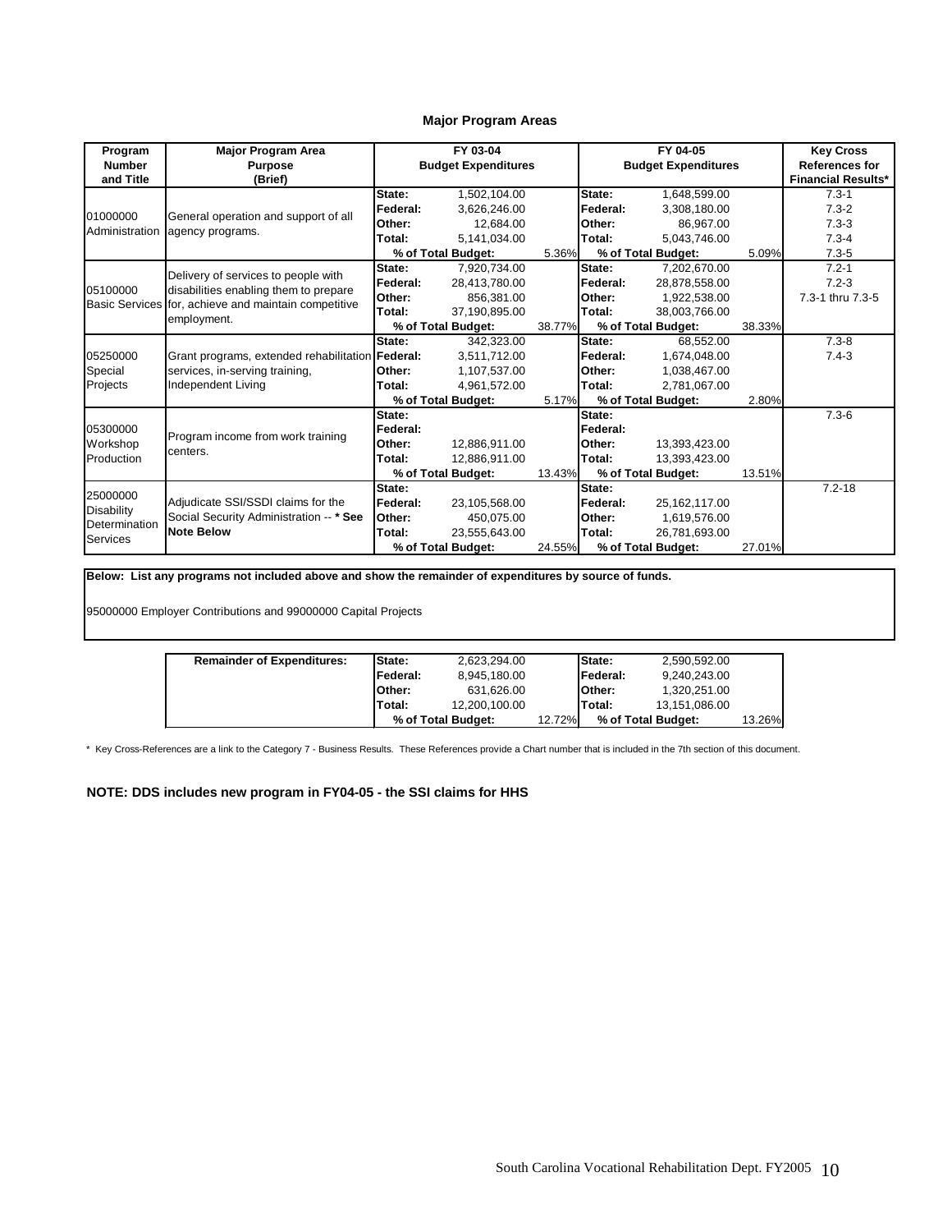## Major Program Areas

| Program Number and Title | Major Program Area Purpose (Brief) | FY 03-04 Budget Expenditures | | | FY 04-05 Budget Expenditures | | | Key Cross References for Financial Results* |
|---|---|---|---|---|---|---|---|---|
| 01000000 Administration | General operation and support of all agency programs. | State: | 1,502,104.00 | | State: | 1,648,599.00 | | 7.3-1 |
| | | Federal: | 3,626,246.00 | | Federal: | 3,308,180.00 | | 7.3-2 |
| | | Other: | 12,684.00 | | Other: | 86,967.00 | | 7.3-3 |
| | | Total: | 5,141,034.00 | | Total: | 5,043,746.00 | | 7.3-4 |
| | | % of Total Budget: | | 5.36% | % of Total Budget: | | 5.09% | 7.3-5 |
| 05100000 Basic Services | Delivery of services to people with disabilities enabling them to prepare for, achieve and maintain competitive employment. | State: | 7,920,734.00 | | State: | 7,202,670.00 | | 7.2-1 |
| | | Federal: | 28,413,780.00 | | Federal: | 28,878,558.00 | | 7.2-3 |
| | | Other: | 856,381.00 | | Other: | 1,922,538.00 | | 7.3-1 thru 7.3-5 |
| | | Total: | 37,190,895.00 | | Total: | 38,003,766.00 | | |
| | | % of Total Budget: | | 38.77% | % of Total Budget: | | 38.33% | |
| 05250000 Special Projects | Grant programs, extended rehabilitation services, in-serving training, Independent Living | State: | 342,323.00 | | State: | 68,552.00 | | 7.3-8 |
| | | Federal: | 3,511,712.00 | | Federal: | 1,674,048.00 | | 7.4-3 |
| | | Other: | 1,107,537.00 | | Other: | 1,038,467.00 | | |
| | | Total: | 4,961,572.00 | | Total: | 2,781,067.00 | | |
| | | % of Total Budget: | | 5.17% | % of Total Budget: | | 2.80% | |
| 05300000 Workshop Production | Program income from work training centers. | State: | | | State: | | | 7.3-6 |
| | | Federal: | | | Federal: | | | |
| | | Other: | 12,886,911.00 | | Other: | 13,393,423.00 | | |
| | | Total: | 12,886,911.00 | | Total: | 13,393,423.00 | | |
| | | % of Total Budget: | | 13.43% | % of Total Budget: | | 13.51% | |
| 25000000 Disability Determination Services | Adjudicate SSI/SSDI claims for the Social Security Administration -- **\* See Note Below** | State: | | | State: | | | 7.2-18 |
| | | Federal: | 23,105,568.00 | | Federal: | 25,162,117.00 | | |
| | | Other: | 450,075.00 | | Other: | 1,619,576.00 | | |
| | | Total: | 23,555,643.00 | | Total: | 26,781,693.00 | | |
| | | % of Total Budget: | | 24.55% | % of Total Budget: | | 27.01% | |

**Below: List any programs not included above and show the remainder of expenditures by source of funds.**

95000000 Employer Contributions and 99000000 Capital Projects

| Remainder of Expenditures: | FY 03-04 | | | FY 04-05 | | |
|---|---|---|---|---|---|---|
| | State: | 2,623,294.00 | | State: | 2,590,592.00 | |
| | Federal: | 8,945,180.00 | | Federal: | 9,240,243.00 | |
| | Other: | 631,626.00 | | Other: | 1,320,251.00 | |
| | Total: | 12,200,100.00 | | Total: | 13,151,086.00 | |
| | % of Total Budget: | | 12.72% | % of Total Budget: | | 13.26% |

\* Key Cross-References are a link to the Category 7 - Business Results. These References provide a Chart number that is included in the 7th section of this document.

**NOTE: DDS includes new program in FY04-05 - the SSI claims for HHS**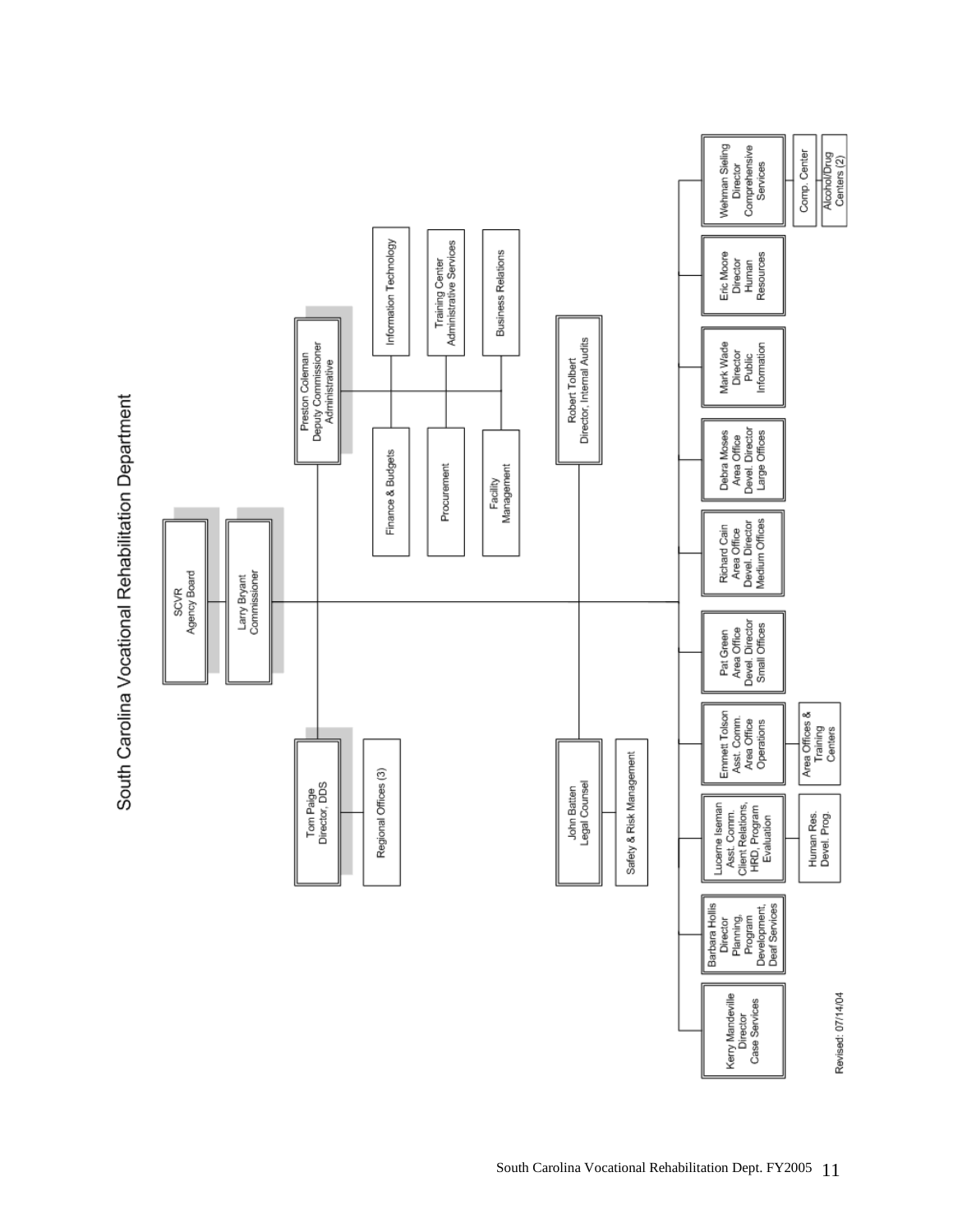# South Carolina Vocational Rehabilitation Department

- **SCVR Agency Board**
  - **Larry Bryant, Commissioner**
    - **Tom Paige, Director, DDS**
      - Regional Offices (3)
    - **Preston Coleman, Deputy Commissioner, Administrative**
      - Finance & Budgets
      - Procurement
      - Facility Management
      - Information Technology
      - Training Center Administrative Services
      - Business Relations
    - **John Batten, Legal Counsel**
      - Safety & Risk Management
    - **Robert Tolbert, Director, Internal Audits**
    - **Kerry Mandeville, Director, Case Services**
    - **Barbara Hollis, Director, Planning, Program Development, Deaf Services**
    - **Lucerne Iseman, Asst. Comm. Client Relations, HRD, Program Evaluation**
      - Human Res. Devel. Prog.
    - **Emmett Tolson, Asst. Comm. Area Office Operations**
      - Area Offices & Training Centers
    - **Pat Green, Area Office Devel. Director Small Offices**
    - **Richard Cain, Area Office Devel. Director Medium Offices**
    - **Debra Moses, Area Office Devel. Director Large Offices**
    - **Mark Wade, Director Public Information**
    - **Eric Moore, Director Human Resources**
    - **Wehman Sieling, Director Comprehensive Services**
      - Comp. Center
      - Alcohol/Drug Centers (2)

Revised: 07/14/04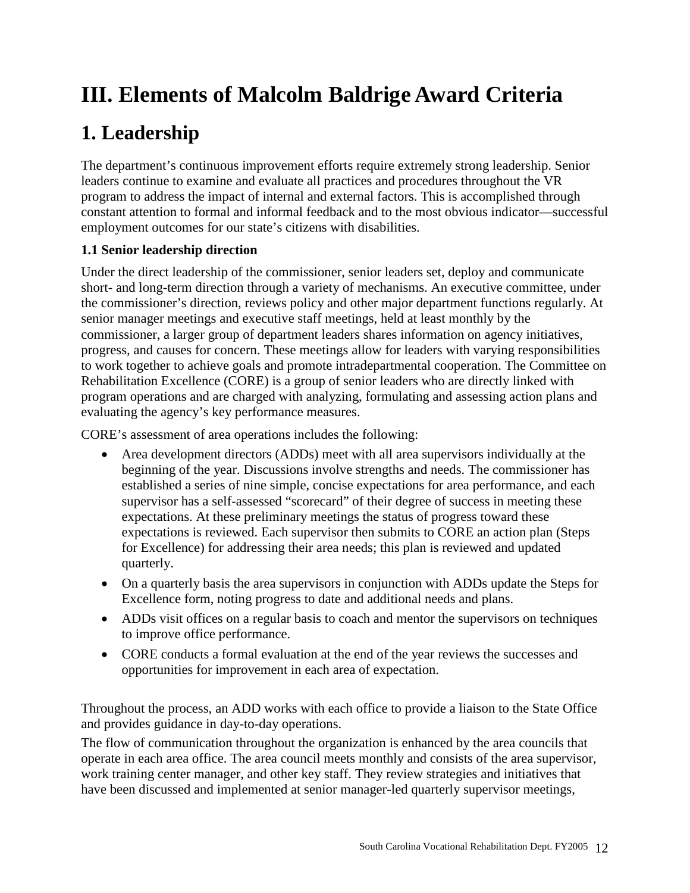# III. Elements of Malcolm Baldrige Award Criteria

# 1. Leadership

The department's continuous improvement efforts require extremely strong leadership. Senior leaders continue to examine and evaluate all practices and procedures throughout the VR program to address the impact of internal and external factors. This is accomplished through constant attention to formal and informal feedback and to the most obvious indicator—successful employment outcomes for our state's citizens with disabilities.

### 1.1 Senior leadership direction

Under the direct leadership of the commissioner, senior leaders set, deploy and communicate short- and long-term direction through a variety of mechanisms. An executive committee, under the commissioner's direction, reviews policy and other major department functions regularly. At senior manager meetings and executive staff meetings, held at least monthly by the commissioner, a larger group of department leaders shares information on agency initiatives, progress, and causes for concern. These meetings allow for leaders with varying responsibilities to work together to achieve goals and promote intradepartmental cooperation. The Committee on Rehabilitation Excellence (CORE) is a group of senior leaders who are directly linked with program operations and are charged with analyzing, formulating and assessing action plans and evaluating the agency's key performance measures.

CORE's assessment of area operations includes the following:

- Area development directors (ADDs) meet with all area supervisors individually at the beginning of the year. Discussions involve strengths and needs. The commissioner has established a series of nine simple, concise expectations for area performance, and each supervisor has a self-assessed "scorecard" of their degree of success in meeting these expectations. At these preliminary meetings the status of progress toward these expectations is reviewed. Each supervisor then submits to CORE an action plan (Steps for Excellence) for addressing their area needs; this plan is reviewed and updated quarterly.
- On a quarterly basis the area supervisors in conjunction with ADDs update the Steps for Excellence form, noting progress to date and additional needs and plans.
- ADDs visit offices on a regular basis to coach and mentor the supervisors on techniques to improve office performance.
- CORE conducts a formal evaluation at the end of the year reviews the successes and opportunities for improvement in each area of expectation.

Throughout the process, an ADD works with each office to provide a liaison to the State Office and provides guidance in day-to-day operations.

The flow of communication throughout the organization is enhanced by the area councils that operate in each area office. The area council meets monthly and consists of the area supervisor, work training center manager, and other key staff. They review strategies and initiatives that have been discussed and implemented at senior manager-led quarterly supervisor meetings,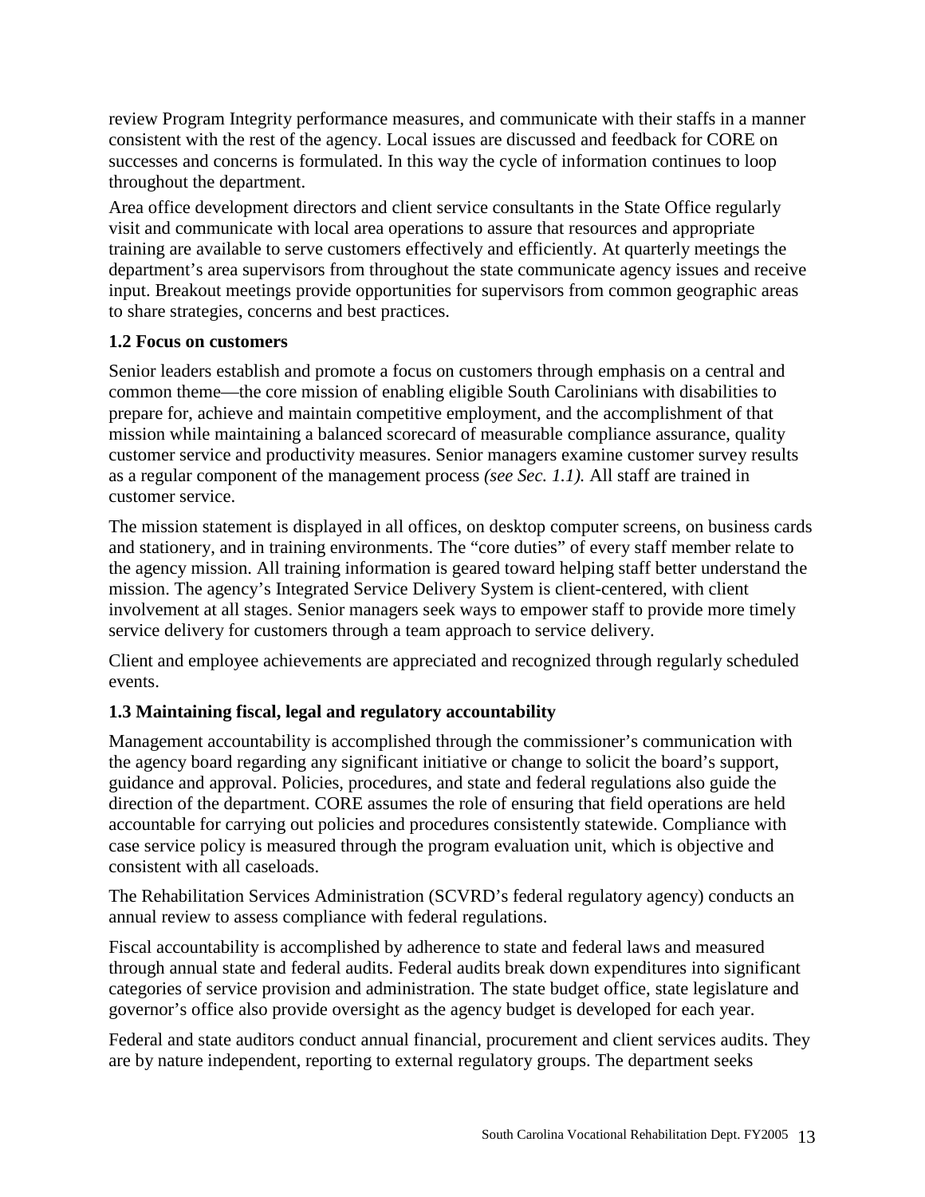review Program Integrity performance measures, and communicate with their staffs in a manner consistent with the rest of the agency. Local issues are discussed and feedback for CORE on successes and concerns is formulated. In this way the cycle of information continues to loop throughout the department.

Area office development directors and client service consultants in the State Office regularly visit and communicate with local area operations to assure that resources and appropriate training are available to serve customers effectively and efficiently. At quarterly meetings the department's area supervisors from throughout the state communicate agency issues and receive input. Breakout meetings provide opportunities for supervisors from common geographic areas to share strategies, concerns and best practices.

### 1.2 Focus on customers

Senior leaders establish and promote a focus on customers through emphasis on a central and common theme—the core mission of enabling eligible South Carolinians with disabilities to prepare for, achieve and maintain competitive employment, and the accomplishment of that mission while maintaining a balanced scorecard of measurable compliance assurance, quality customer service and productivity measures. Senior managers examine customer survey results as a regular component of the management process *(see Sec. 1.1).* All staff are trained in customer service.

The mission statement is displayed in all offices, on desktop computer screens, on business cards and stationery, and in training environments. The "core duties" of every staff member relate to the agency mission. All training information is geared toward helping staff better understand the mission. The agency's Integrated Service Delivery System is client-centered, with client involvement at all stages. Senior managers seek ways to empower staff to provide more timely service delivery for customers through a team approach to service delivery.

Client and employee achievements are appreciated and recognized through regularly scheduled events.

### 1.3 Maintaining fiscal, legal and regulatory accountability

Management accountability is accomplished through the commissioner's communication with the agency board regarding any significant initiative or change to solicit the board's support, guidance and approval. Policies, procedures, and state and federal regulations also guide the direction of the department. CORE assumes the role of ensuring that field operations are held accountable for carrying out policies and procedures consistently statewide. Compliance with case service policy is measured through the program evaluation unit, which is objective and consistent with all caseloads.

The Rehabilitation Services Administration (SCVRD's federal regulatory agency) conducts an annual review to assess compliance with federal regulations.

Fiscal accountability is accomplished by adherence to state and federal laws and measured through annual state and federal audits. Federal audits break down expenditures into significant categories of service provision and administration. The state budget office, state legislature and governor's office also provide oversight as the agency budget is developed for each year.

Federal and state auditors conduct annual financial, procurement and client services audits. They are by nature independent, reporting to external regulatory groups. The department seeks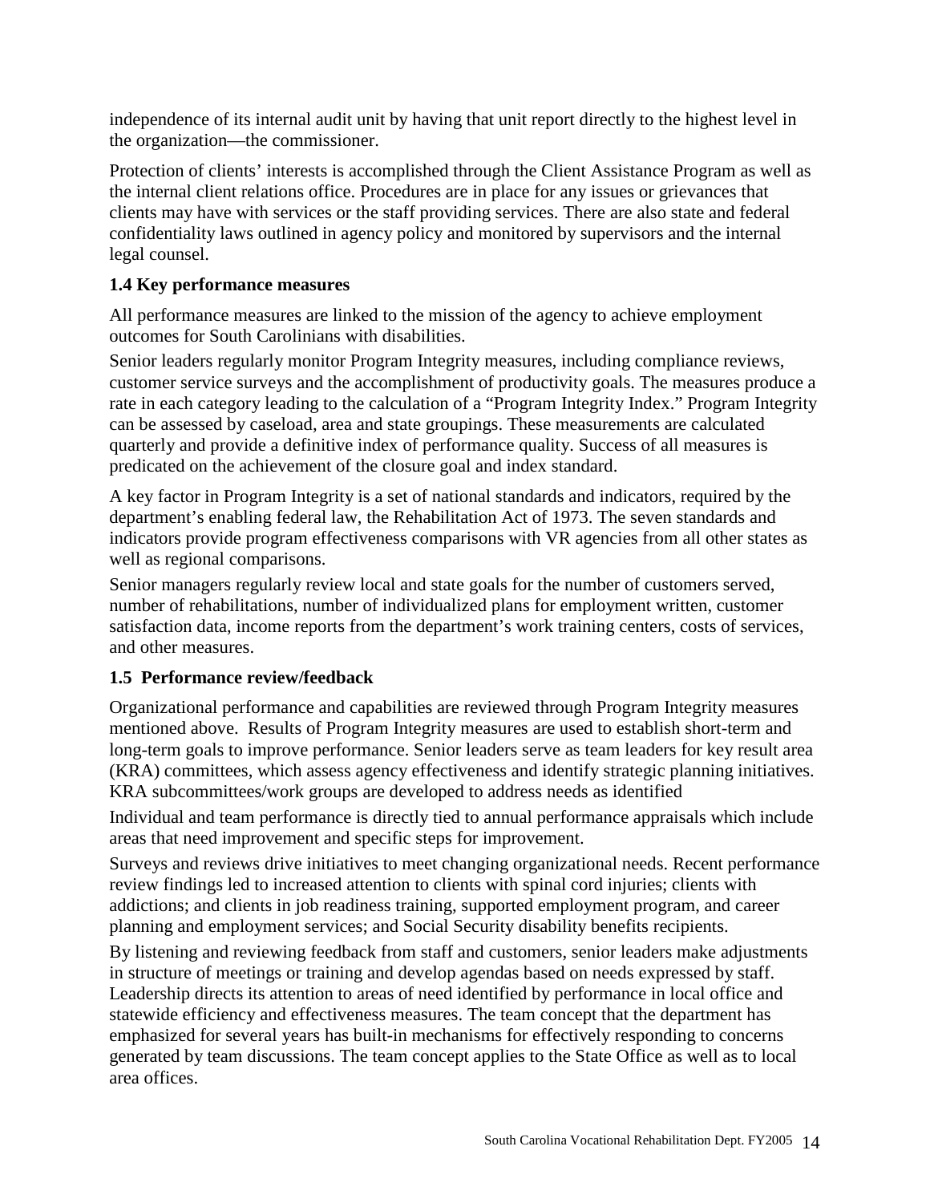independence of its internal audit unit by having that unit report directly to the highest level in the organization—the commissioner.

Protection of clients' interests is accomplished through the Client Assistance Program as well as the internal client relations office. Procedures are in place for any issues or grievances that clients may have with services or the staff providing services. There are also state and federal confidentiality laws outlined in agency policy and monitored by supervisors and the internal legal counsel.

### 1.4 Key performance measures

All performance measures are linked to the mission of the agency to achieve employment outcomes for South Carolinians with disabilities.

Senior leaders regularly monitor Program Integrity measures, including compliance reviews, customer service surveys and the accomplishment of productivity goals. The measures produce a rate in each category leading to the calculation of a "Program Integrity Index." Program Integrity can be assessed by caseload, area and state groupings. These measurements are calculated quarterly and provide a definitive index of performance quality. Success of all measures is predicated on the achievement of the closure goal and index standard.

A key factor in Program Integrity is a set of national standards and indicators, required by the department's enabling federal law, the Rehabilitation Act of 1973. The seven standards and indicators provide program effectiveness comparisons with VR agencies from all other states as well as regional comparisons.

Senior managers regularly review local and state goals for the number of customers served, number of rehabilitations, number of individualized plans for employment written, customer satisfaction data, income reports from the department's work training centers, costs of services, and other measures.

### 1.5 Performance review/feedback

Organizational performance and capabilities are reviewed through Program Integrity measures mentioned above. Results of Program Integrity measures are used to establish short-term and long-term goals to improve performance. Senior leaders serve as team leaders for key result area (KRA) committees, which assess agency effectiveness and identify strategic planning initiatives. KRA subcommittees/work groups are developed to address needs as identified

Individual and team performance is directly tied to annual performance appraisals which include areas that need improvement and specific steps for improvement.

Surveys and reviews drive initiatives to meet changing organizational needs. Recent performance review findings led to increased attention to clients with spinal cord injuries; clients with addictions; and clients in job readiness training, supported employment program, and career planning and employment services; and Social Security disability benefits recipients.

By listening and reviewing feedback from staff and customers, senior leaders make adjustments in structure of meetings or training and develop agendas based on needs expressed by staff. Leadership directs its attention to areas of need identified by performance in local office and statewide efficiency and effectiveness measures. The team concept that the department has emphasized for several years has built-in mechanisms for effectively responding to concerns generated by team discussions. The team concept applies to the State Office as well as to local area offices.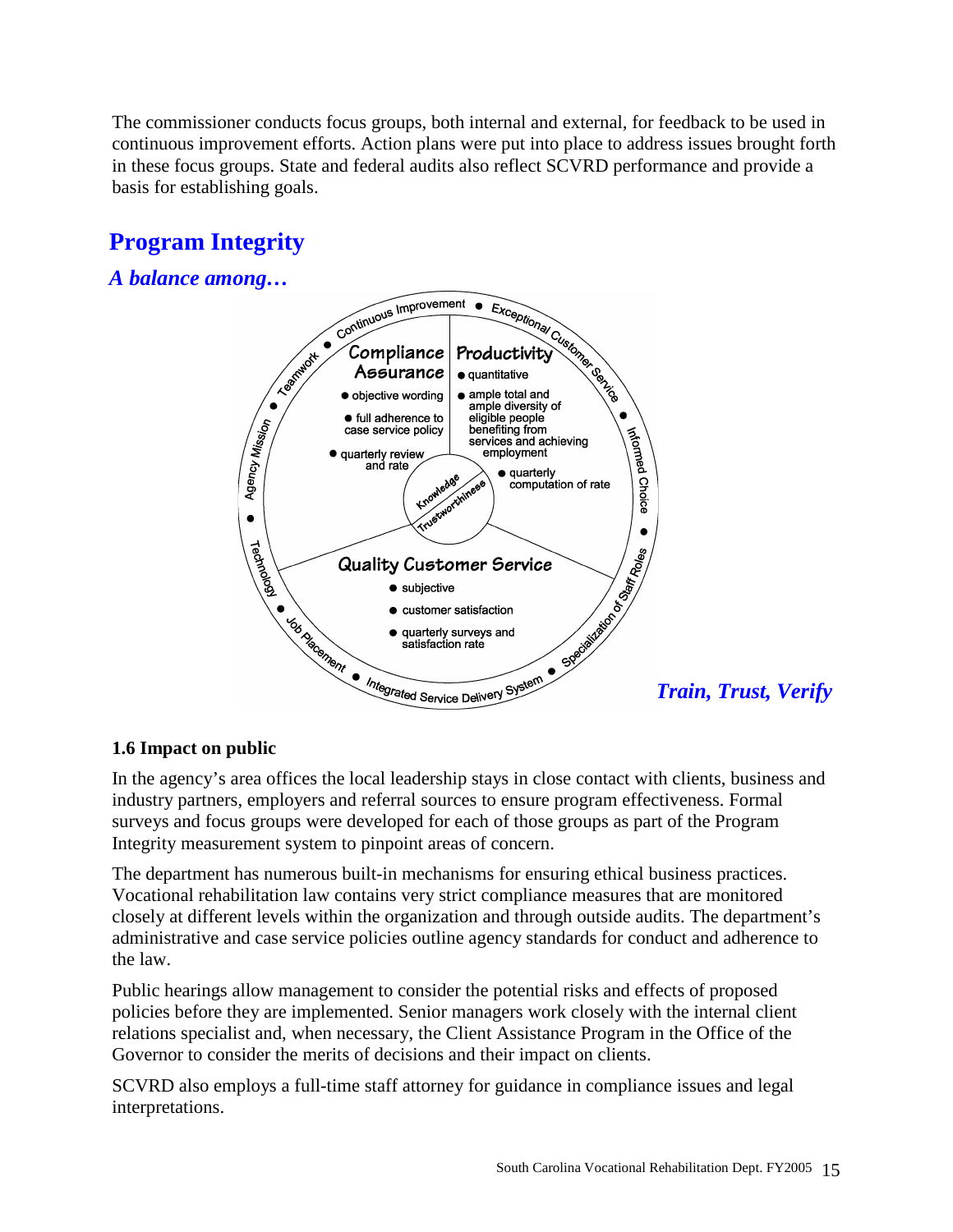The commissioner conducts focus groups, both internal and external, for feedback to be used in continuous improvement efforts. Action plans were put into place to address issues brought forth in these focus groups. State and federal audits also reflect SCVRD performance and provide a basis for establishing goals.

## Program Integrity

### *A balance among…*

**Compliance Assurance**
- objective wording
- full adherence to case service policy
- quarterly review and rate

**Productivity**
- quantitative
- ample total and ample diversity of eligible people benefiting from services and achieving employment
- quarterly computation of rate

**Quality Customer Service**
- subjective
- customer satisfaction
- quarterly surveys and satisfaction rate

Knowledge • Trustworthiness

Continuous Improvement • Exceptional Customer Service • Informed Choice • Specialization of Staff Roles • Integrated Service Delivery System • Job Placement • Technology • Agency Mission • Teamwork

***Train, Trust, Verify***

**1.6 Impact on public**

In the agency's area offices the local leadership stays in close contact with clients, business and industry partners, employers and referral sources to ensure program effectiveness. Formal surveys and focus groups were developed for each of those groups as part of the Program Integrity measurement system to pinpoint areas of concern.

The department has numerous built-in mechanisms for ensuring ethical business practices. Vocational rehabilitation law contains very strict compliance measures that are monitored closely at different levels within the organization and through outside audits. The department's administrative and case service policies outline agency standards for conduct and adherence to the law.

Public hearings allow management to consider the potential risks and effects of proposed policies before they are implemented. Senior managers work closely with the internal client relations specialist and, when necessary, the Client Assistance Program in the Office of the Governor to consider the merits of decisions and their impact on clients.

SCVRD also employs a full-time staff attorney for guidance in compliance issues and legal interpretations.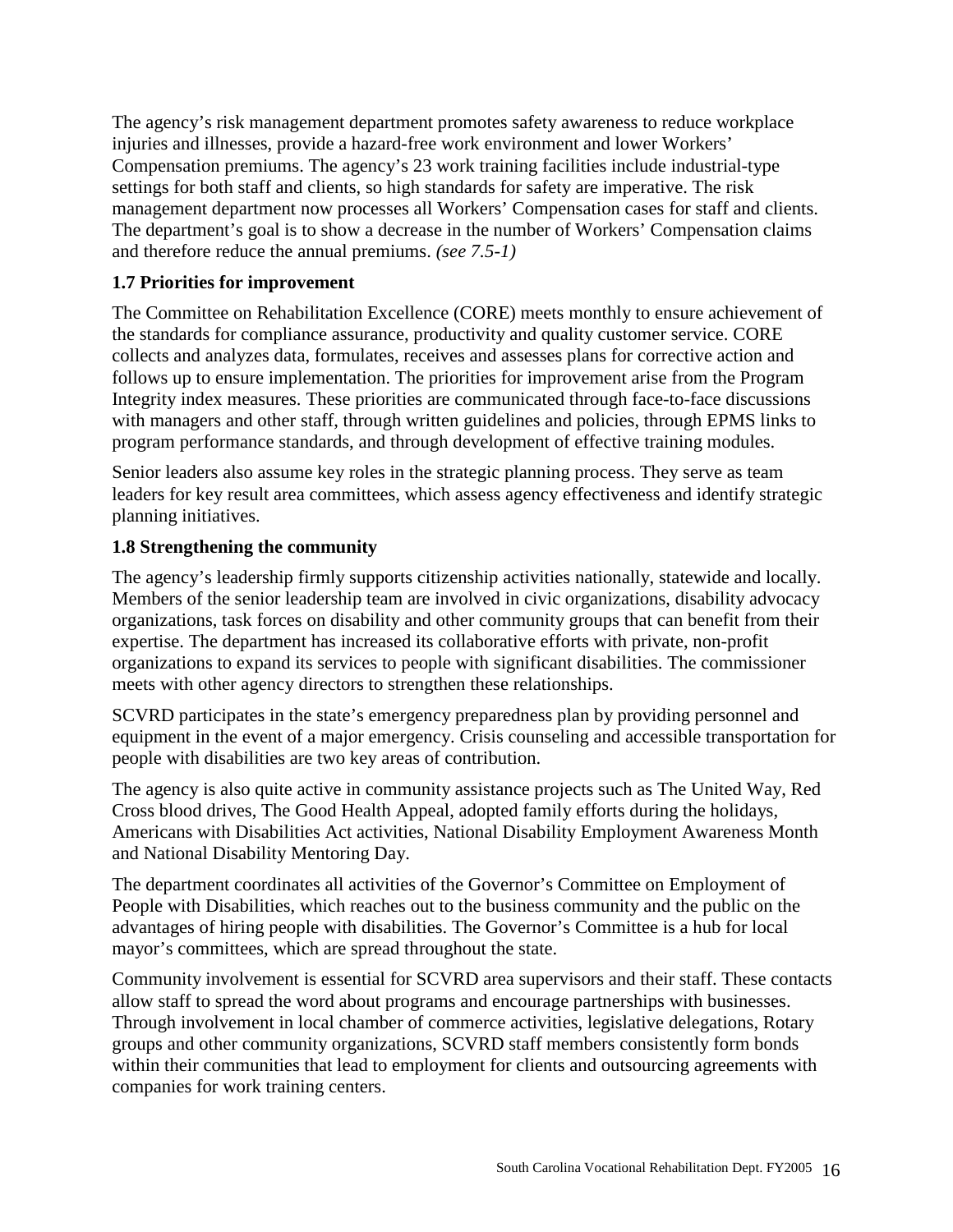The agency's risk management department promotes safety awareness to reduce workplace injuries and illnesses, provide a hazard-free work environment and lower Workers' Compensation premiums. The agency's 23 work training facilities include industrial-type settings for both staff and clients, so high standards for safety are imperative. The risk management department now processes all Workers' Compensation cases for staff and clients. The department's goal is to show a decrease in the number of Workers' Compensation claims and therefore reduce the annual premiums. *(see 7.5-1)*

**1.7 Priorities for improvement**

The Committee on Rehabilitation Excellence (CORE) meets monthly to ensure achievement of the standards for compliance assurance, productivity and quality customer service. CORE collects and analyzes data, formulates, receives and assesses plans for corrective action and follows up to ensure implementation. The priorities for improvement arise from the Program Integrity index measures. These priorities are communicated through face-to-face discussions with managers and other staff, through written guidelines and policies, through EPMS links to program performance standards, and through development of effective training modules.

Senior leaders also assume key roles in the strategic planning process. They serve as team leaders for key result area committees, which assess agency effectiveness and identify strategic planning initiatives.

**1.8 Strengthening the community**

The agency's leadership firmly supports citizenship activities nationally, statewide and locally. Members of the senior leadership team are involved in civic organizations, disability advocacy organizations, task forces on disability and other community groups that can benefit from their expertise. The department has increased its collaborative efforts with private, non-profit organizations to expand its services to people with significant disabilities. The commissioner meets with other agency directors to strengthen these relationships.

SCVRD participates in the state's emergency preparedness plan by providing personnel and equipment in the event of a major emergency. Crisis counseling and accessible transportation for people with disabilities are two key areas of contribution.

The agency is also quite active in community assistance projects such as The United Way, Red Cross blood drives, The Good Health Appeal, adopted family efforts during the holidays, Americans with Disabilities Act activities, National Disability Employment Awareness Month and National Disability Mentoring Day.

The department coordinates all activities of the Governor's Committee on Employment of People with Disabilities, which reaches out to the business community and the public on the advantages of hiring people with disabilities. The Governor's Committee is a hub for local mayor's committees, which are spread throughout the state.

Community involvement is essential for SCVRD area supervisors and their staff. These contacts allow staff to spread the word about programs and encourage partnerships with businesses. Through involvement in local chamber of commerce activities, legislative delegations, Rotary groups and other community organizations, SCVRD staff members consistently form bonds within their communities that lead to employment for clients and outsourcing agreements with companies for work training centers.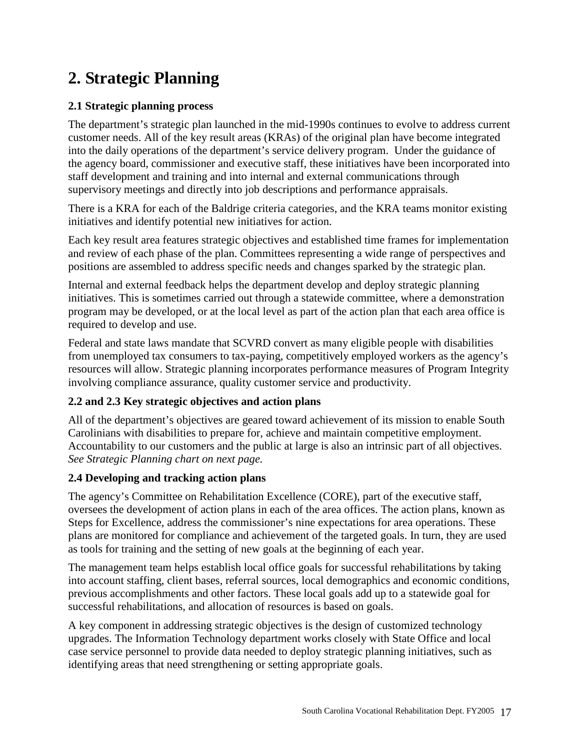# 2. Strategic Planning

### 2.1 Strategic planning process

The department's strategic plan launched in the mid-1990s continues to evolve to address current customer needs. All of the key result areas (KRAs) of the original plan have become integrated into the daily operations of the department's service delivery program. Under the guidance of the agency board, commissioner and executive staff, these initiatives have been incorporated into staff development and training and into internal and external communications through supervisory meetings and directly into job descriptions and performance appraisals.

There is a KRA for each of the Baldrige criteria categories, and the KRA teams monitor existing initiatives and identify potential new initiatives for action.

Each key result area features strategic objectives and established time frames for implementation and review of each phase of the plan. Committees representing a wide range of perspectives and positions are assembled to address specific needs and changes sparked by the strategic plan.

Internal and external feedback helps the department develop and deploy strategic planning initiatives. This is sometimes carried out through a statewide committee, where a demonstration program may be developed, or at the local level as part of the action plan that each area office is required to develop and use.

Federal and state laws mandate that SCVRD convert as many eligible people with disabilities from unemployed tax consumers to tax-paying, competitively employed workers as the agency's resources will allow. Strategic planning incorporates performance measures of Program Integrity involving compliance assurance, quality customer service and productivity.

### 2.2 and 2.3 Key strategic objectives and action plans

All of the department's objectives are geared toward achievement of its mission to enable South Carolinians with disabilities to prepare for, achieve and maintain competitive employment. Accountability to our customers and the public at large is also an intrinsic part of all objectives. *See Strategic Planning chart on next page.*

### 2.4 Developing and tracking action plans

The agency's Committee on Rehabilitation Excellence (CORE), part of the executive staff, oversees the development of action plans in each of the area offices. The action plans, known as Steps for Excellence, address the commissioner's nine expectations for area operations. These plans are monitored for compliance and achievement of the targeted goals. In turn, they are used as tools for training and the setting of new goals at the beginning of each year.

The management team helps establish local office goals for successful rehabilitations by taking into account staffing, client bases, referral sources, local demographics and economic conditions, previous accomplishments and other factors. These local goals add up to a statewide goal for successful rehabilitations, and allocation of resources is based on goals.

A key component in addressing strategic objectives is the design of customized technology upgrades. The Information Technology department works closely with State Office and local case service personnel to provide data needed to deploy strategic planning initiatives, such as identifying areas that need strengthening or setting appropriate goals.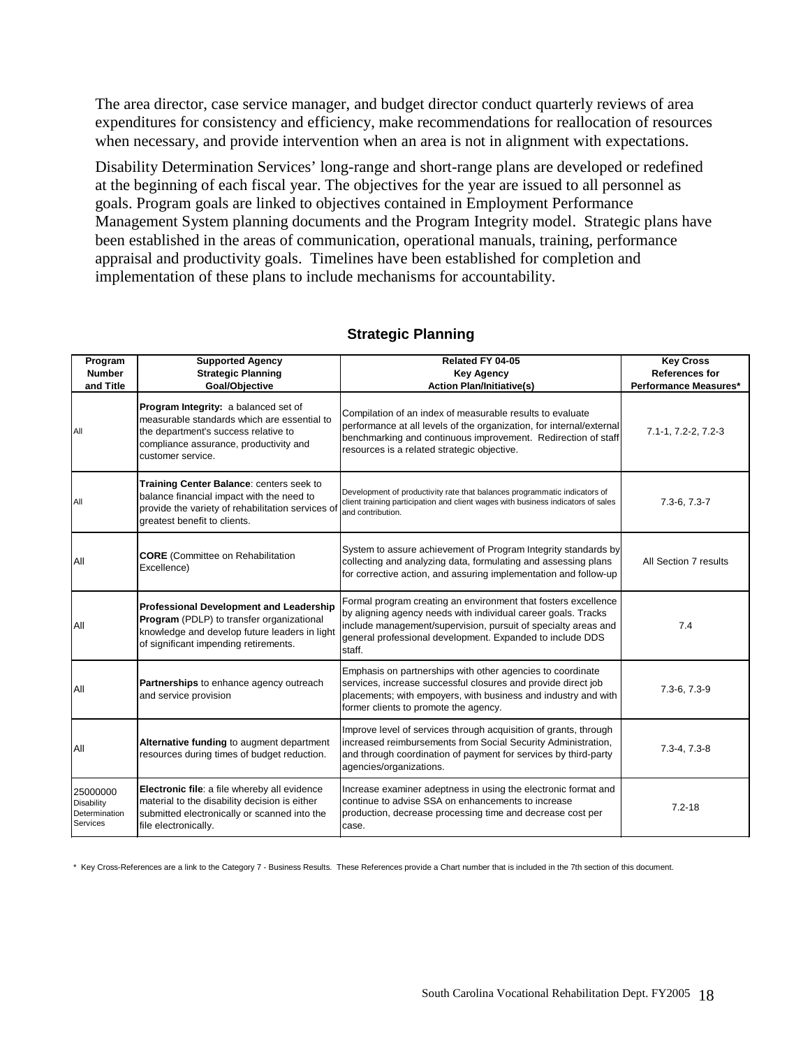The area director, case service manager, and budget director conduct quarterly reviews of area expenditures for consistency and efficiency, make recommendations for reallocation of resources when necessary, and provide intervention when an area is not in alignment with expectations.

Disability Determination Services' long-range and short-range plans are developed or redefined at the beginning of each fiscal year. The objectives for the year are issued to all personnel as goals. Program goals are linked to objectives contained in Employment Performance Management System planning documents and the Program Integrity model. Strategic plans have been established in the areas of communication, operational manuals, training, performance appraisal and productivity goals. Timelines have been established for completion and implementation of these plans to include mechanisms for accountability.

## Strategic Planning

| Program Number and Title | Supported Agency Strategic Planning Goal/Objective | Related FY 04-05 Key Agency Action Plan/Initiative(s) | Key Cross References for Performance Measures* |
|---|---|---|---|
| All | **Program Integrity:** a balanced set of measurable standards which are essential to the department's success relative to compliance assurance, productivity and customer service. | Compilation of an index of measurable results to evaluate performance at all levels of the organization, for internal/external benchmarking and continuous improvement. Redirection of staff resources is a related strategic objective. | 7.1-1, 7.2-2, 7.2-3 |
| All | **Training Center Balance**: centers seek to balance financial impact with the need to provide the variety of rehabilitation services of greatest benefit to clients. | Development of productivity rate that balances programmatic indicators of client training participation and client wages with business indicators of sales and contribution. | 7.3-6, 7.3-7 |
| All | **CORE** (Committee on Rehabilitation Excellence) | System to assure achievement of Program Integrity standards by collecting and analyzing data, formulating and assessing plans for corrective action, and assuring implementation and follow-up | All Section 7 results |
| All | **Professional Development and Leadership Program** (PDLP) to transfer organizational knowledge and develop future leaders in light of significant impending retirements. | Formal program creating an environment that fosters excellence by aligning agency needs with individual career goals. Tracks include management/supervision, pursuit of specialty areas and general professional development. Expanded to include DDS staff. | 7.4 |
| All | **Partnerships** to enhance agency outreach and service provision | Emphasis on partnerships with other agencies to coordinate services, increase successful closures and provide direct job placements; with empoyers, with business and industry and with former clients to promote the agency. | 7.3-6, 7.3-9 |
| All | **Alternative funding** to augment department resources during times of budget reduction. | Improve level of services through acquisition of grants, through increased reimbursements from Social Security Administration, and through coordination of payment for services by third-party agencies/organizations. | 7.3-4, 7.3-8 |
| 25000000 Disability Determination Services | **Electronic file**: a file whereby all evidence material to the disability decision is either submitted electronically or scanned into the file electronically. | Increase examiner adeptness in using the electronic format and continue to advise SSA on enhancements to increase production, decrease processing time and decrease cost per case. | 7.2-18 |

\* Key Cross-References are a link to the Category 7 - Business Results. These References provide a Chart number that is included in the 7th section of this document.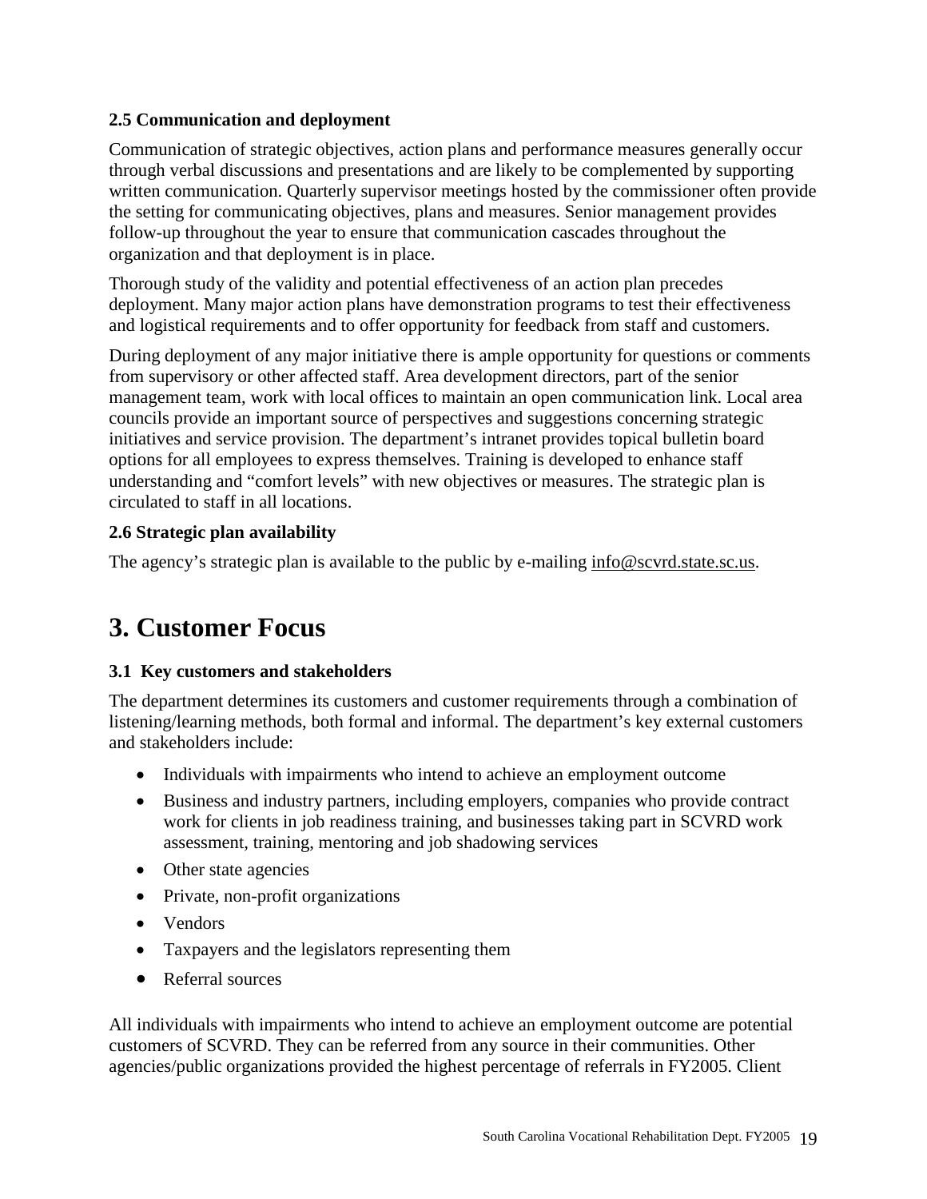### 2.5 Communication and deployment

Communication of strategic objectives, action plans and performance measures generally occur through verbal discussions and presentations and are likely to be complemented by supporting written communication. Quarterly supervisor meetings hosted by the commissioner often provide the setting for communicating objectives, plans and measures. Senior management provides follow-up throughout the year to ensure that communication cascades throughout the organization and that deployment is in place.

Thorough study of the validity and potential effectiveness of an action plan precedes deployment. Many major action plans have demonstration programs to test their effectiveness and logistical requirements and to offer opportunity for feedback from staff and customers.

During deployment of any major initiative there is ample opportunity for questions or comments from supervisory or other affected staff. Area development directors, part of the senior management team, work with local offices to maintain an open communication link. Local area councils provide an important source of perspectives and suggestions concerning strategic initiatives and service provision. The department's intranet provides topical bulletin board options for all employees to express themselves. Training is developed to enhance staff understanding and "comfort levels" with new objectives or measures. The strategic plan is circulated to staff in all locations.

### 2.6 Strategic plan availability

The agency's strategic plan is available to the public by e-mailing info@scvrd.state.sc.us.

# 3. Customer Focus

### 3.1 Key customers and stakeholders

The department determines its customers and customer requirements through a combination of listening/learning methods, both formal and informal. The department's key external customers and stakeholders include:

- Individuals with impairments who intend to achieve an employment outcome
- Business and industry partners, including employers, companies who provide contract work for clients in job readiness training, and businesses taking part in SCVRD work assessment, training, mentoring and job shadowing services
- Other state agencies
- Private, non-profit organizations
- Vendors
- Taxpayers and the legislators representing them
- Referral sources

All individuals with impairments who intend to achieve an employment outcome are potential customers of SCVRD. They can be referred from any source in their communities. Other agencies/public organizations provided the highest percentage of referrals in FY2005. Client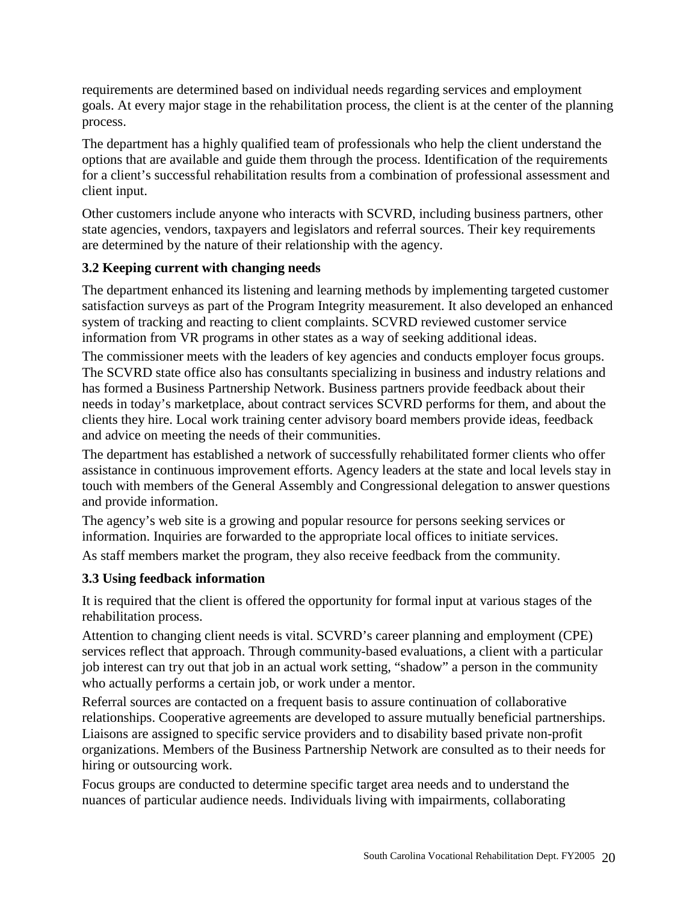requirements are determined based on individual needs regarding services and employment goals. At every major stage in the rehabilitation process, the client is at the center of the planning process.

The department has a highly qualified team of professionals who help the client understand the options that are available and guide them through the process. Identification of the requirements for a client's successful rehabilitation results from a combination of professional assessment and client input.

Other customers include anyone who interacts with SCVRD, including business partners, other state agencies, vendors, taxpayers and legislators and referral sources. Their key requirements are determined by the nature of their relationship with the agency.

**3.2 Keeping current with changing needs**

The department enhanced its listening and learning methods by implementing targeted customer satisfaction surveys as part of the Program Integrity measurement. It also developed an enhanced system of tracking and reacting to client complaints. SCVRD reviewed customer service information from VR programs in other states as a way of seeking additional ideas.

The commissioner meets with the leaders of key agencies and conducts employer focus groups. The SCVRD state office also has consultants specializing in business and industry relations and has formed a Business Partnership Network. Business partners provide feedback about their needs in today's marketplace, about contract services SCVRD performs for them, and about the clients they hire. Local work training center advisory board members provide ideas, feedback and advice on meeting the needs of their communities.

The department has established a network of successfully rehabilitated former clients who offer assistance in continuous improvement efforts. Agency leaders at the state and local levels stay in touch with members of the General Assembly and Congressional delegation to answer questions and provide information.

The agency's web site is a growing and popular resource for persons seeking services or information. Inquiries are forwarded to the appropriate local offices to initiate services.

As staff members market the program, they also receive feedback from the community.

**3.3 Using feedback information**

It is required that the client is offered the opportunity for formal input at various stages of the rehabilitation process.

Attention to changing client needs is vital. SCVRD's career planning and employment (CPE) services reflect that approach. Through community-based evaluations, a client with a particular job interest can try out that job in an actual work setting, "shadow" a person in the community who actually performs a certain job, or work under a mentor.

Referral sources are contacted on a frequent basis to assure continuation of collaborative relationships. Cooperative agreements are developed to assure mutually beneficial partnerships. Liaisons are assigned to specific service providers and to disability based private non-profit organizations. Members of the Business Partnership Network are consulted as to their needs for hiring or outsourcing work.

Focus groups are conducted to determine specific target area needs and to understand the nuances of particular audience needs. Individuals living with impairments, collaborating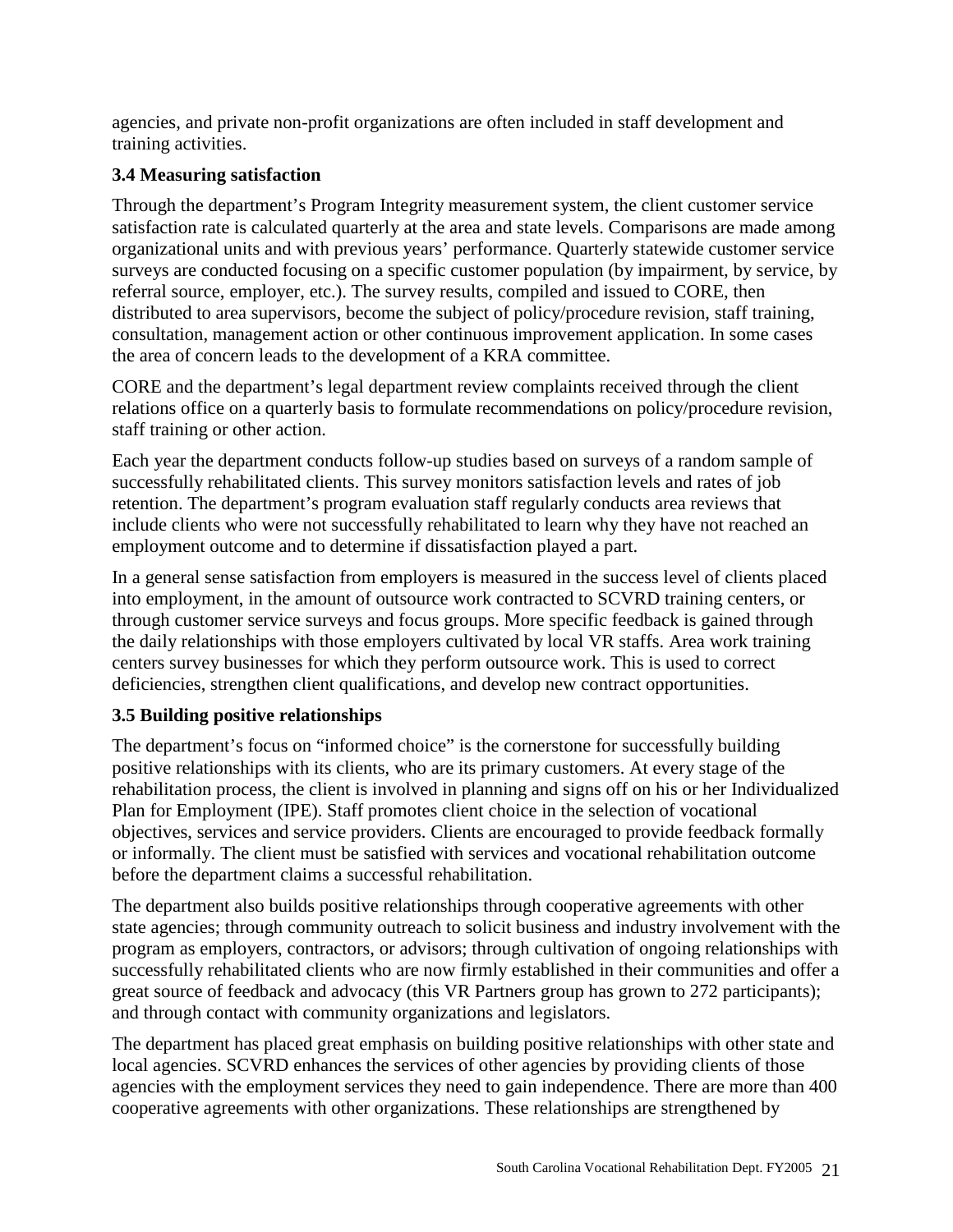agencies, and private non-profit organizations are often included in staff development and training activities.

**3.4 Measuring satisfaction**

Through the department's Program Integrity measurement system, the client customer service satisfaction rate is calculated quarterly at the area and state levels. Comparisons are made among organizational units and with previous years' performance. Quarterly statewide customer service surveys are conducted focusing on a specific customer population (by impairment, by service, by referral source, employer, etc.). The survey results, compiled and issued to CORE, then distributed to area supervisors, become the subject of policy/procedure revision, staff training, consultation, management action or other continuous improvement application. In some cases the area of concern leads to the development of a KRA committee.

CORE and the department's legal department review complaints received through the client relations office on a quarterly basis to formulate recommendations on policy/procedure revision, staff training or other action.

Each year the department conducts follow-up studies based on surveys of a random sample of successfully rehabilitated clients. This survey monitors satisfaction levels and rates of job retention. The department's program evaluation staff regularly conducts area reviews that include clients who were not successfully rehabilitated to learn why they have not reached an employment outcome and to determine if dissatisfaction played a part.

In a general sense satisfaction from employers is measured in the success level of clients placed into employment, in the amount of outsource work contracted to SCVRD training centers, or through customer service surveys and focus groups. More specific feedback is gained through the daily relationships with those employers cultivated by local VR staffs. Area work training centers survey businesses for which they perform outsource work. This is used to correct deficiencies, strengthen client qualifications, and develop new contract opportunities.

**3.5 Building positive relationships**

The department's focus on "informed choice" is the cornerstone for successfully building positive relationships with its clients, who are its primary customers. At every stage of the rehabilitation process, the client is involved in planning and signs off on his or her Individualized Plan for Employment (IPE). Staff promotes client choice in the selection of vocational objectives, services and service providers. Clients are encouraged to provide feedback formally or informally. The client must be satisfied with services and vocational rehabilitation outcome before the department claims a successful rehabilitation.

The department also builds positive relationships through cooperative agreements with other state agencies; through community outreach to solicit business and industry involvement with the program as employers, contractors, or advisors; through cultivation of ongoing relationships with successfully rehabilitated clients who are now firmly established in their communities and offer a great source of feedback and advocacy (this VR Partners group has grown to 272 participants); and through contact with community organizations and legislators.

The department has placed great emphasis on building positive relationships with other state and local agencies. SCVRD enhances the services of other agencies by providing clients of those agencies with the employment services they need to gain independence. There are more than 400 cooperative agreements with other organizations. These relationships are strengthened by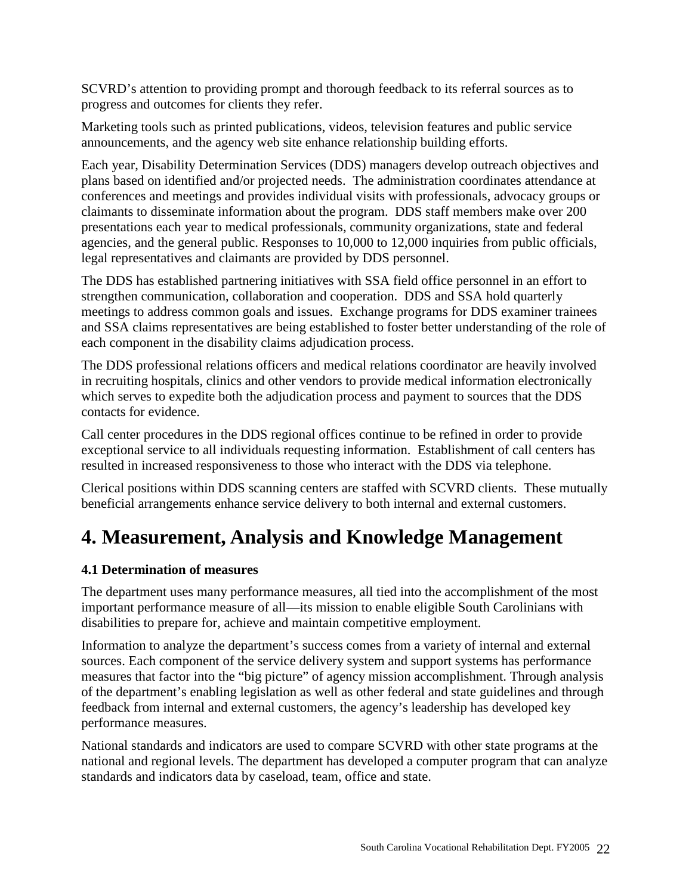SCVRD's attention to providing prompt and thorough feedback to its referral sources as to progress and outcomes for clients they refer.

Marketing tools such as printed publications, videos, television features and public service announcements, and the agency web site enhance relationship building efforts.

Each year, Disability Determination Services (DDS) managers develop outreach objectives and plans based on identified and/or projected needs. The administration coordinates attendance at conferences and meetings and provides individual visits with professionals, advocacy groups or claimants to disseminate information about the program. DDS staff members make over 200 presentations each year to medical professionals, community organizations, state and federal agencies, and the general public. Responses to 10,000 to 12,000 inquiries from public officials, legal representatives and claimants are provided by DDS personnel.

The DDS has established partnering initiatives with SSA field office personnel in an effort to strengthen communication, collaboration and cooperation. DDS and SSA hold quarterly meetings to address common goals and issues. Exchange programs for DDS examiner trainees and SSA claims representatives are being established to foster better understanding of the role of each component in the disability claims adjudication process.

The DDS professional relations officers and medical relations coordinator are heavily involved in recruiting hospitals, clinics and other vendors to provide medical information electronically which serves to expedite both the adjudication process and payment to sources that the DDS contacts for evidence.

Call center procedures in the DDS regional offices continue to be refined in order to provide exceptional service to all individuals requesting information. Establishment of call centers has resulted in increased responsiveness to those who interact with the DDS via telephone.

Clerical positions within DDS scanning centers are staffed with SCVRD clients. These mutually beneficial arrangements enhance service delivery to both internal and external customers.

# 4. Measurement, Analysis and Knowledge Management

**4.1 Determination of measures**

The department uses many performance measures, all tied into the accomplishment of the most important performance measure of all—its mission to enable eligible South Carolinians with disabilities to prepare for, achieve and maintain competitive employment.

Information to analyze the department's success comes from a variety of internal and external sources. Each component of the service delivery system and support systems has performance measures that factor into the "big picture" of agency mission accomplishment. Through analysis of the department's enabling legislation as well as other federal and state guidelines and through feedback from internal and external customers, the agency's leadership has developed key performance measures.

National standards and indicators are used to compare SCVRD with other state programs at the national and regional levels. The department has developed a computer program that can analyze standards and indicators data by caseload, team, office and state.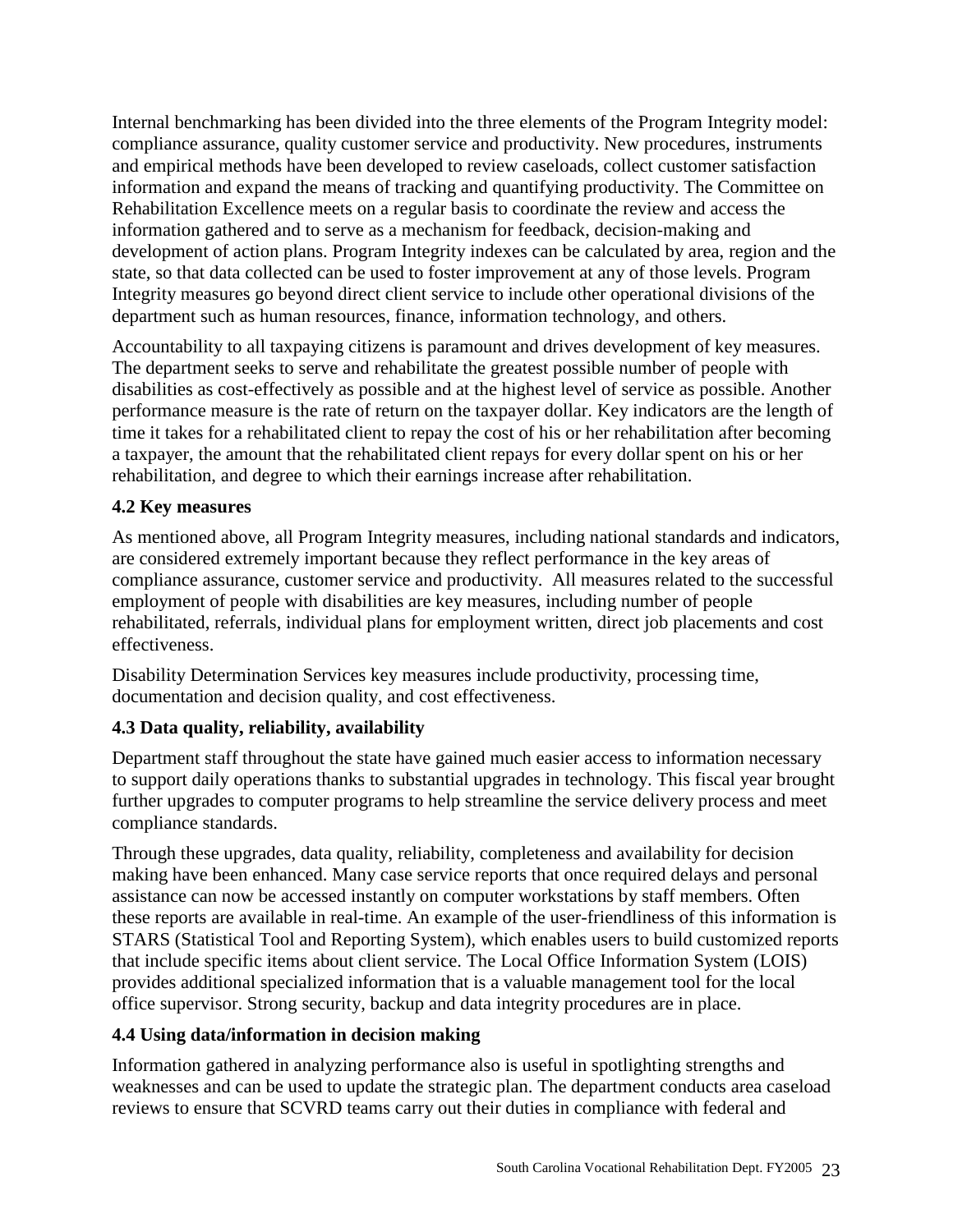Internal benchmarking has been divided into the three elements of the Program Integrity model: compliance assurance, quality customer service and productivity. New procedures, instruments and empirical methods have been developed to review caseloads, collect customer satisfaction information and expand the means of tracking and quantifying productivity. The Committee on Rehabilitation Excellence meets on a regular basis to coordinate the review and access the information gathered and to serve as a mechanism for feedback, decision-making and development of action plans. Program Integrity indexes can be calculated by area, region and the state, so that data collected can be used to foster improvement at any of those levels. Program Integrity measures go beyond direct client service to include other operational divisions of the department such as human resources, finance, information technology, and others.

Accountability to all taxpaying citizens is paramount and drives development of key measures. The department seeks to serve and rehabilitate the greatest possible number of people with disabilities as cost-effectively as possible and at the highest level of service as possible. Another performance measure is the rate of return on the taxpayer dollar. Key indicators are the length of time it takes for a rehabilitated client to repay the cost of his or her rehabilitation after becoming a taxpayer, the amount that the rehabilitated client repays for every dollar spent on his or her rehabilitation, and degree to which their earnings increase after rehabilitation.

**4.2 Key measures**

As mentioned above, all Program Integrity measures, including national standards and indicators, are considered extremely important because they reflect performance in the key areas of compliance assurance, customer service and productivity. All measures related to the successful employment of people with disabilities are key measures, including number of people rehabilitated, referrals, individual plans for employment written, direct job placements and cost effectiveness.

Disability Determination Services key measures include productivity, processing time, documentation and decision quality, and cost effectiveness.

**4.3 Data quality, reliability, availability**

Department staff throughout the state have gained much easier access to information necessary to support daily operations thanks to substantial upgrades in technology. This fiscal year brought further upgrades to computer programs to help streamline the service delivery process and meet compliance standards.

Through these upgrades, data quality, reliability, completeness and availability for decision making have been enhanced. Many case service reports that once required delays and personal assistance can now be accessed instantly on computer workstations by staff members. Often these reports are available in real-time. An example of the user-friendliness of this information is STARS (Statistical Tool and Reporting System), which enables users to build customized reports that include specific items about client service. The Local Office Information System (LOIS) provides additional specialized information that is a valuable management tool for the local office supervisor. Strong security, backup and data integrity procedures are in place.

**4.4 Using data/information in decision making**

Information gathered in analyzing performance also is useful in spotlighting strengths and weaknesses and can be used to update the strategic plan. The department conducts area caseload reviews to ensure that SCVRD teams carry out their duties in compliance with federal and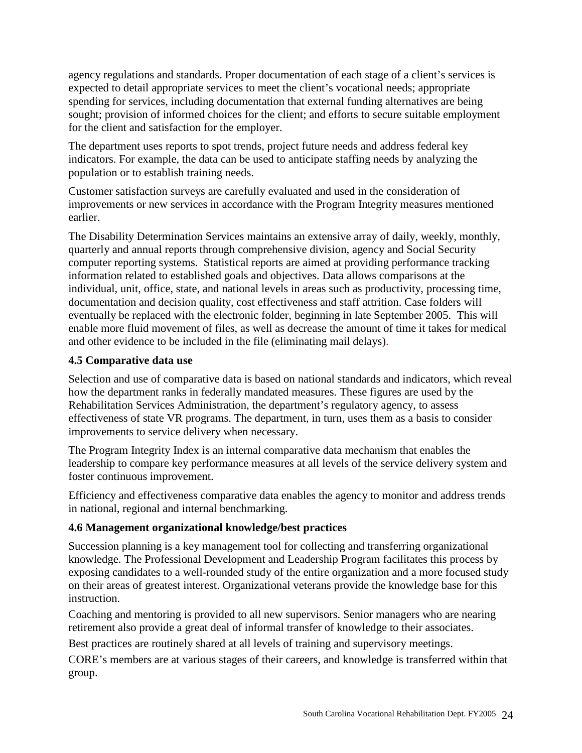agency regulations and standards. Proper documentation of each stage of a client's services is expected to detail appropriate services to meet the client's vocational needs; appropriate spending for services, including documentation that external funding alternatives are being sought; provision of informed choices for the client; and efforts to secure suitable employment for the client and satisfaction for the employer.

The department uses reports to spot trends, project future needs and address federal key indicators. For example, the data can be used to anticipate staffing needs by analyzing the population or to establish training needs.

Customer satisfaction surveys are carefully evaluated and used in the consideration of improvements or new services in accordance with the Program Integrity measures mentioned earlier.

The Disability Determination Services maintains an extensive array of daily, weekly, monthly, quarterly and annual reports through comprehensive division, agency and Social Security computer reporting systems. Statistical reports are aimed at providing performance tracking information related to established goals and objectives. Data allows comparisons at the individual, unit, office, state, and national levels in areas such as productivity, processing time, documentation and decision quality, cost effectiveness and staff attrition. Case folders will eventually be replaced with the electronic folder, beginning in late September 2005. This will enable more fluid movement of files, as well as decrease the amount of time it takes for medical and other evidence to be included in the file (eliminating mail delays).

**4.5 Comparative data use**

Selection and use of comparative data is based on national standards and indicators, which reveal how the department ranks in federally mandated measures. These figures are used by the Rehabilitation Services Administration, the department's regulatory agency, to assess effectiveness of state VR programs. The department, in turn, uses them as a basis to consider improvements to service delivery when necessary.

The Program Integrity Index is an internal comparative data mechanism that enables the leadership to compare key performance measures at all levels of the service delivery system and foster continuous improvement.

Efficiency and effectiveness comparative data enables the agency to monitor and address trends in national, regional and internal benchmarking.

**4.6 Management organizational knowledge/best practices**

Succession planning is a key management tool for collecting and transferring organizational knowledge. The Professional Development and Leadership Program facilitates this process by exposing candidates to a well-rounded study of the entire organization and a more focused study on their areas of greatest interest. Organizational veterans provide the knowledge base for this instruction.

Coaching and mentoring is provided to all new supervisors. Senior managers who are nearing retirement also provide a great deal of informal transfer of knowledge to their associates.

Best practices are routinely shared at all levels of training and supervisory meetings.

CORE's members are at various stages of their careers, and knowledge is transferred within that group.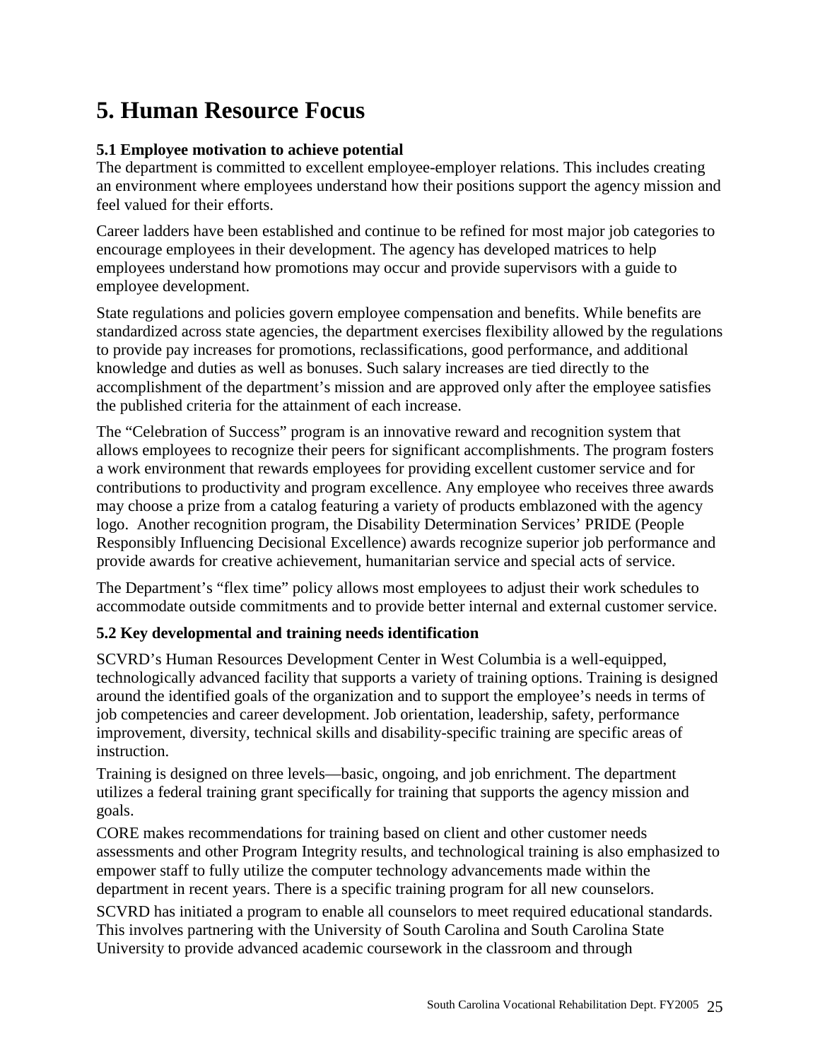# 5. Human Resource Focus

### 5.1 Employee motivation to achieve potential

The department is committed to excellent employee-employer relations. This includes creating an environment where employees understand how their positions support the agency mission and feel valued for their efforts.

Career ladders have been established and continue to be refined for most major job categories to encourage employees in their development. The agency has developed matrices to help employees understand how promotions may occur and provide supervisors with a guide to employee development.

State regulations and policies govern employee compensation and benefits. While benefits are standardized across state agencies, the department exercises flexibility allowed by the regulations to provide pay increases for promotions, reclassifications, good performance, and additional knowledge and duties as well as bonuses. Such salary increases are tied directly to the accomplishment of the department's mission and are approved only after the employee satisfies the published criteria for the attainment of each increase.

The "Celebration of Success" program is an innovative reward and recognition system that allows employees to recognize their peers for significant accomplishments. The program fosters a work environment that rewards employees for providing excellent customer service and for contributions to productivity and program excellence. Any employee who receives three awards may choose a prize from a catalog featuring a variety of products emblazoned with the agency logo. Another recognition program, the Disability Determination Services' PRIDE (People Responsibly Influencing Decisional Excellence) awards recognize superior job performance and provide awards for creative achievement, humanitarian service and special acts of service.

The Department's "flex time" policy allows most employees to adjust their work schedules to accommodate outside commitments and to provide better internal and external customer service.

### 5.2 Key developmental and training needs identification

SCVRD's Human Resources Development Center in West Columbia is a well-equipped, technologically advanced facility that supports a variety of training options. Training is designed around the identified goals of the organization and to support the employee's needs in terms of job competencies and career development. Job orientation, leadership, safety, performance improvement, diversity, technical skills and disability-specific training are specific areas of instruction.

Training is designed on three levels—basic, ongoing, and job enrichment. The department utilizes a federal training grant specifically for training that supports the agency mission and goals.

CORE makes recommendations for training based on client and other customer needs assessments and other Program Integrity results, and technological training is also emphasized to empower staff to fully utilize the computer technology advancements made within the department in recent years. There is a specific training program for all new counselors.

SCVRD has initiated a program to enable all counselors to meet required educational standards. This involves partnering with the University of South Carolina and South Carolina State University to provide advanced academic coursework in the classroom and through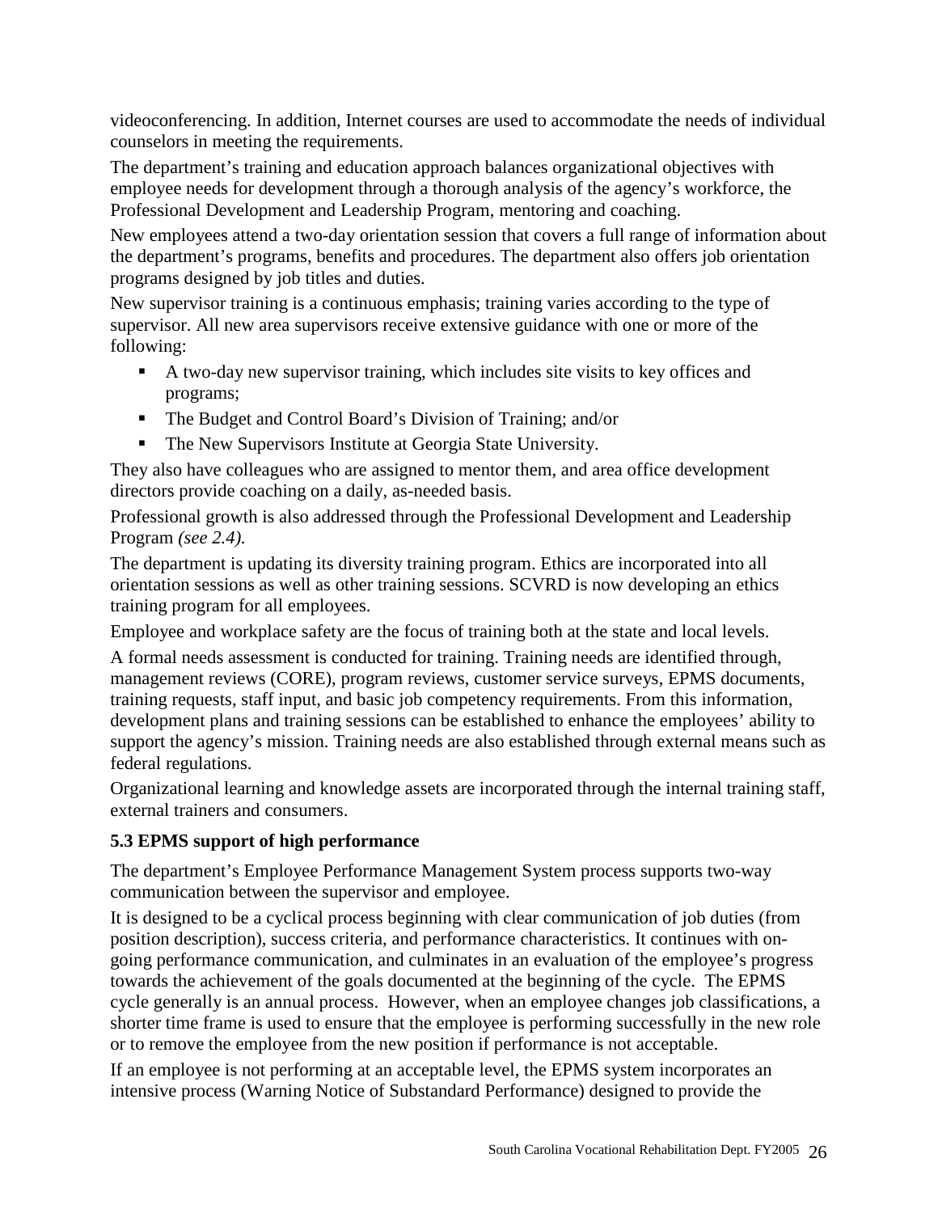videoconferencing. In addition, Internet courses are used to accommodate the needs of individual counselors in meeting the requirements.

The department's training and education approach balances organizational objectives with employee needs for development through a thorough analysis of the agency's workforce, the Professional Development and Leadership Program, mentoring and coaching.

New employees attend a two-day orientation session that covers a full range of information about the department's programs, benefits and procedures. The department also offers job orientation programs designed by job titles and duties.

New supervisor training is a continuous emphasis; training varies according to the type of supervisor. All new area supervisors receive extensive guidance with one or more of the following:

- A two-day new supervisor training, which includes site visits to key offices and programs;
- The Budget and Control Board's Division of Training; and/or
- The New Supervisors Institute at Georgia State University.

They also have colleagues who are assigned to mentor them, and area office development directors provide coaching on a daily, as-needed basis.

Professional growth is also addressed through the Professional Development and Leadership Program *(see 2.4).*

The department is updating its diversity training program. Ethics are incorporated into all orientation sessions as well as other training sessions. SCVRD is now developing an ethics training program for all employees.

Employee and workplace safety are the focus of training both at the state and local levels.

A formal needs assessment is conducted for training. Training needs are identified through, management reviews (CORE), program reviews, customer service surveys, EPMS documents, training requests, staff input, and basic job competency requirements. From this information, development plans and training sessions can be established to enhance the employees' ability to support the agency's mission. Training needs are also established through external means such as federal regulations.

Organizational learning and knowledge assets are incorporated through the internal training staff, external trainers and consumers.

**5.3 EPMS support of high performance**

The department's Employee Performance Management System process supports two-way communication between the supervisor and employee.

It is designed to be a cyclical process beginning with clear communication of job duties (from position description), success criteria, and performance characteristics. It continues with on-going performance communication, and culminates in an evaluation of the employee's progress towards the achievement of the goals documented at the beginning of the cycle. The EPMS cycle generally is an annual process. However, when an employee changes job classifications, a shorter time frame is used to ensure that the employee is performing successfully in the new role or to remove the employee from the new position if performance is not acceptable.

If an employee is not performing at an acceptable level, the EPMS system incorporates an intensive process (Warning Notice of Substandard Performance) designed to provide the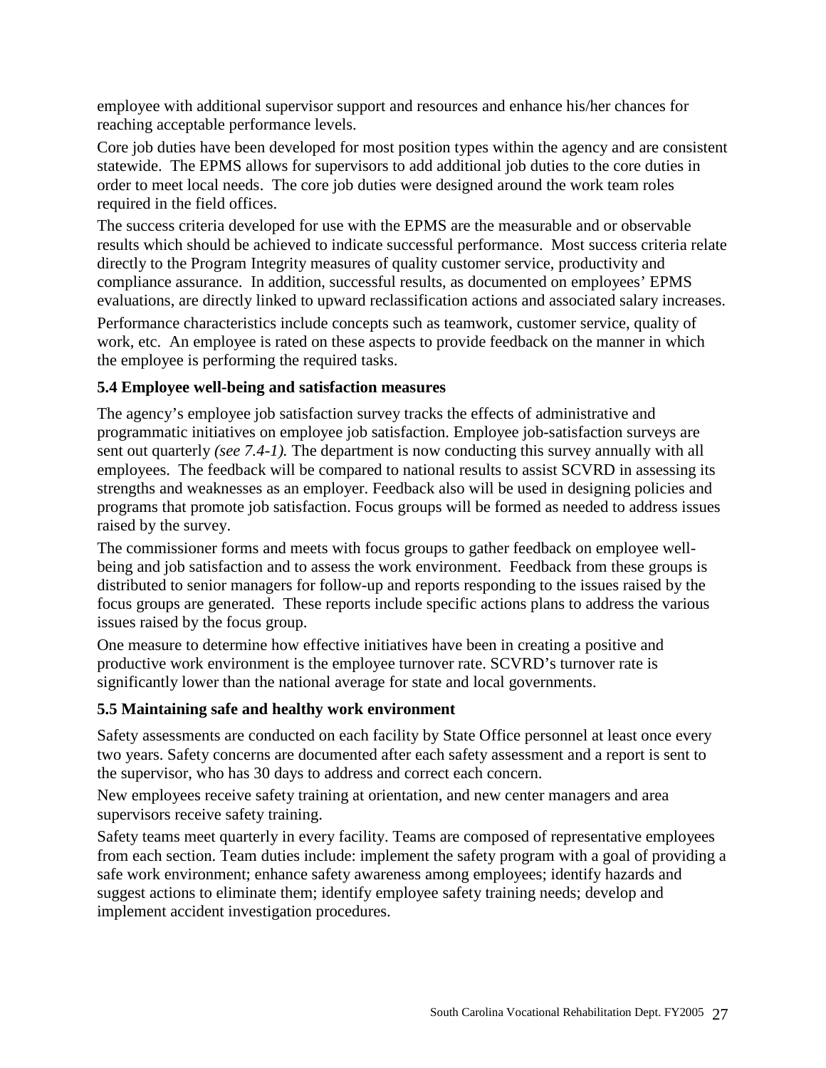employee with additional supervisor support and resources and enhance his/her chances for reaching acceptable performance levels.

Core job duties have been developed for most position types within the agency and are consistent statewide. The EPMS allows for supervisors to add additional job duties to the core duties in order to meet local needs. The core job duties were designed around the work team roles required in the field offices.

The success criteria developed for use with the EPMS are the measurable and or observable results which should be achieved to indicate successful performance. Most success criteria relate directly to the Program Integrity measures of quality customer service, productivity and compliance assurance. In addition, successful results, as documented on employees' EPMS evaluations, are directly linked to upward reclassification actions and associated salary increases.

Performance characteristics include concepts such as teamwork, customer service, quality of work, etc. An employee is rated on these aspects to provide feedback on the manner in which the employee is performing the required tasks.

### 5.4 Employee well-being and satisfaction measures

The agency's employee job satisfaction survey tracks the effects of administrative and programmatic initiatives on employee job satisfaction. Employee job-satisfaction surveys are sent out quarterly *(see 7.4-1).* The department is now conducting this survey annually with all employees. The feedback will be compared to national results to assist SCVRD in assessing its strengths and weaknesses as an employer. Feedback also will be used in designing policies and programs that promote job satisfaction. Focus groups will be formed as needed to address issues raised by the survey.

The commissioner forms and meets with focus groups to gather feedback on employee well-being and job satisfaction and to assess the work environment. Feedback from these groups is distributed to senior managers for follow-up and reports responding to the issues raised by the focus groups are generated. These reports include specific actions plans to address the various issues raised by the focus group.

One measure to determine how effective initiatives have been in creating a positive and productive work environment is the employee turnover rate. SCVRD's turnover rate is significantly lower than the national average for state and local governments.

### 5.5 Maintaining safe and healthy work environment

Safety assessments are conducted on each facility by State Office personnel at least once every two years. Safety concerns are documented after each safety assessment and a report is sent to the supervisor, who has 30 days to address and correct each concern.

New employees receive safety training at orientation, and new center managers and area supervisors receive safety training.

Safety teams meet quarterly in every facility. Teams are composed of representative employees from each section. Team duties include: implement the safety program with a goal of providing a safe work environment; enhance safety awareness among employees; identify hazards and suggest actions to eliminate them; identify employee safety training needs; develop and implement accident investigation procedures.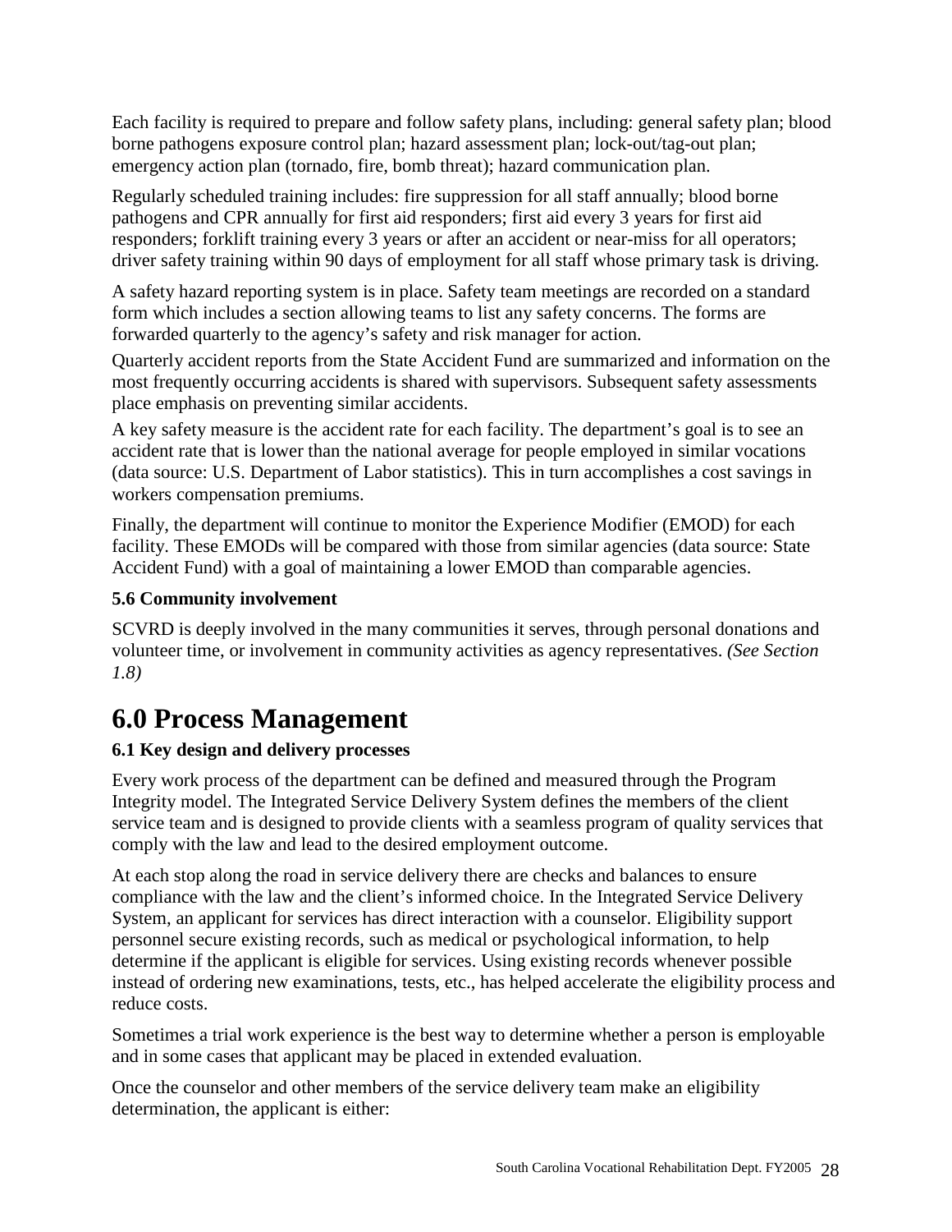Each facility is required to prepare and follow safety plans, including: general safety plan; blood borne pathogens exposure control plan; hazard assessment plan; lock-out/tag-out plan; emergency action plan (tornado, fire, bomb threat); hazard communication plan.

Regularly scheduled training includes: fire suppression for all staff annually; blood borne pathogens and CPR annually for first aid responders; first aid every 3 years for first aid responders; forklift training every 3 years or after an accident or near-miss for all operators; driver safety training within 90 days of employment for all staff whose primary task is driving.

A safety hazard reporting system is in place. Safety team meetings are recorded on a standard form which includes a section allowing teams to list any safety concerns. The forms are forwarded quarterly to the agency's safety and risk manager for action.

Quarterly accident reports from the State Accident Fund are summarized and information on the most frequently occurring accidents is shared with supervisors. Subsequent safety assessments place emphasis on preventing similar accidents.

A key safety measure is the accident rate for each facility. The department's goal is to see an accident rate that is lower than the national average for people employed in similar vocations (data source: U.S. Department of Labor statistics). This in turn accomplishes a cost savings in workers compensation premiums.

Finally, the department will continue to monitor the Experience Modifier (EMOD) for each facility. These EMODs will be compared with those from similar agencies (data source: State Accident Fund) with a goal of maintaining a lower EMOD than comparable agencies.

### 5.6 Community involvement

SCVRD is deeply involved in the many communities it serves, through personal donations and volunteer time, or involvement in community activities as agency representatives. *(See Section 1.8)*

# 6.0 Process Management

### 6.1 Key design and delivery processes

Every work process of the department can be defined and measured through the Program Integrity model. The Integrated Service Delivery System defines the members of the client service team and is designed to provide clients with a seamless program of quality services that comply with the law and lead to the desired employment outcome.

At each stop along the road in service delivery there are checks and balances to ensure compliance with the law and the client's informed choice. In the Integrated Service Delivery System, an applicant for services has direct interaction with a counselor. Eligibility support personnel secure existing records, such as medical or psychological information, to help determine if the applicant is eligible for services. Using existing records whenever possible instead of ordering new examinations, tests, etc., has helped accelerate the eligibility process and reduce costs.

Sometimes a trial work experience is the best way to determine whether a person is employable and in some cases that applicant may be placed in extended evaluation.

Once the counselor and other members of the service delivery team make an eligibility determination, the applicant is either: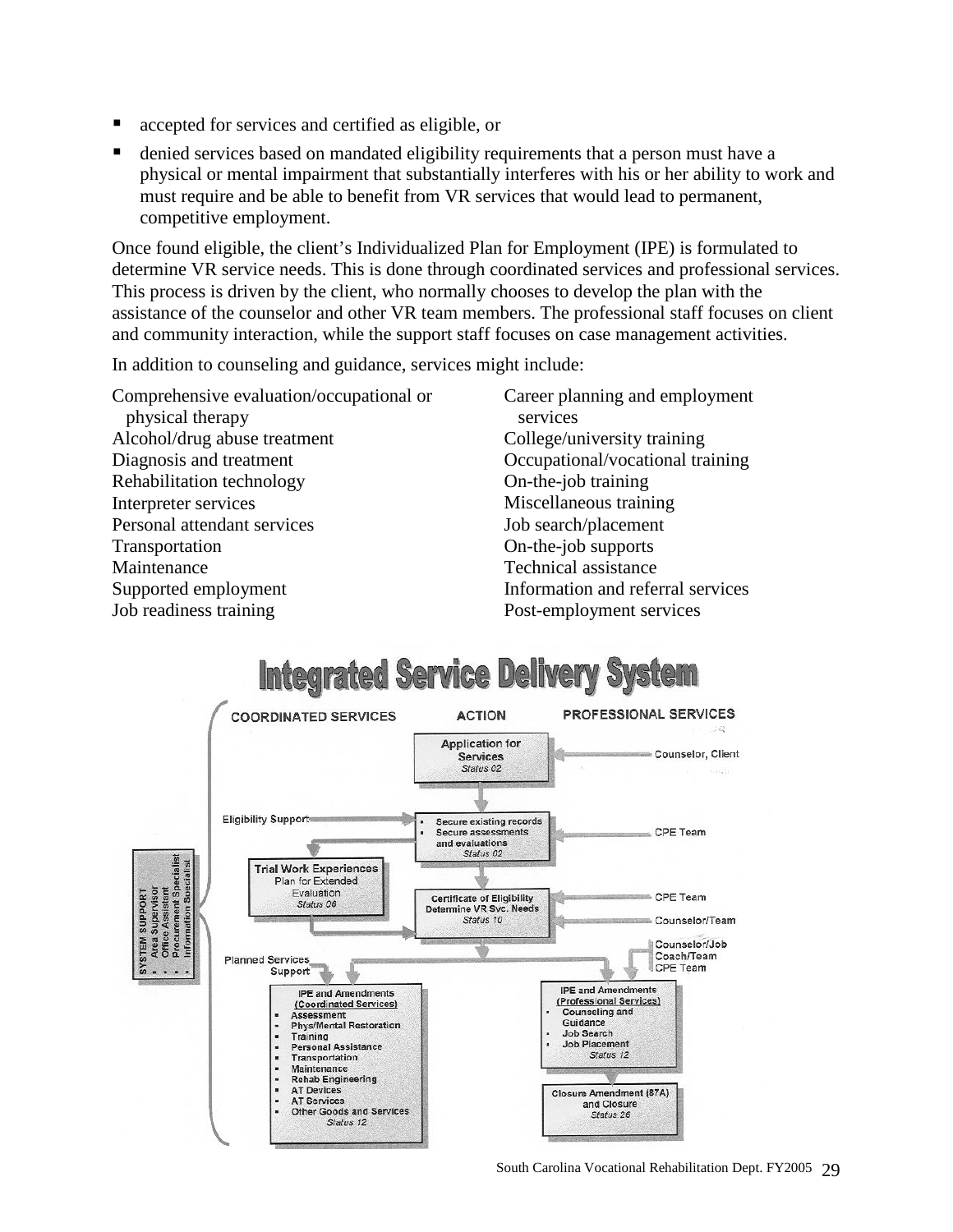- accepted for services and certified as eligible, or
- denied services based on mandated eligibility requirements that a person must have a physical or mental impairment that substantially interferes with his or her ability to work and must require and be able to benefit from VR services that would lead to permanent, competitive employment.

Once found eligible, the client's Individualized Plan for Employment (IPE) is formulated to determine VR service needs. This is done through coordinated services and professional services. This process is driven by the client, who normally chooses to develop the plan with the assistance of the counselor and other VR team members. The professional staff focuses on client and community interaction, while the support staff focuses on case management activities.

In addition to counseling and guidance, services might include:

Comprehensive evaluation/occupational or physical therapy
Alcohol/drug abuse treatment
Diagnosis and treatment
Rehabilitation technology
Interpreter services
Personal attendant services
Transportation
Maintenance
Supported employment
Job readiness training
Career planning and employment services
College/university training
Occupational/vocational training
On-the-job training
Miscellaneous training
Job search/placement
On-the-job supports
Technical assistance
Information and referral services
Post-employment services

## Integrated Service Delivery System

COORDINATED SERVICES | ACTION | PROFESSIONAL SERVICES

SYSTEM SUPPORT
- Area Supervisor
- Office Assistant
- Procurement Specialist
- Information Specialist

Application for Services
*Status 02*
← Counselor, Client

Eligibility Support →
- Secure existing records
- Secure assessments and evaluations
*Status 02*
← CPE Team

Trial Work Experiences
Plan for Extended Evaluation
*Status 06*

Certificate of Eligibility
Determine VR Svc. Needs
*Status 10*
← CPE Team
← Counselor/Team

Planned Services Support
Counselor/Job Coach/Team
CPE Team

IPE and Amendments
(Coordinated Services)
- Assessment
- Phys/Mental Restoration
- Training
- Personal Assistance
- Transportation
- Maintenance
- Rehab Engineering
- AT Devices
- AT Services
- Other Goods and Services
*Status 12*

IPE and Amendments
(Professional Services)
- Counseling and Guidance
- Job Search
- Job Placement
*Status 12*

Closure Amendment (87A) and Closure
*Status 26*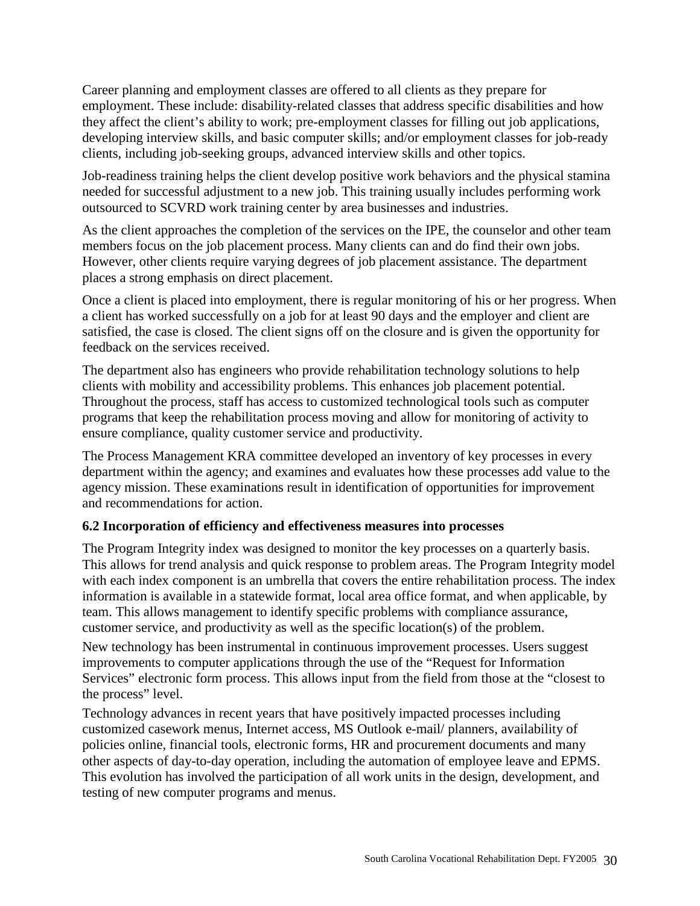Career planning and employment classes are offered to all clients as they prepare for employment. These include: disability-related classes that address specific disabilities and how they affect the client's ability to work; pre-employment classes for filling out job applications, developing interview skills, and basic computer skills; and/or employment classes for job-ready clients, including job-seeking groups, advanced interview skills and other topics.

Job-readiness training helps the client develop positive work behaviors and the physical stamina needed for successful adjustment to a new job. This training usually includes performing work outsourced to SCVRD work training center by area businesses and industries.

As the client approaches the completion of the services on the IPE, the counselor and other team members focus on the job placement process. Many clients can and do find their own jobs. However, other clients require varying degrees of job placement assistance. The department places a strong emphasis on direct placement.

Once a client is placed into employment, there is regular monitoring of his or her progress. When a client has worked successfully on a job for at least 90 days and the employer and client are satisfied, the case is closed. The client signs off on the closure and is given the opportunity for feedback on the services received.

The department also has engineers who provide rehabilitation technology solutions to help clients with mobility and accessibility problems. This enhances job placement potential. Throughout the process, staff has access to customized technological tools such as computer programs that keep the rehabilitation process moving and allow for monitoring of activity to ensure compliance, quality customer service and productivity.

The Process Management KRA committee developed an inventory of key processes in every department within the agency; and examines and evaluates how these processes add value to the agency mission. These examinations result in identification of opportunities for improvement and recommendations for action.

**6.2 Incorporation of efficiency and effectiveness measures into processes**

The Program Integrity index was designed to monitor the key processes on a quarterly basis. This allows for trend analysis and quick response to problem areas. The Program Integrity model with each index component is an umbrella that covers the entire rehabilitation process. The index information is available in a statewide format, local area office format, and when applicable, by team. This allows management to identify specific problems with compliance assurance, customer service, and productivity as well as the specific location(s) of the problem.

New technology has been instrumental in continuous improvement processes. Users suggest improvements to computer applications through the use of the "Request for Information Services" electronic form process. This allows input from the field from those at the "closest to the process" level.

Technology advances in recent years that have positively impacted processes including customized casework menus, Internet access, MS Outlook e-mail/ planners, availability of policies online, financial tools, electronic forms, HR and procurement documents and many other aspects of day-to-day operation, including the automation of employee leave and EPMS. This evolution has involved the participation of all work units in the design, development, and testing of new computer programs and menus.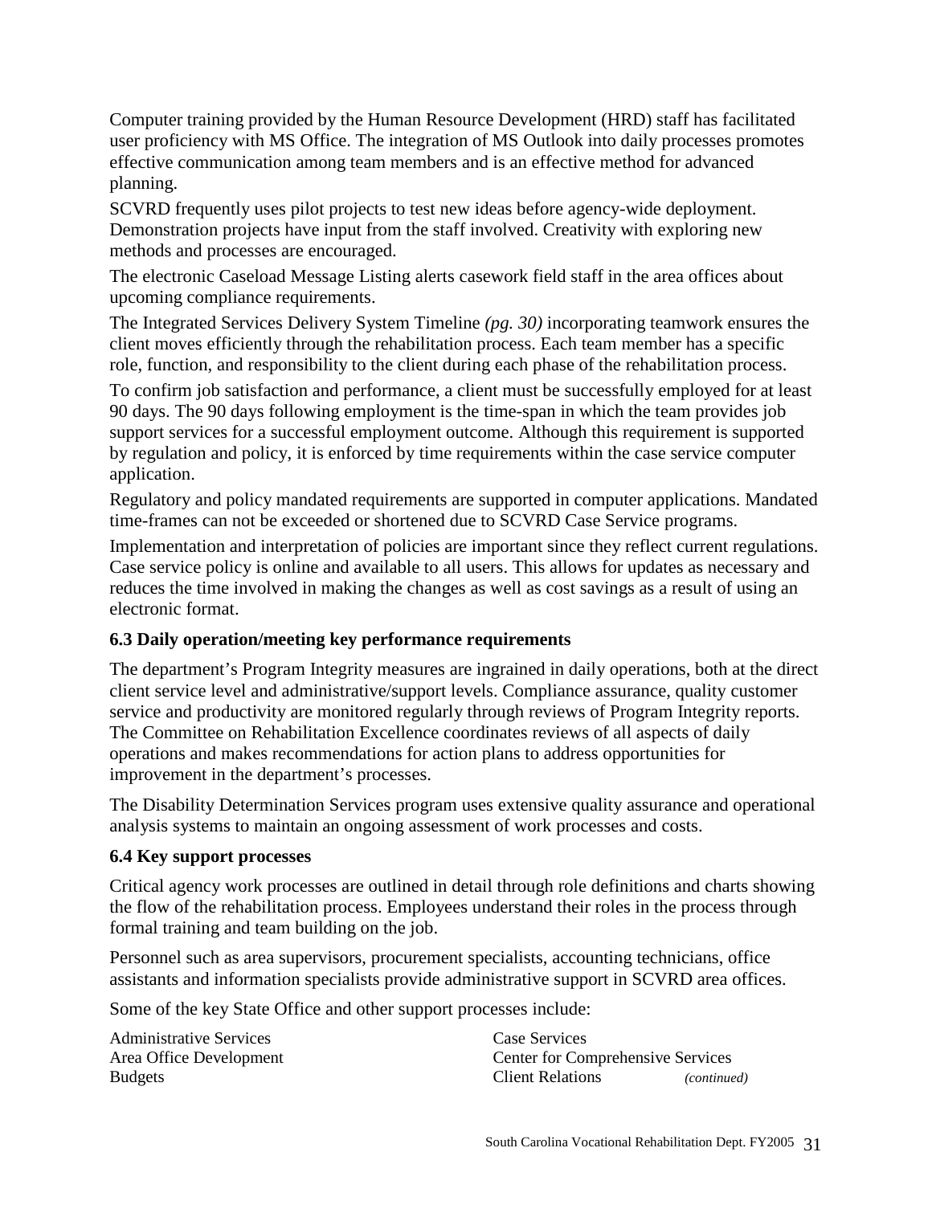Computer training provided by the Human Resource Development (HRD) staff has facilitated user proficiency with MS Office. The integration of MS Outlook into daily processes promotes effective communication among team members and is an effective method for advanced planning.

SCVRD frequently uses pilot projects to test new ideas before agency-wide deployment. Demonstration projects have input from the staff involved. Creativity with exploring new methods and processes are encouraged.

The electronic Caseload Message Listing alerts casework field staff in the area offices about upcoming compliance requirements.

The Integrated Services Delivery System Timeline *(pg. 30)* incorporating teamwork ensures the client moves efficiently through the rehabilitation process. Each team member has a specific role, function, and responsibility to the client during each phase of the rehabilitation process.

To confirm job satisfaction and performance, a client must be successfully employed for at least 90 days. The 90 days following employment is the time-span in which the team provides job support services for a successful employment outcome. Although this requirement is supported by regulation and policy, it is enforced by time requirements within the case service computer application.

Regulatory and policy mandated requirements are supported in computer applications. Mandated time-frames can not be exceeded or shortened due to SCVRD Case Service programs.

Implementation and interpretation of policies are important since they reflect current regulations. Case service policy is online and available to all users. This allows for updates as necessary and reduces the time involved in making the changes as well as cost savings as a result of using an electronic format.

### 6.3 Daily operation/meeting key performance requirements

The department's Program Integrity measures are ingrained in daily operations, both at the direct client service level and administrative/support levels. Compliance assurance, quality customer service and productivity are monitored regularly through reviews of Program Integrity reports. The Committee on Rehabilitation Excellence coordinates reviews of all aspects of daily operations and makes recommendations for action plans to address opportunities for improvement in the department's processes.

The Disability Determination Services program uses extensive quality assurance and operational analysis systems to maintain an ongoing assessment of work processes and costs.

### 6.4 Key support processes

Critical agency work processes are outlined in detail through role definitions and charts showing the flow of the rehabilitation process. Employees understand their roles in the process through formal training and team building on the job.

Personnel such as area supervisors, procurement specialists, accounting technicians, office assistants and information specialists provide administrative support in SCVRD area offices.

Some of the key State Office and other support processes include:

Administrative Services
Area Office Development
Budgets
Case Services
Center for Comprehensive Services
Client Relations *(continued)*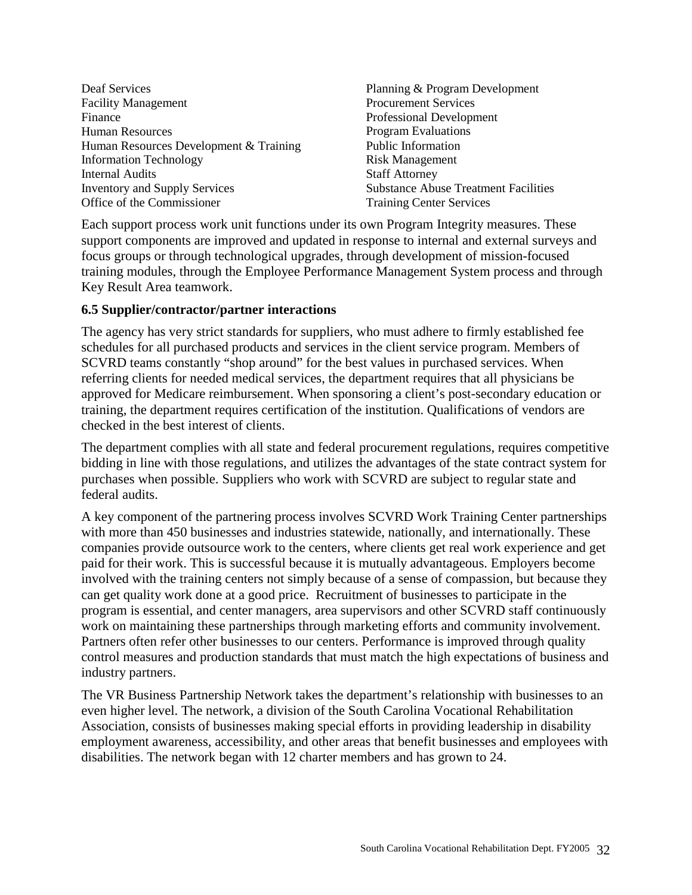Deaf Services
Facility Management
Finance
Human Resources
Human Resources Development & Training
Information Technology
Internal Audits
Inventory and Supply Services
Office of the Commissioner
Planning & Program Development
Procurement Services
Professional Development
Program Evaluations
Public Information
Risk Management
Staff Attorney
Substance Abuse Treatment Facilities
Training Center Services

Each support process work unit functions under its own Program Integrity measures. These support components are improved and updated in response to internal and external surveys and focus groups or through technological upgrades, through development of mission-focused training modules, through the Employee Performance Management System process and through Key Result Area teamwork.

**6.5 Supplier/contractor/partner interactions**

The agency has very strict standards for suppliers, who must adhere to firmly established fee schedules for all purchased products and services in the client service program. Members of SCVRD teams constantly "shop around" for the best values in purchased services. When referring clients for needed medical services, the department requires that all physicians be approved for Medicare reimbursement. When sponsoring a client's post-secondary education or training, the department requires certification of the institution. Qualifications of vendors are checked in the best interest of clients.

The department complies with all state and federal procurement regulations, requires competitive bidding in line with those regulations, and utilizes the advantages of the state contract system for purchases when possible. Suppliers who work with SCVRD are subject to regular state and federal audits.

A key component of the partnering process involves SCVRD Work Training Center partnerships with more than 450 businesses and industries statewide, nationally, and internationally. These companies provide outsource work to the centers, where clients get real work experience and get paid for their work. This is successful because it is mutually advantageous. Employers become involved with the training centers not simply because of a sense of compassion, but because they can get quality work done at a good price. Recruitment of businesses to participate in the program is essential, and center managers, area supervisors and other SCVRD staff continuously work on maintaining these partnerships through marketing efforts and community involvement. Partners often refer other businesses to our centers. Performance is improved through quality control measures and production standards that must match the high expectations of business and industry partners.

The VR Business Partnership Network takes the department's relationship with businesses to an even higher level. The network, a division of the South Carolina Vocational Rehabilitation Association, consists of businesses making special efforts in providing leadership in disability employment awareness, accessibility, and other areas that benefit businesses and employees with disabilities. The network began with 12 charter members and has grown to 24.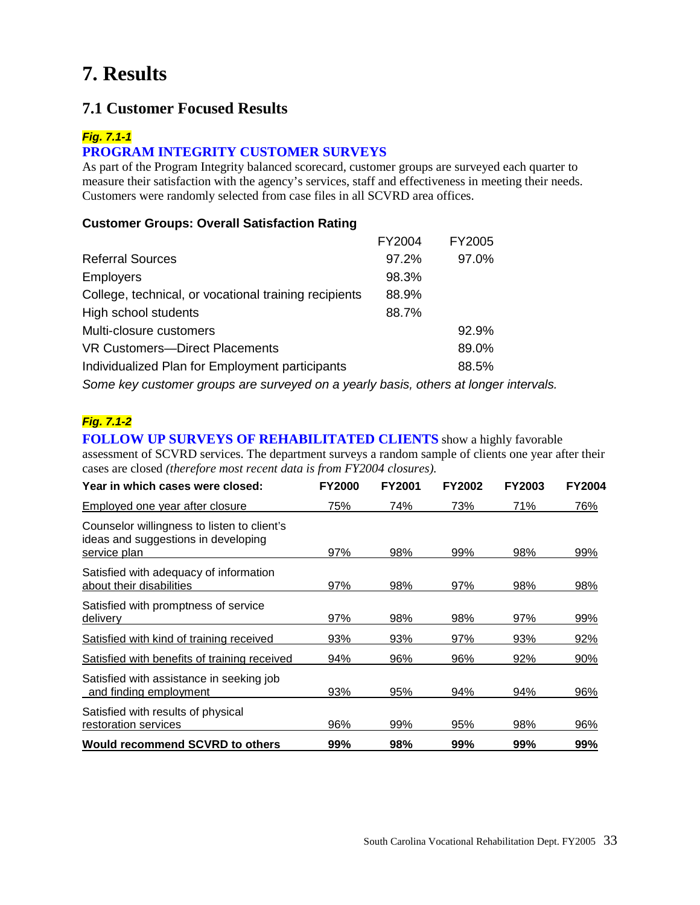# 7. Results

## 7.1 Customer Focused Results

***Fig. 7.1-1***

**PROGRAM INTEGRITY CUSTOMER SURVEYS**

As part of the Program Integrity balanced scorecard, customer groups are surveyed each quarter to measure their satisfaction with the agency's services, staff and effectiveness in meeting their needs. Customers were randomly selected from case files in all SCVRD area offices.

**Customer Groups: Overall Satisfaction Rating**

| | FY2004 | FY2005 |
|---|---|---|
| Referral Sources | 97.2% | 97.0% |
| Employers | 98.3% | |
| College, technical, or vocational training recipients | 88.9% | |
| High school students | 88.7% | |
| Multi-closure customers | | 92.9% |
| VR Customers—Direct Placements | | 89.0% |
| Individualized Plan for Employment participants | | 88.5% |

*Some key customer groups are surveyed on a yearly basis, others at longer intervals.*

***Fig. 7.1-2***

**FOLLOW UP SURVEYS OF REHABILITATED CLIENTS** show a highly favorable assessment of SCVRD services. The department surveys a random sample of clients one year after their cases are closed *(therefore most recent data is from FY2004 closures).*

| Year in which cases were closed: | FY2000 | FY2001 | FY2002 | FY2003 | FY2004 |
|---|---|---|---|---|---|
| Employed one year after closure | 75% | 74% | 73% | 71% | 76% |
| Counselor willingness to listen to client's ideas and suggestions in developing service plan | 97% | 98% | 99% | 98% | 99% |
| Satisfied with adequacy of information about their disabilities | 97% | 98% | 97% | 98% | 98% |
| Satisfied with promptness of service delivery | 97% | 98% | 98% | 97% | 99% |
| Satisfied with kind of training received | 93% | 93% | 97% | 93% | 92% |
| Satisfied with benefits of training received | 94% | 96% | 96% | 92% | 90% |
| Satisfied with assistance in seeking job and finding employment | 93% | 95% | 94% | 94% | 96% |
| Satisfied with results of physical restoration services | 96% | 99% | 95% | 98% | 96% |
| **Would recommend SCVRD to others** | **99%** | **98%** | **99%** | **99%** | **99%** |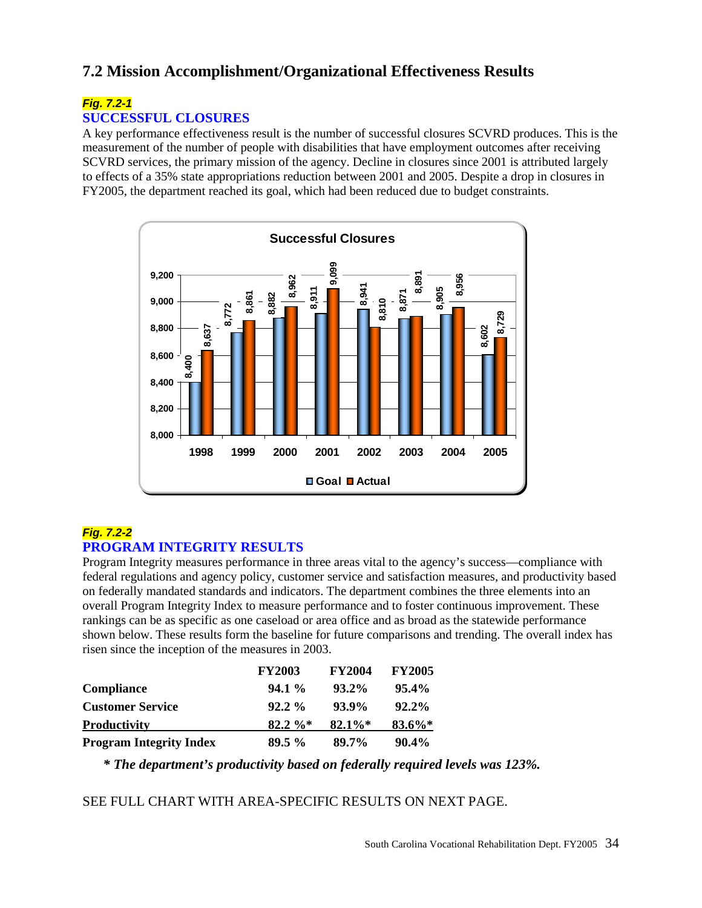## 7.2 Mission Accomplishment/Organizational Effectiveness Results

***Fig. 7.2-1***

### SUCCESSFUL CLOSURES

A key performance effectiveness result is the number of successful closures SCVRD produces. This is the measurement of the number of people with disabilities that have employment outcomes after receiving SCVRD services, the primary mission of the agency. Decline in closures since 2001 is attributed largely to effects of a 35% state appropriations reduction between 2001 and 2005. Despite a drop in closures in FY2005, the department reached its goal, which had been reduced due to budget constraints.

**Successful Closures**

| Year | Goal | Actual |
|---|---|---|
| 1998 | 8,400 | 8,637 |
| 1999 | 8,772 | 8,861 |
| 2000 | 8,882 | 8,962 |
| 2001 | 8,911 | 9,099 |
| 2002 | 8,941 | 8,810 |
| 2003 | 8,871 | 8,891 |
| 2004 | 8,905 | 8,956 |
| 2005 | 8,602 | 8,729 |

***Fig. 7.2-2***

### PROGRAM INTEGRITY RESULTS

Program Integrity measures performance in three areas vital to the agency's success—compliance with federal regulations and agency policy, customer service and satisfaction measures, and productivity based on federally mandated standards and indicators. The department combines the three elements into an overall Program Integrity Index to measure performance and to foster continuous improvement. These rankings can be as specific as one caseload or area office and as broad as the statewide performance shown below. These results form the baseline for future comparisons and trending. The overall index has risen since the inception of the measures in 2003.

| | FY2003 | FY2004 | FY2005 |
|---|---|---|---|
| **Compliance** | 94.1 % | 93.2% | 95.4% |
| **Customer Service** | 92.2 % | 93.9% | 92.2% |
| **Productivity** | 82.2 %* | 82.1%* | 83.6%* |
| **Program Integrity Index** | 89.5 % | 89.7% | 90.4% |

***\* The department's productivity based on federally required levels was 123%.***

SEE FULL CHART WITH AREA-SPECIFIC RESULTS ON NEXT PAGE.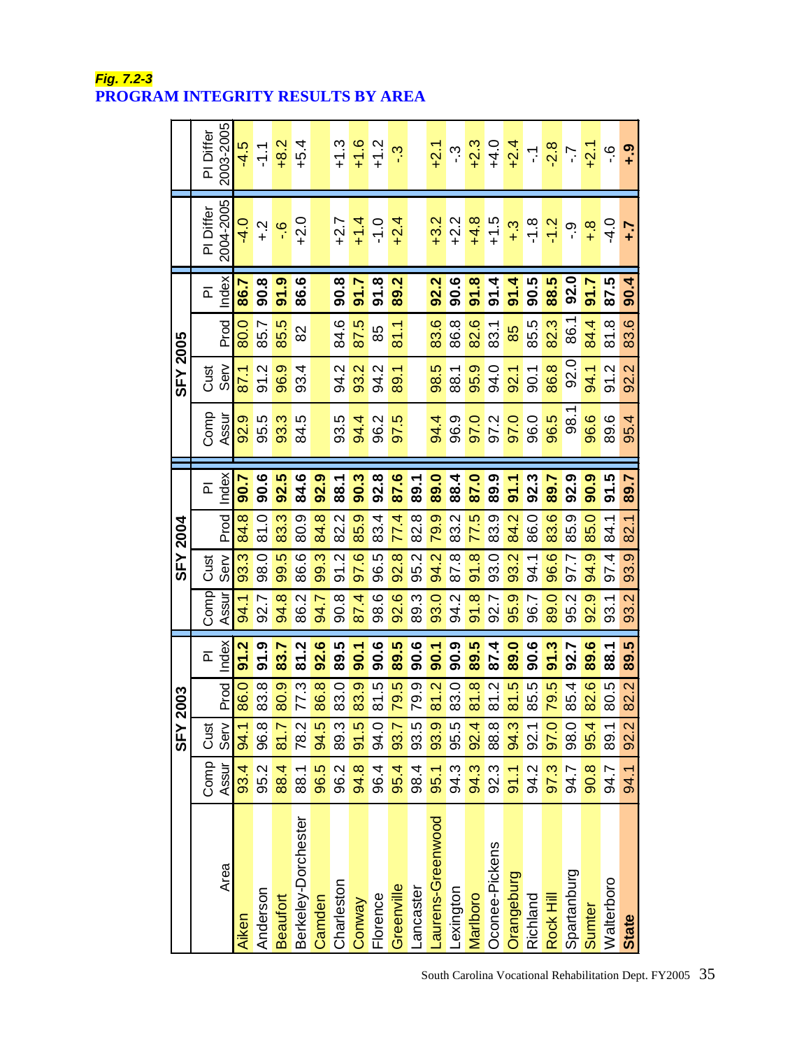***Fig. 7.2-3***
**PROGRAM INTEGRITY RESULTS BY AREA**

| Area | SFY 2003 | | | | SFY 2004 | | | | SFY 2005 | | | | PI Differ 2004-2005 | PI Differ 2003-2005 |
|---|---|---|---|---|---|---|---|---|---|---|---|---|---|---|
| | Comp Assur | Cust Serv | Prod | PI Index | Comp Assur | Cust Serv | Prod | PI Index | Comp Assur | Cust Serv | Prod | PI Index | | |
| Aiken | 93.4 | 94.1 | 86.0 | **91.2** | 94.1 | 93.3 | 84.8 | **90.7** | 92.9 | 87.1 | 80.0 | **86.7** | -4.0 | -4.5 |
| Anderson | 95.2 | 96.8 | 83.8 | **91.9** | 92.7 | 98.0 | 81.0 | **90.6** | 95.5 | 91.2 | 85.7 | **90.8** | +.2 | -1.1 |
| Beaufort | 88.4 | 81.7 | 80.9 | **83.7** | 94.8 | 99.5 | 83.3 | **92.5** | 93.3 | 96.9 | 85.5 | **91.9** | -.6 | +8.2 |
| Berkeley-Dorchester | 88.1 | 78.2 | 77.3 | **81.2** | 86.2 | 86.6 | 80.9 | **84.6** | 84.5 | 93.4 | 82 | **86.6** | +2.0 | +5.4 |
| Camden | 96.5 | 94.5 | 86.8 | **92.6** | 94.7 | 99.3 | 84.8 | **92.9** | | | | | | |
| Charleston | 96.2 | 89.3 | 83.0 | **89.5** | 90.8 | 91.2 | 82.2 | **88.1** | 93.5 | 94.2 | 84.6 | **90.8** | +2.7 | +1.3 |
| Conway | 94.8 | 91.5 | 83.9 | **90.1** | 87.4 | 97.6 | 85.9 | **90.3** | 94.4 | 93.2 | 87.5 | **91.7** | +1.4 | +1.6 |
| Florence | 96.4 | 94.0 | 81.5 | **90.6** | 98.6 | 96.5 | 83.4 | **92.8** | 96.2 | 94.2 | 85 | **91.8** | -1.0 | +1.2 |
| Greenville | 95.4 | 93.7 | 79.5 | **89.5** | 92.6 | 92.8 | 77.4 | **87.6** | 97.5 | 89.1 | 81.1 | **89.2** | +2.4 | -.3 |
| Lancaster | 98.4 | 93.5 | 79.9 | **90.6** | 89.3 | 95.2 | 82.8 | **89.1** | | | | | | |
| Laurens-Greenwood | 95.1 | 93.9 | 81.2 | **90.1** | 93.0 | 94.2 | 79.9 | **89.0** | 94.4 | 98.5 | 83.6 | **92.2** | +3.2 | +2.1 |
| Lexington | 94.3 | 95.5 | 83.0 | **90.9** | 94.2 | 87.8 | 83.2 | **88.4** | 96.9 | 88.1 | 86.8 | **90.6** | +2.2 | -.3 |
| Marlboro | 94.3 | 92.4 | 81.8 | **89.5** | 91.8 | 91.8 | 77.5 | **87.0** | 97.0 | 95.9 | 82.6 | **91.8** | +4.8 | +2.3 |
| Oconee-Pickens | 92.3 | 88.8 | 81.2 | **87.4** | 92.7 | 93.0 | 83.9 | **89.9** | 97.2 | 94.0 | 83.1 | **91.4** | +1.5 | +4.0 |
| Orangeburg | 91.1 | 94.3 | 81.5 | **89.0** | 95.9 | 93.2 | 84.2 | **91.1** | 97.0 | 92.1 | 85 | **91.4** | +.3 | +2.4 |
| Richland | 94.2 | 92.1 | 85.5 | **90.6** | 96.7 | 94.1 | 86.0 | **92.3** | 96.0 | 90.1 | 85.5 | **90.5** | -1.8 | -.1 |
| Rock Hill | 97.3 | 97.0 | 79.5 | **91.3** | 89.0 | 96.6 | 83.6 | **89.7** | 96.5 | 86.8 | 82.3 | **88.5** | -1.2 | -2.8 |
| Spartanburg | 94.7 | 98.0 | 85.4 | **92.7** | 95.2 | 97.7 | 85.9 | **92.9** | 98.1 | 92.0 | 86.1 | **92.0** | -.9 | -.7 |
| Sumter | 90.8 | 95.4 | 82.6 | **89.6** | 92.9 | 94.9 | 85.0 | **90.9** | 96.6 | 94.1 | 84.4 | **91.7** | +.8 | +2.1 |
| Walterboro | 94.7 | 89.1 | 80.5 | **88.1** | 93.1 | 97.4 | 84.1 | **91.5** | 89.6 | 91.2 | 81.8 | **87.5** | -4.0 | -.6 |
| **State** | 94.1 | 92.2 | 82.2 | **89.5** | 93.2 | 93.9 | 82.1 | **89.7** | 95.4 | 92.2 | 83.6 | **90.4** | **+.7** | **+.9** |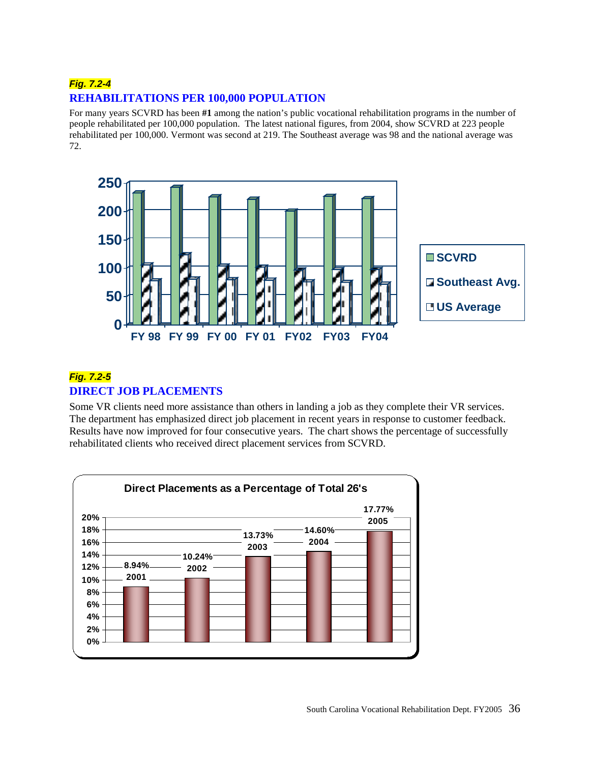***Fig. 7.2-4***

## REHABILITATIONS PER 100,000 POPULATION

For many years SCVRD has been **#1** among the nation's public vocational rehabilitation programs in the number of people rehabilitated per 100,000 population. The latest national figures, from 2004, show SCVRD at 223 people rehabilitated per 100,000. Vermont was second at 219. The Southeast average was 98 and the national average was 72.

***Fig. 7.2-5***

## DIRECT JOB PLACEMENTS

Some VR clients need more assistance than others in landing a job as they complete their VR services. The department has emphasized direct job placement in recent years in response to customer feedback. Results have now improved for four consecutive years. The chart shows the percentage of successfully rehabilitated clients who received direct placement services from SCVRD.

**Direct Placements as a Percentage of Total 26's**

| Year | Percentage |
|---|---|
| 2001 | 8.94% |
| 2002 | 10.24% |
| 2003 | 13.73% |
| 2004 | 14.60% |
| 2005 | 17.77% |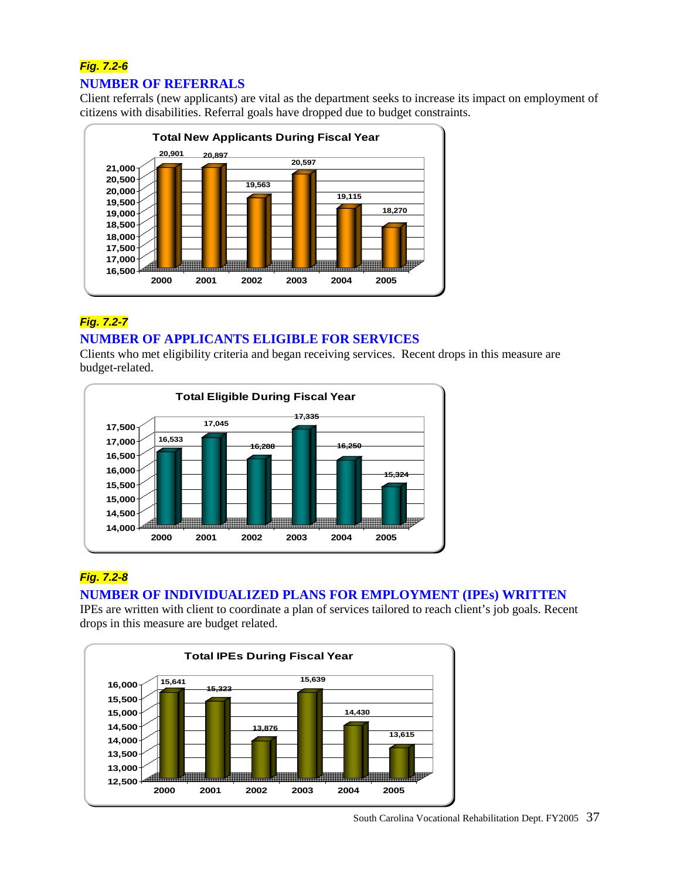***Fig. 7.2-6***

## NUMBER OF REFERRALS

Client referrals (new applicants) are vital as the department seeks to increase its impact on employment of citizens with disabilities. Referral goals have dropped due to budget constraints.

**Total New Applicants During Fiscal Year**

| Year | Applicants |
|---|---|
| 2000 | 20,901 |
| 2001 | 20,897 |
| 2002 | 19,563 |
| 2003 | 20,597 |
| 2004 | 19,115 |
| 2005 | 18,270 |

***Fig. 7.2-7***

## NUMBER OF APPLICANTS ELIGIBLE FOR SERVICES

Clients who met eligibility criteria and began receiving services. Recent drops in this measure are budget-related.

**Total Eligible During Fiscal Year**

| Year | Eligible |
|---|---|
| 2000 | 16,533 |
| 2001 | 17,045 |
| 2002 | 16,288 |
| 2003 | 17,335 |
| 2004 | 16,250 |
| 2005 | 15,324 |

***Fig. 7.2-8***

## NUMBER OF INDIVIDUALIZED PLANS FOR EMPLOYMENT (IPEs) WRITTEN

IPEs are written with client to coordinate a plan of services tailored to reach client's job goals. Recent drops in this measure are budget related.

**Total IPEs During Fiscal Year**

| Year | IPEs |
|---|---|
| 2000 | 15,641 |
| 2001 | 15,323 |
| 2002 | 13,876 |
| 2003 | 15,639 |
| 2004 | 14,430 |
| 2005 | 13,615 |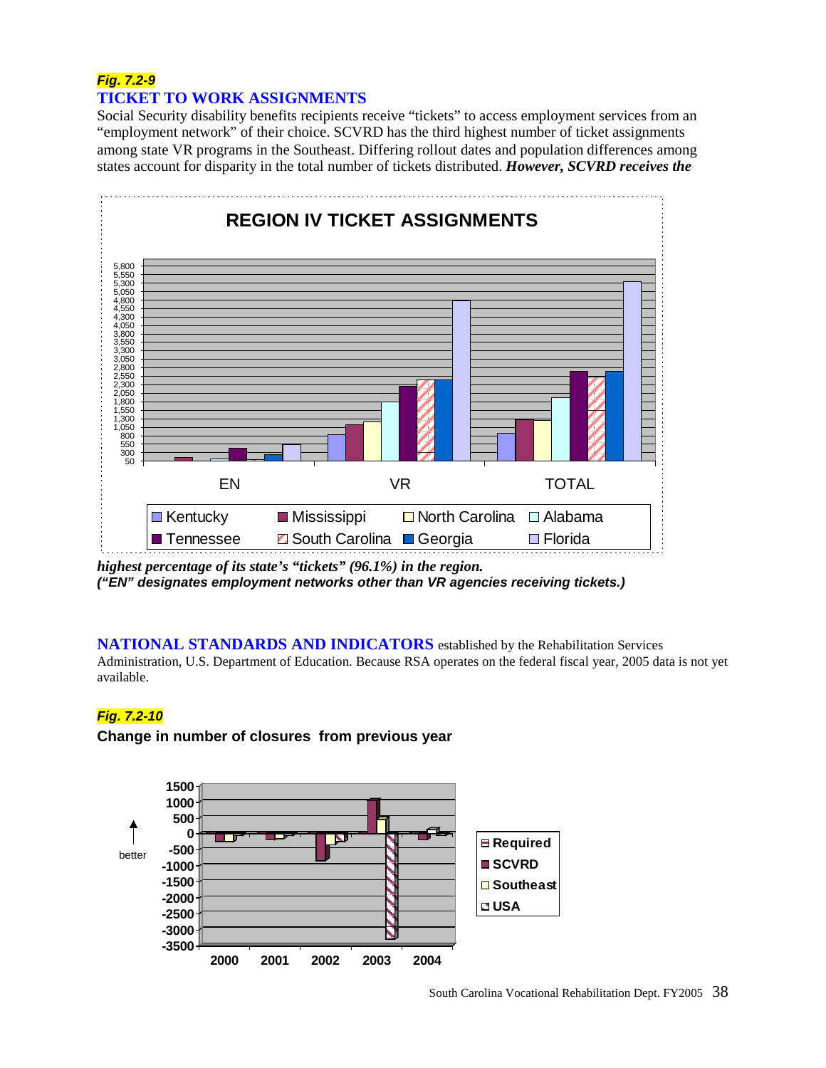***Fig. 7.2-9***

## TICKET TO WORK ASSIGNMENTS

Social Security disability benefits recipients receive “tickets” to access employment services from an “employment network” of their choice. SCVRD has the third highest number of ticket assignments among state VR programs in the Southeast. Differing rollout dates and population differences among states account for disparity in the total number of tickets distributed. ***However, SCVRD receives the highest percentage of its state’s “tickets” (96.1%) in the region.***

***(“EN” designates employment networks other than VR agencies receiving tickets.)***

**NATIONAL STANDARDS AND INDICATORS** established by the Rehabilitation Services Administration, U.S. Department of Education. Because RSA operates on the federal fiscal year, 2005 data is not yet available.

***Fig. 7.2-10***

**Change in number of closures from previous year**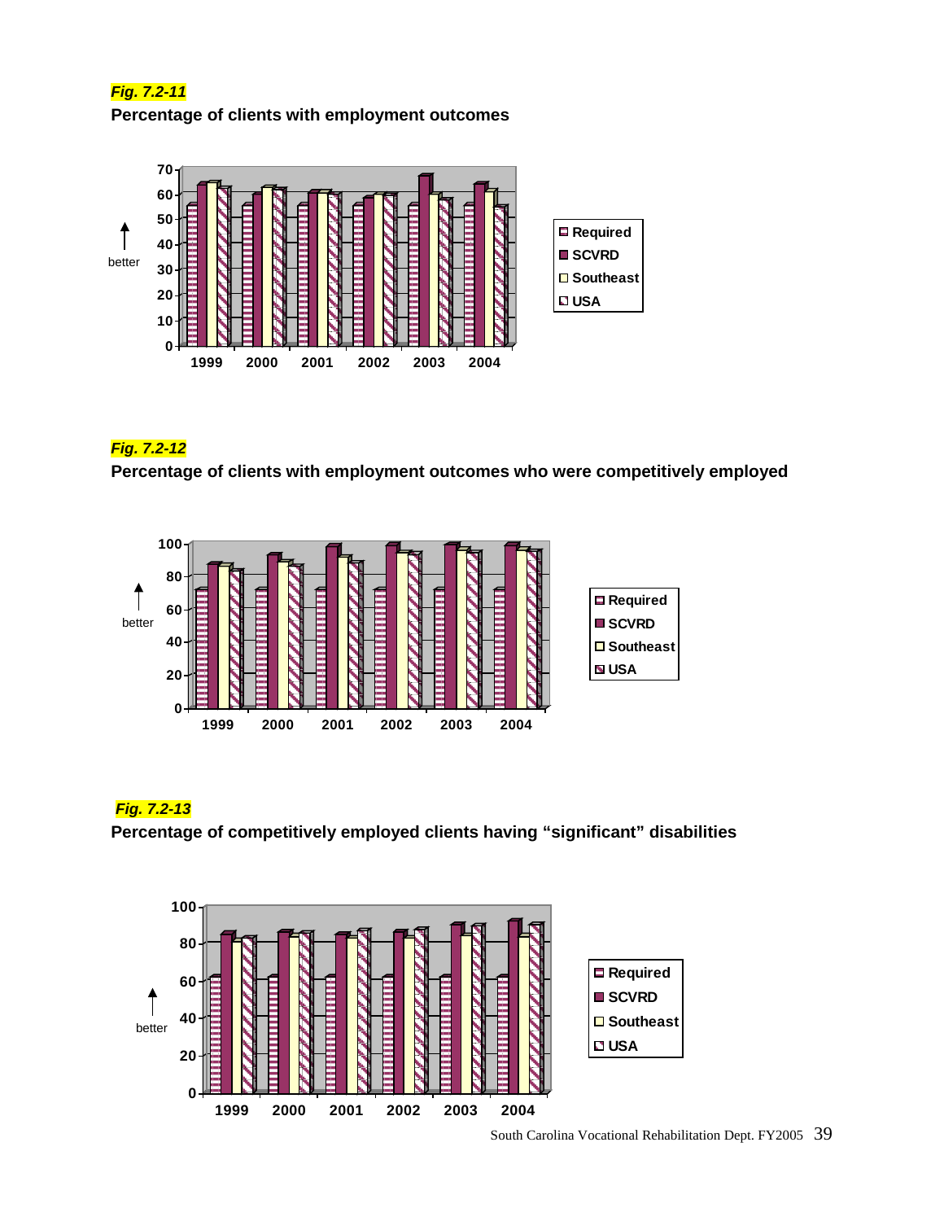***Fig. 7.2-11***

**Percentage of clients with employment outcomes**

***Fig. 7.2-12***

**Percentage of clients with employment outcomes who were competitively employed**

***Fig. 7.2-13***

**Percentage of competitively employed clients having "significant" disabilities**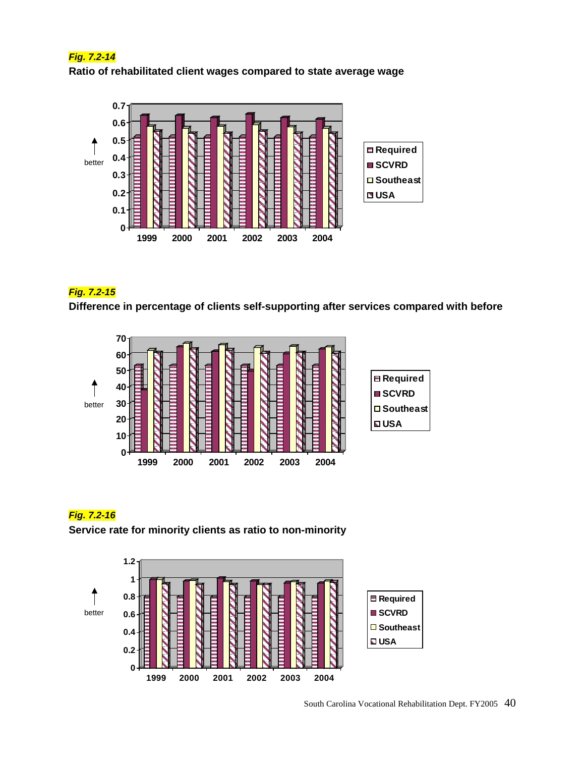***Fig. 7.2-14***

**Ratio of rehabilitated client wages compared to state average wage**

***Fig. 7.2-15***

**Difference in percentage of clients self-supporting after services compared with before**

***Fig. 7.2-16***

**Service rate for minority clients as ratio to non-minority**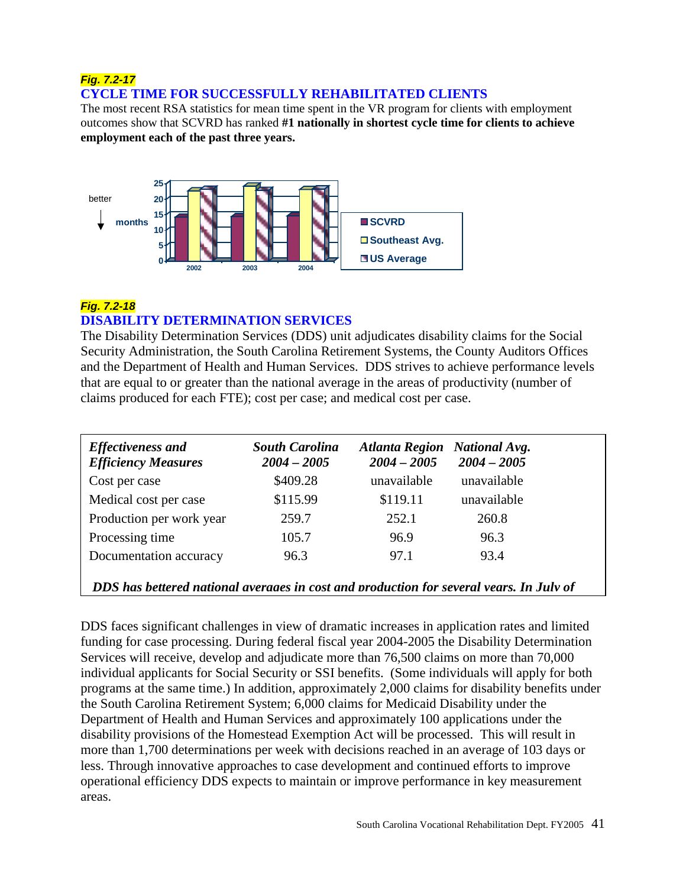***Fig. 7.2-17***

## CYCLE TIME FOR SUCCESSFULLY REHABILITATED CLIENTS

The most recent RSA statistics for mean time spent in the VR program for clients with employment outcomes show that SCVRD has ranked **#1 nationally in shortest cycle time for clients to achieve employment each of the past three years.**

better ↓ months

25
20
15
10
5
0

2002 2003 2004

SCVRD
Southeast Avg.
US Average

***Fig. 7.2-18***

## DISABILITY DETERMINATION SERVICES

The Disability Determination Services (DDS) unit adjudicates disability claims for the Social Security Administration, the South Carolina Retirement Systems, the County Auditors Offices and the Department of Health and Human Services. DDS strives to achieve performance levels that are equal to or greater than the national average in the areas of productivity (number of claims produced for each FTE); cost per case; and medical cost per case.

| *Effectiveness and Efficiency Measures* | *South Carolina 2004 – 2005* | *Atlanta Region 2004 – 2005* | *National Avg. 2004 – 2005* |
|---|---|---|---|
| Cost per case | $409.28 | unavailable | unavailable |
| Medical cost per case | $115.99 | $119.11 | unavailable |
| Production per work year | 259.7 | 252.1 | 260.8 |
| Processing time | 105.7 | 96.9 | 96.3 |
| Documentation accuracy | 96.3 | 97.1 | 93.4 |

***DDS has bettered national averages in cost and production for several years. In July of***

DDS faces significant challenges in view of dramatic increases in application rates and limited funding for case processing. During federal fiscal year 2004-2005 the Disability Determination Services will receive, develop and adjudicate more than 76,500 claims on more than 70,000 individual applicants for Social Security or SSI benefits. (Some individuals will apply for both programs at the same time.) In addition, approximately 2,000 claims for disability benefits under the South Carolina Retirement System; 6,000 claims for Medicaid Disability under the Department of Health and Human Services and approximately 100 applications under the disability provisions of the Homestead Exemption Act will be processed. This will result in more than 1,700 determinations per week with decisions reached in an average of 103 days or less. Through innovative approaches to case development and continued efforts to improve operational efficiency DDS expects to maintain or improve performance in key measurement areas.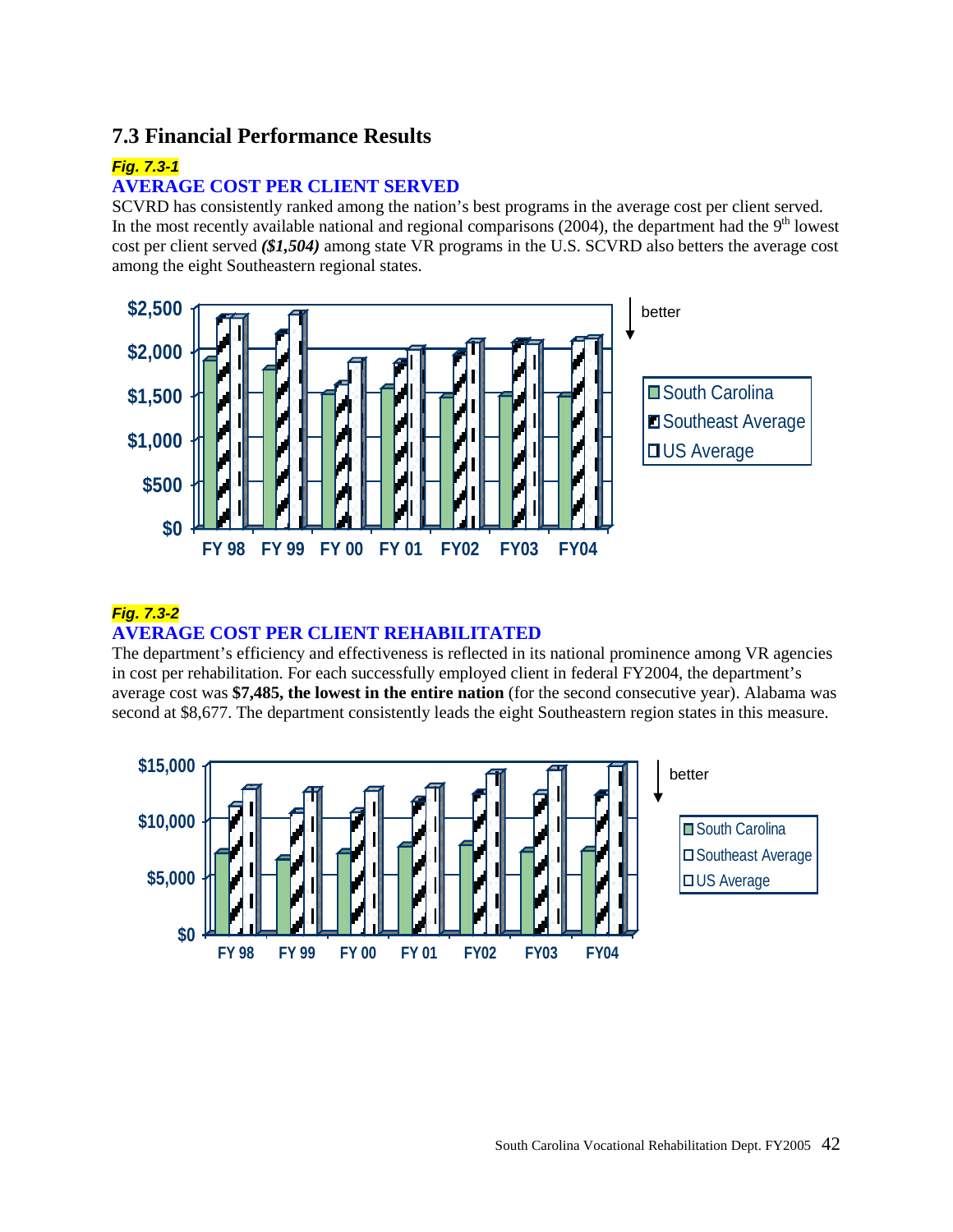## 7.3 Financial Performance Results

***Fig. 7.3-1***

**AVERAGE COST PER CLIENT SERVED**

SCVRD has consistently ranked among the nation's best programs in the average cost per client served. In the most recently available national and regional comparisons (2004), the department had the 9th lowest cost per client served ***($1,504)*** among state VR programs in the U.S. SCVRD also betters the average cost among the eight Southeastern regional states.

***Fig. 7.3-2***

**AVERAGE COST PER CLIENT REHABILITATED**

The department's efficiency and effectiveness is reflected in its national prominence among VR agencies in cost per rehabilitation. For each successfully employed client in federal FY2004, the department's average cost was **$7,485, the lowest in the entire nation** (for the second consecutive year). Alabama was second at $8,677. The department consistently leads the eight Southeastern region states in this measure.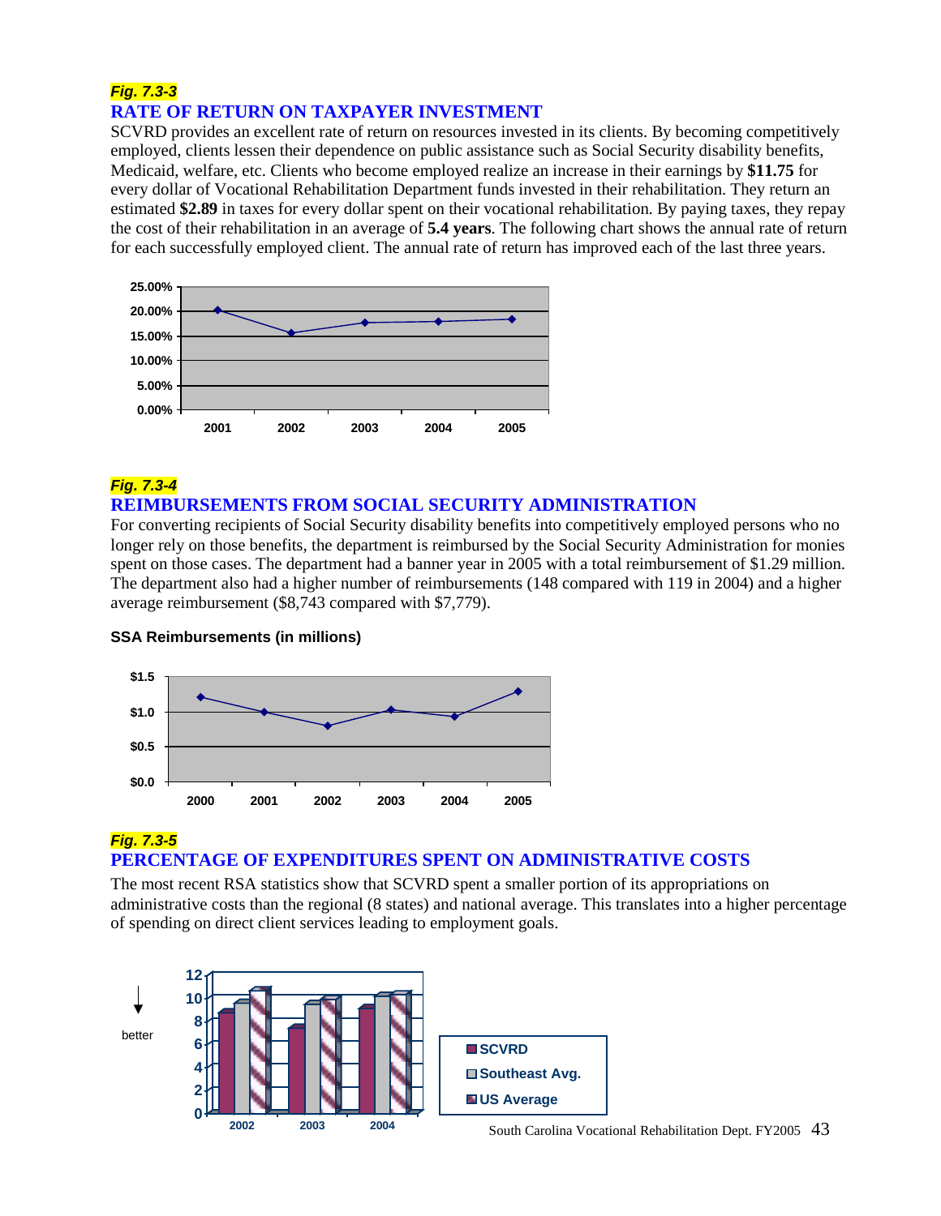*Fig. 7.3-3*

## RATE OF RETURN ON TAXPAYER INVESTMENT

SCVRD provides an excellent rate of return on resources invested in its clients. By becoming competitively employed, clients lessen their dependence on public assistance such as Social Security disability benefits, Medicaid, welfare, etc. Clients who become employed realize an increase in their earnings by **$11.75** for every dollar of Vocational Rehabilitation Department funds invested in their rehabilitation. They return an estimated **$2.89** in taxes for every dollar spent on their vocational rehabilitation. By paying taxes, they repay the cost of their rehabilitation in an average of **5.4 years**. The following chart shows the annual rate of return for each successfully employed client. The annual rate of return has improved each of the last three years.

*Fig. 7.3-4*

## REIMBURSEMENTS FROM SOCIAL SECURITY ADMINISTRATION

For converting recipients of Social Security disability benefits into competitively employed persons who no longer rely on those benefits, the department is reimbursed by the Social Security Administration for monies spent on those cases. The department had a banner year in 2005 with a total reimbursement of $1.29 million. The department also had a higher number of reimbursements (148 compared with 119 in 2004) and a higher average reimbursement ($8,743 compared with $7,779).

**SSA Reimbursements (in millions)**

*Fig. 7.3-5*

## PERCENTAGE OF EXPENDITURES SPENT ON ADMINISTRATIVE COSTS

The most recent RSA statistics show that SCVRD spent a smaller portion of its appropriations on administrative costs than the regional (8 states) and national average. This translates into a higher percentage of spending on direct client services leading to employment goals.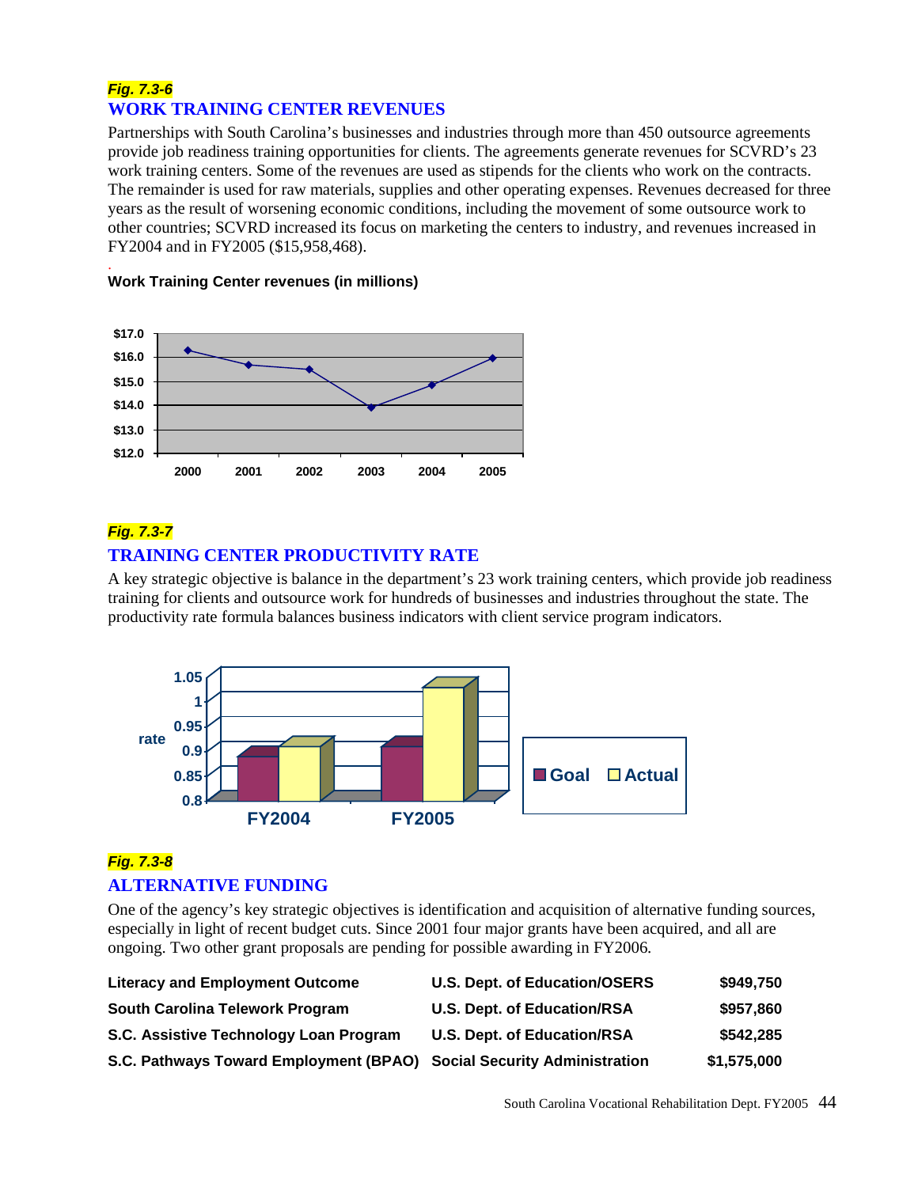***Fig. 7.3-6***

## WORK TRAINING CENTER REVENUES

Partnerships with South Carolina's businesses and industries through more than 450 outsource agreements provide job readiness training opportunities for clients. The agreements generate revenues for SCVRD's 23 work training centers. Some of the revenues are used as stipends for the clients who work on the contracts. The remainder is used for raw materials, supplies and other operating expenses. Revenues decreased for three years as the result of worsening economic conditions, including the movement of some outsource work to other countries; SCVRD increased its focus on marketing the centers to industry, and revenues increased in FY2004 and in FY2005 ($15,958,468).

**Work Training Center revenues (in millions)**

***Fig. 7.3-7***

## TRAINING CENTER PRODUCTIVITY RATE

A key strategic objective is balance in the department's 23 work training centers, which provide job readiness training for clients and outsource work for hundreds of businesses and industries throughout the state. The productivity rate formula balances business indicators with client service program indicators.

***Fig. 7.3-8***

## ALTERNATIVE FUNDING

One of the agency's key strategic objectives is identification and acquisition of alternative funding sources, especially in light of recent budget cuts. Since 2001 four major grants have been acquired, and all are ongoing. Two other grant proposals are pending for possible awarding in FY2006.

| | | |
|---|---|---|
| **Literacy and Employment Outcome** | **U.S. Dept. of Education/OSERS** | **$949,750** |
| **South Carolina Telework Program** | **U.S. Dept. of Education/RSA** | **$957,860** |
| **S.C. Assistive Technology Loan Program** | **U.S. Dept. of Education/RSA** | **$542,285** |
| **S.C. Pathways Toward Employment (BPAO)** | **Social Security Administration** | **$1,575,000** |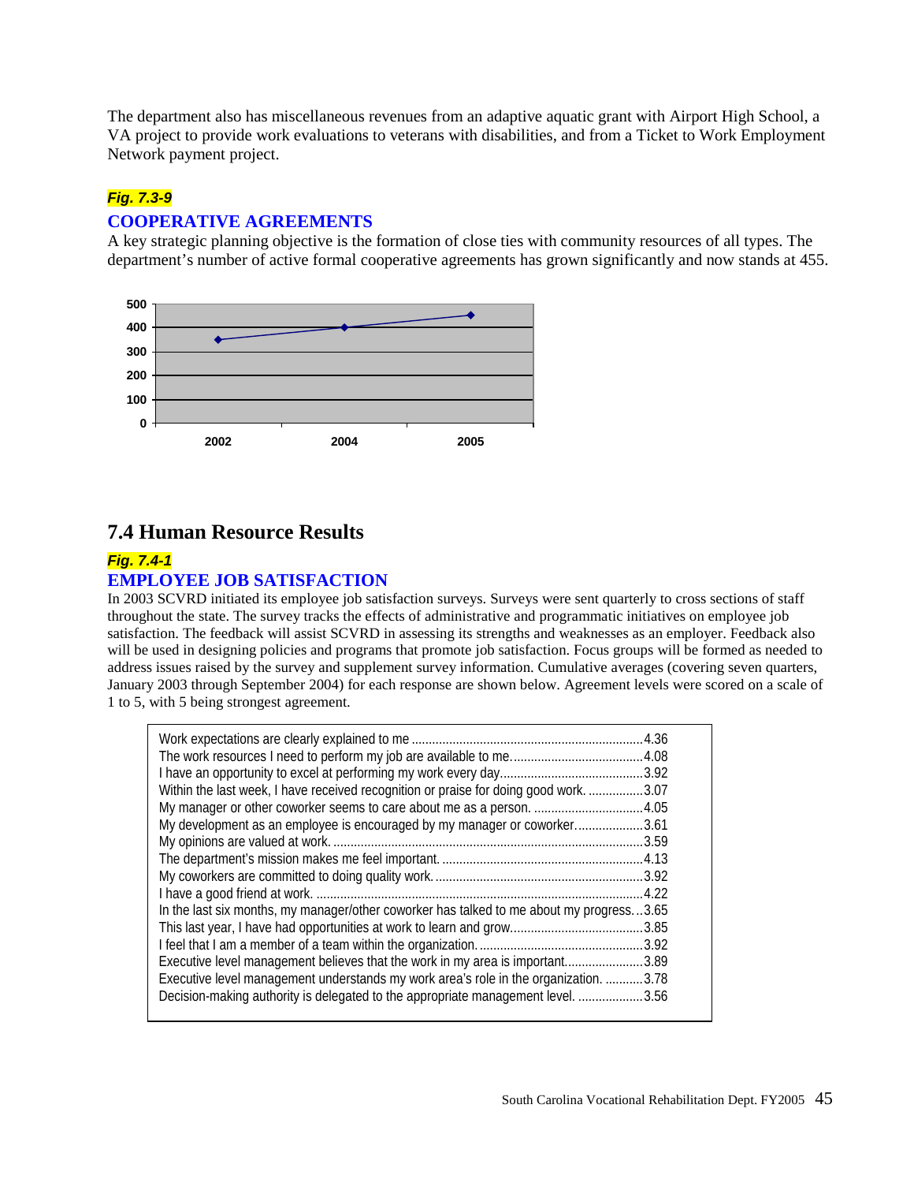The department also has miscellaneous revenues from an adaptive aquatic grant with Airport High School, a VA project to provide work evaluations to veterans with disabilities, and from a Ticket to Work Employment Network payment project.

***Fig. 7.3-9***

### COOPERATIVE AGREEMENTS

A key strategic planning objective is the formation of close ties with community resources of all types. The department's number of active formal cooperative agreements has grown significantly and now stands at 455.

## 7.4 Human Resource Results

***Fig. 7.4-1***

### EMPLOYEE JOB SATISFACTION

In 2003 SCVRD initiated its employee job satisfaction surveys. Surveys were sent quarterly to cross sections of staff throughout the state. The survey tracks the effects of administrative and programmatic initiatives on employee job satisfaction. The feedback will assist SCVRD in assessing its strengths and weaknesses as an employer. Feedback also will be used in designing policies and programs that promote job satisfaction. Focus groups will be formed as needed to address issues raised by the survey and supplement survey information. Cumulative averages (covering seven quarters, January 2003 through September 2004) for each response are shown below. Agreement levels were scored on a scale of 1 to 5, with 5 being strongest agreement.

| Statement | Score |
|---|---|
| Work expectations are clearly explained to me | 4.36 |
| The work resources I need to perform my job are available to me. | 4.08 |
| I have an opportunity to excel at performing my work every day. | 3.92 |
| Within the last week, I have received recognition or praise for doing good work. | 3.07 |
| My manager or other coworker seems to care about me as a person. | 4.05 |
| My development as an employee is encouraged by my manager or coworker. | 3.61 |
| My opinions are valued at work. | 3.59 |
| The department's mission makes me feel important. | 4.13 |
| My coworkers are committed to doing quality work. | 3.92 |
| I have a good friend at work. | 4.22 |
| In the last six months, my manager/other coworker has talked to me about my progress. | 3.65 |
| This last year, I have had opportunities at work to learn and grow. | 3.85 |
| I feel that I am a member of a team within the organization. | 3.92 |
| Executive level management believes that the work in my area is important. | 3.89 |
| Executive level management understands my work area's role in the organization. | 3.78 |
| Decision-making authority is delegated to the appropriate management level. | 3.56 |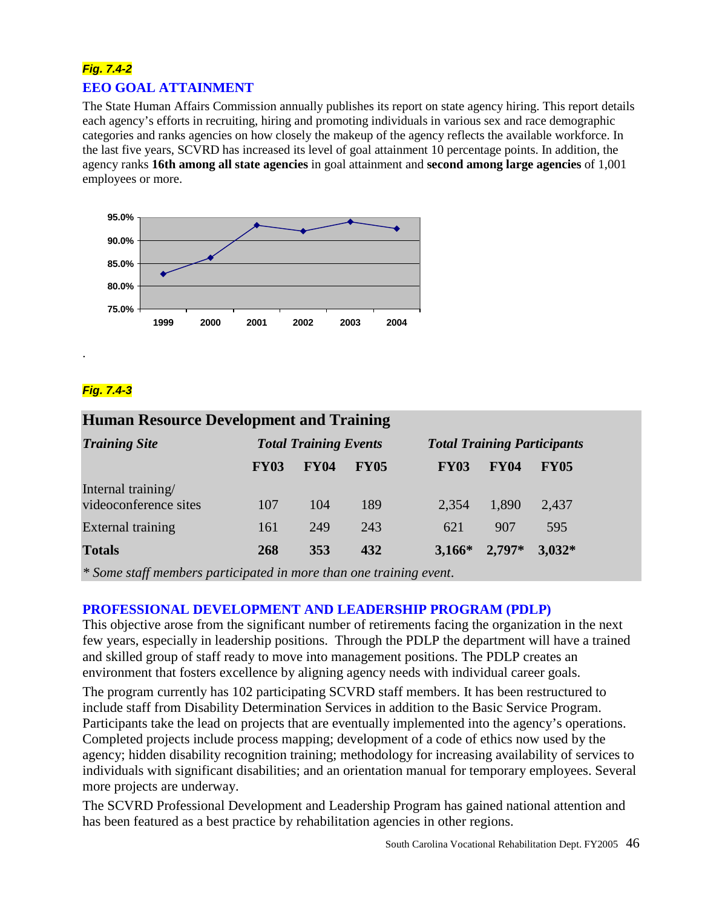***Fig. 7.4-2***

### EEO GOAL ATTAINMENT

The State Human Affairs Commission annually publishes its report on state agency hiring. This report details each agency's efforts in recruiting, hiring and promoting individuals in various sex and race demographic categories and ranks agencies on how closely the makeup of the agency reflects the available workforce. In the last five years, SCVRD has increased its level of goal attainment 10 percentage points. In addition, the agency ranks **16th among all state agencies** in goal attainment and **second among large agencies** of 1,001 employees or more.

.

***Fig. 7.4-3***

| **Human Resource Development and Training** | | | | | | |
|---|---|---|---|---|---|---|
| ***Training Site*** | ***Total Training Events*** | | | ***Total Training Participants*** | | |
| | **FY03** | **FY04** | **FY05** | **FY03** | **FY04** | **FY05** |
| Internal training/ videoconference sites | 107 | 104 | 189 | 2,354 | 1,890 | 2,437 |
| External training | 161 | 249 | 243 | 621 | 907 | 595 |
| **Totals** | **268** | **353** | **432** | **3,166*** | **2,797*** | **3,032*** |

*\* Some staff members participated in more than one training event.*

### PROFESSIONAL DEVELOPMENT AND LEADERSHIP PROGRAM (PDLP)

This objective arose from the significant number of retirements facing the organization in the next few years, especially in leadership positions. Through the PDLP the department will have a trained and skilled group of staff ready to move into management positions. The PDLP creates an environment that fosters excellence by aligning agency needs with individual career goals.

The program currently has 102 participating SCVRD staff members. It has been restructured to include staff from Disability Determination Services in addition to the Basic Service Program. Participants take the lead on projects that are eventually implemented into the agency's operations. Completed projects include process mapping; development of a code of ethics now used by the agency; hidden disability recognition training; methodology for increasing availability of services to individuals with significant disabilities; and an orientation manual for temporary employees. Several more projects are underway.

The SCVRD Professional Development and Leadership Program has gained national attention and has been featured as a best practice by rehabilitation agencies in other regions.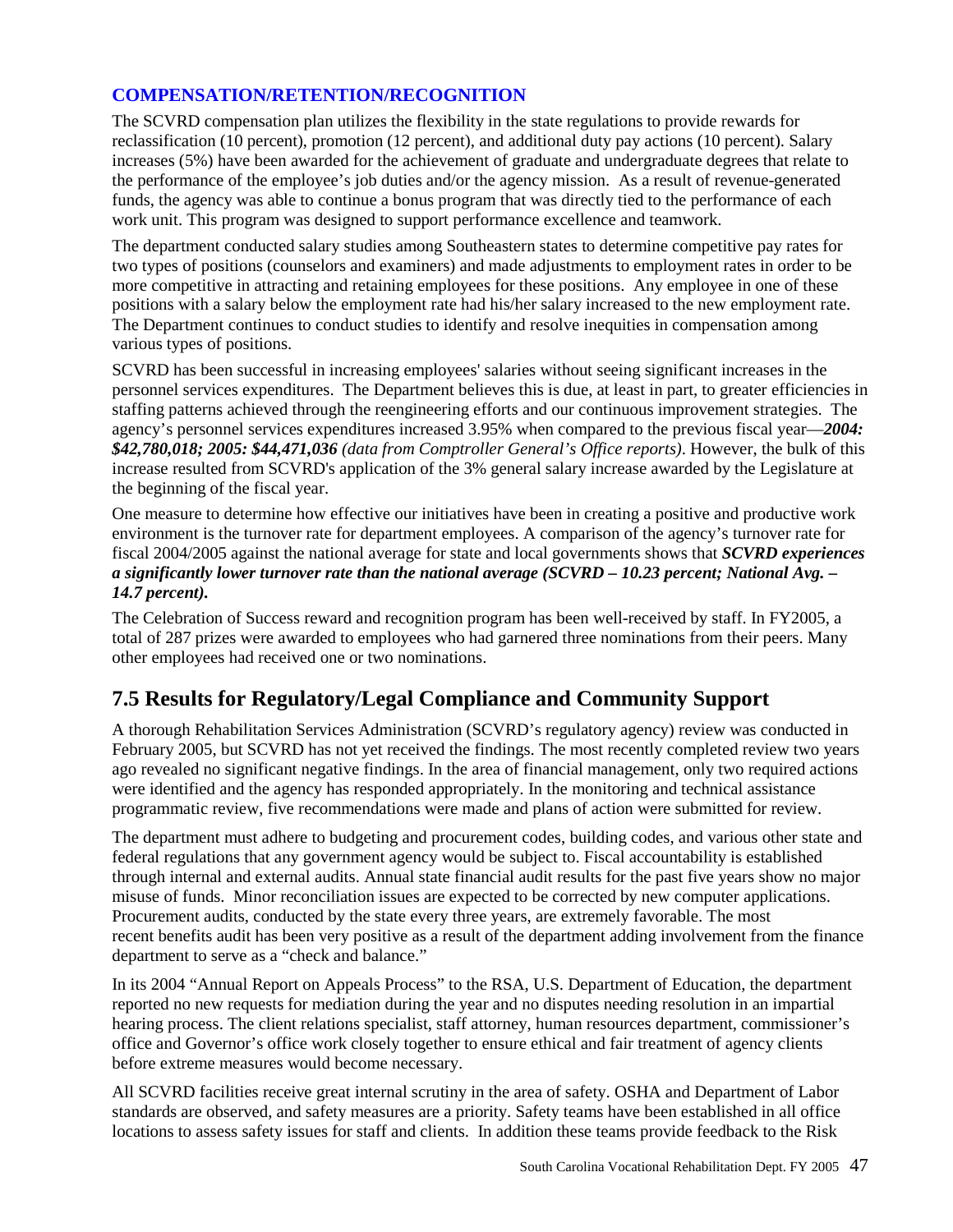### COMPENSATION/RETENTION/RECOGNITION

The SCVRD compensation plan utilizes the flexibility in the state regulations to provide rewards for reclassification (10 percent), promotion (12 percent), and additional duty pay actions (10 percent). Salary increases (5%) have been awarded for the achievement of graduate and undergraduate degrees that relate to the performance of the employee's job duties and/or the agency mission. As a result of revenue-generated funds, the agency was able to continue a bonus program that was directly tied to the performance of each work unit. This program was designed to support performance excellence and teamwork.

The department conducted salary studies among Southeastern states to determine competitive pay rates for two types of positions (counselors and examiners) and made adjustments to employment rates in order to be more competitive in attracting and retaining employees for these positions. Any employee in one of these positions with a salary below the employment rate had his/her salary increased to the new employment rate. The Department continues to conduct studies to identify and resolve inequities in compensation among various types of positions.

SCVRD has been successful in increasing employees' salaries without seeing significant increases in the personnel services expenditures. The Department believes this is due, at least in part, to greater efficiencies in staffing patterns achieved through the reengineering efforts and our continuous improvement strategies. The agency's personnel services expenditures increased 3.95% when compared to the previous fiscal year—***2004: $42,780,018; 2005: $44,471,036*** *(data from Comptroller General's Office reports)*. However, the bulk of this increase resulted from SCVRD's application of the 3% general salary increase awarded by the Legislature at the beginning of the fiscal year.

One measure to determine how effective our initiatives have been in creating a positive and productive work environment is the turnover rate for department employees. A comparison of the agency's turnover rate for fiscal 2004/2005 against the national average for state and local governments shows that ***SCVRD experiences a significantly lower turnover rate than the national average (SCVRD – 10.23 percent; National Avg. – 14.7 percent).***

The Celebration of Success reward and recognition program has been well-received by staff. In FY2005, a total of 287 prizes were awarded to employees who had garnered three nominations from their peers. Many other employees had received one or two nominations.

## 7.5 Results for Regulatory/Legal Compliance and Community Support

A thorough Rehabilitation Services Administration (SCVRD's regulatory agency) review was conducted in February 2005, but SCVRD has not yet received the findings. The most recently completed review two years ago revealed no significant negative findings. In the area of financial management, only two required actions were identified and the agency has responded appropriately. In the monitoring and technical assistance programmatic review, five recommendations were made and plans of action were submitted for review.

The department must adhere to budgeting and procurement codes, building codes, and various other state and federal regulations that any government agency would be subject to. Fiscal accountability is established through internal and external audits. Annual state financial audit results for the past five years show no major misuse of funds. Minor reconciliation issues are expected to be corrected by new computer applications. Procurement audits, conducted by the state every three years, are extremely favorable. The most recent benefits audit has been very positive as a result of the department adding involvement from the finance department to serve as a "check and balance."

In its 2004 "Annual Report on Appeals Process" to the RSA, U.S. Department of Education, the department reported no new requests for mediation during the year and no disputes needing resolution in an impartial hearing process. The client relations specialist, staff attorney, human resources department, commissioner's office and Governor's office work closely together to ensure ethical and fair treatment of agency clients before extreme measures would become necessary.

All SCVRD facilities receive great internal scrutiny in the area of safety. OSHA and Department of Labor standards are observed, and safety measures are a priority. Safety teams have been established in all office locations to assess safety issues for staff and clients. In addition these teams provide feedback to the Risk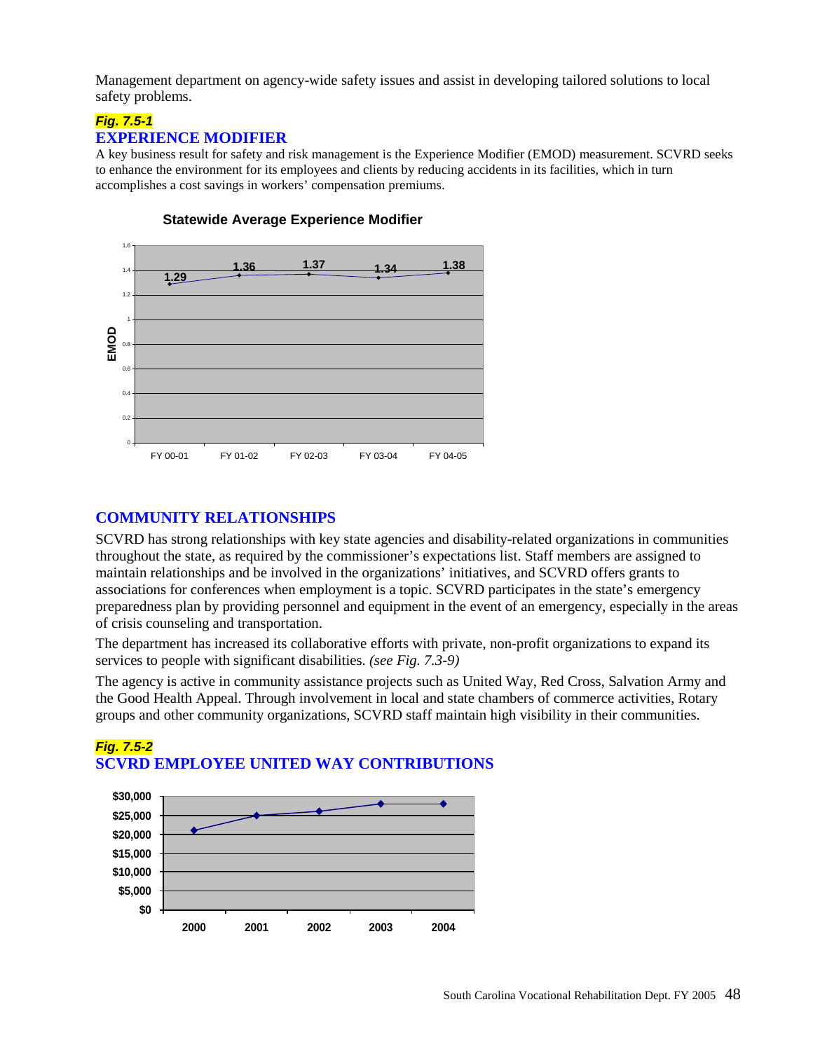Management department on agency-wide safety issues and assist in developing tailored solutions to local safety problems.

***Fig. 7.5-1***

## EXPERIENCE MODIFIER

A key business result for safety and risk management is the Experience Modifier (EMOD) measurement. SCVRD seeks to enhance the environment for its employees and clients by reducing accidents in its facilities, which in turn accomplishes a cost savings in workers' compensation premiums.

**Statewide Average Experience Modifier**

EMOD

0, 0.2, 0.4, 0.6, 0.8, 1, 1.2, 1.4, 1.6

FY 00-01: 1.29
FY 01-02: 1.36
FY 02-03: 1.37
FY 03-04: 1.34
FY 04-05: 1.38

## COMMUNITY RELATIONSHIPS

SCVRD has strong relationships with key state agencies and disability-related organizations in communities throughout the state, as required by the commissioner's expectations list. Staff members are assigned to maintain relationships and be involved in the organizations' initiatives, and SCVRD offers grants to associations for conferences when employment is a topic. SCVRD participates in the state's emergency preparedness plan by providing personnel and equipment in the event of an emergency, especially in the areas of crisis counseling and transportation.

The department has increased its collaborative efforts with private, non-profit organizations to expand its services to people with significant disabilities. *(see Fig. 7.3-9)*

The agency is active in community assistance projects such as United Way, Red Cross, Salvation Army and the Good Health Appeal. Through involvement in local and state chambers of commerce activities, Rotary groups and other community organizations, SCVRD staff maintain high visibility in their communities.

***Fig. 7.5-2***

## SCVRD EMPLOYEE UNITED WAY CONTRIBUTIONS

$0, $5,000, $10,000, $15,000, $20,000, $25,000, $30,000

2000, 2001, 2002, 2003, 2004